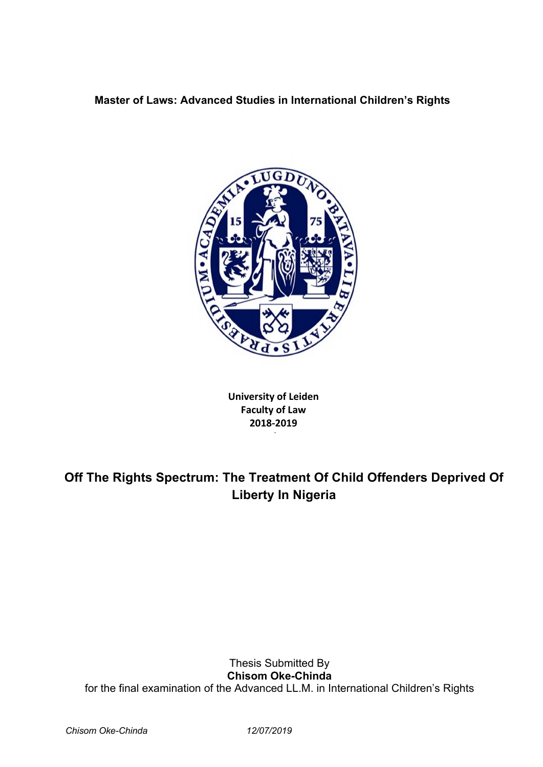**Master of Laws: Advanced Studies in International Children's Rights**

**University of Leiden**
**Faculty of Law**
**2018-2019**

# Off The Rights Spectrum: The Treatment Of Child Offenders Deprived Of Liberty In Nigeria

Thesis Submitted By
**Chisom Oke-Chinda**
for the final examination of the Advanced LL.M. in International Children's Rights

*Chisom Oke-Chinda* *12/07/2019*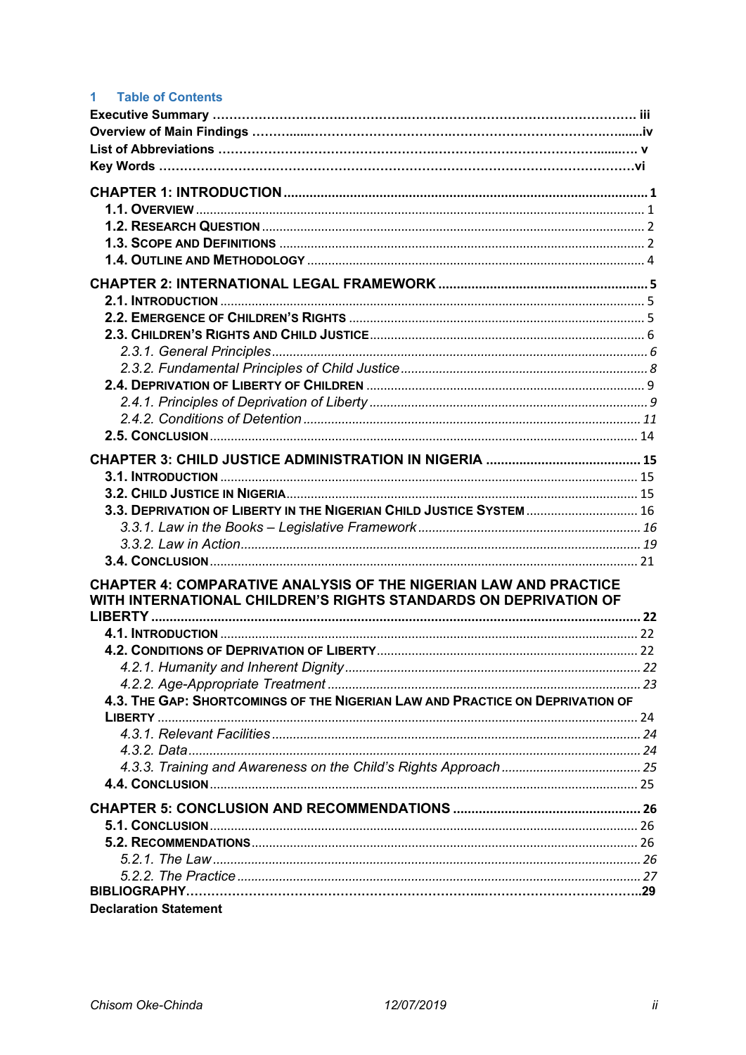# 1 Table of Contents

**Executive Summary** ........................................................................................................ iii
**Overview of Main Findings** .............................................................................................iv
**List of Abbreviations** ....................................................................................................... v
**Key Words** .......................................................................................................................vi

**CHAPTER 1: INTRODUCTION** .......................................................................................... 1
- **1.1. OVERVIEW** ................................................................................................................. 1
- **1.2. RESEARCH QUESTION** ............................................................................................. 2
- **1.3. SCOPE AND DEFINITIONS** ........................................................................................ 2
- **1.4. OUTLINE AND METHODOLOGY** ................................................................................ 4

**CHAPTER 2: INTERNATIONAL LEGAL FRAMEWORK** ..................................................... 5
- **2.1. INTRODUCTION** .......................................................................................................... 5
- **2.2. EMERGENCE OF CHILDREN'S RIGHTS** ..................................................................... 5
- **2.3. CHILDREN'S RIGHTS AND CHILD JUSTICE** .............................................................. 6
  - *2.3.1. General Principles* .................................................................................................. 6
  - *2.3.2. Fundamental Principles of Child Justice* ................................................................. 8
- **2.4. DEPRIVATION OF LIBERTY OF CHILDREN** ................................................................ 9
  - *2.4.1. Principles of Deprivation of Liberty* ....................................................................... 9
  - *2.4.2. Conditions of Detention* ........................................................................................ 11
- **2.5. CONCLUSION** ........................................................................................................... 14

**CHAPTER 3: CHILD JUSTICE ADMINISTRATION IN NIGERIA** .......................................... 15
- **3.1. INTRODUCTION** ......................................................................................................... 15
- **3.2. CHILD JUSTICE IN NIGERIA** ..................................................................................... 15
- **3.3. DEPRIVATION OF LIBERTY IN THE NIGERIAN CHILD JUSTICE SYSTEM** ................... 16
  - *3.3.1. Law in the Books – Legislative Framework* ............................................................ 16
  - *3.3.2. Law in Action* ........................................................................................................ 19
- **3.4. CONCLUSION** ........................................................................................................... 21

**CHAPTER 4: COMPARATIVE ANALYSIS OF THE NIGERIAN LAW AND PRACTICE WITH INTERNATIONAL CHILDREN'S RIGHTS STANDARDS ON DEPRIVATION OF LIBERTY** ........................................................................................................................ 22
- **4.1. INTRODUCTION** ......................................................................................................... 22
- **4.2. CONDITIONS OF DEPRIVATION OF LIBERTY** ............................................................ 22
  - *4.2.1. Humanity and Inherent Dignity* ............................................................................. 22
  - *4.2.2. Age-Appropriate Treatment* .................................................................................. 23
- **4.3. THE GAP: SHORTCOMINGS OF THE NIGERIAN LAW AND PRACTICE ON DEPRIVATION OF LIBERTY** ................................................................................................................... 24
  - *4.3.1. Relevant Facilities* ................................................................................................. 24
  - *4.3.2. Data* ...................................................................................................................... 24
  - *4.3.3. Training and Awareness on the Child's Rights Approach* ...................................... 25
- **4.4. CONCLUSION** ........................................................................................................... 25

**CHAPTER 5: CONCLUSION AND RECOMMENDATIONS** .................................................. 26
- **5.1. CONCLUSION** ........................................................................................................... 26
- **5.2. RECOMMENDATIONS** ............................................................................................... 26
  - *5.2.1. The Law* ................................................................................................................ 26
  - *5.2.2. The Practice* ......................................................................................................... 27

**BIBLIOGRAPHY** ..................................................................................................................29
**Declaration Statement**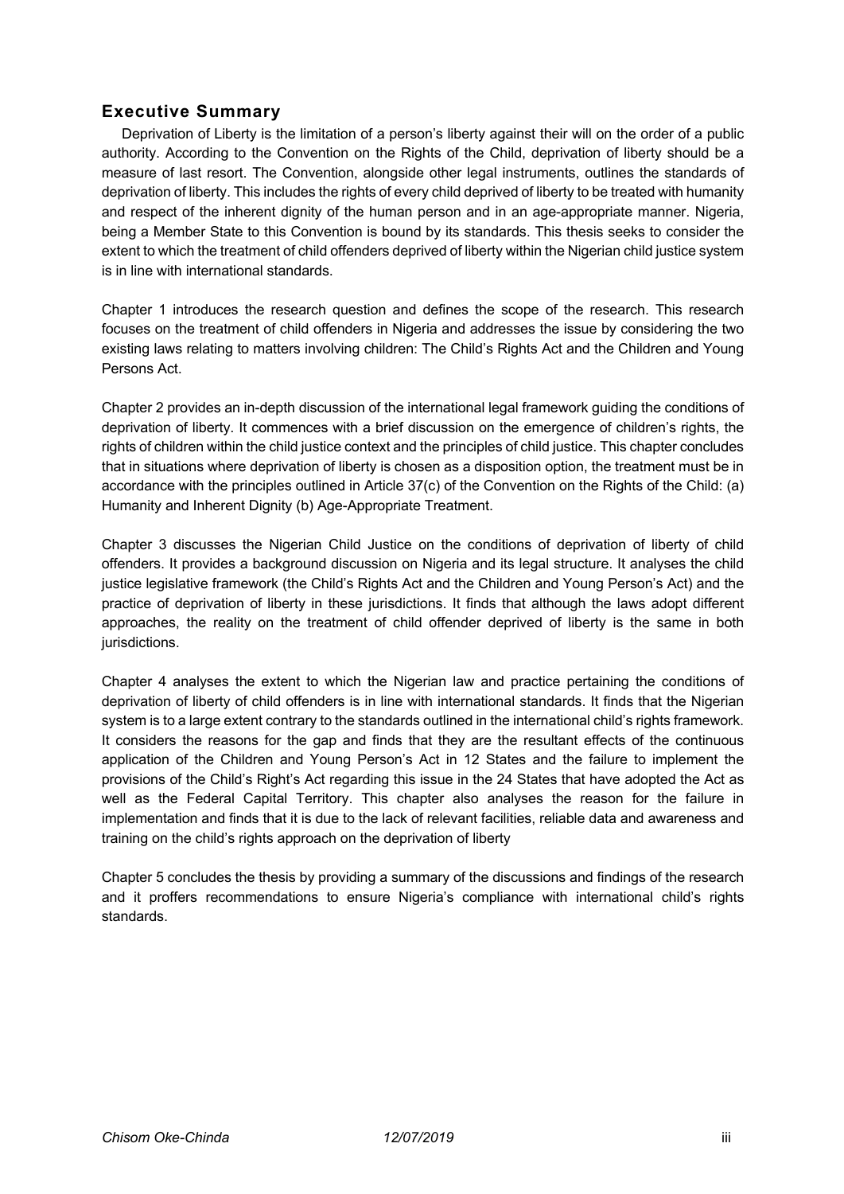## Executive Summary

Deprivation of Liberty is the limitation of a person's liberty against their will on the order of a public authority. According to the Convention on the Rights of the Child, deprivation of liberty should be a measure of last resort. The Convention, alongside other legal instruments, outlines the standards of deprivation of liberty. This includes the rights of every child deprived of liberty to be treated with humanity and respect of the inherent dignity of the human person and in an age-appropriate manner. Nigeria, being a Member State to this Convention is bound by its standards. This thesis seeks to consider the extent to which the treatment of child offenders deprived of liberty within the Nigerian child justice system is in line with international standards.

Chapter 1 introduces the research question and defines the scope of the research. This research focuses on the treatment of child offenders in Nigeria and addresses the issue by considering the two existing laws relating to matters involving children: The Child's Rights Act and the Children and Young Persons Act.

Chapter 2 provides an in-depth discussion of the international legal framework guiding the conditions of deprivation of liberty. It commences with a brief discussion on the emergence of children's rights, the rights of children within the child justice context and the principles of child justice. This chapter concludes that in situations where deprivation of liberty is chosen as a disposition option, the treatment must be in accordance with the principles outlined in Article 37(c) of the Convention on the Rights of the Child: (a) Humanity and Inherent Dignity (b) Age-Appropriate Treatment.

Chapter 3 discusses the Nigerian Child Justice on the conditions of deprivation of liberty of child offenders. It provides a background discussion on Nigeria and its legal structure. It analyses the child justice legislative framework (the Child's Rights Act and the Children and Young Person's Act) and the practice of deprivation of liberty in these jurisdictions. It finds that although the laws adopt different approaches, the reality on the treatment of child offender deprived of liberty is the same in both jurisdictions.

Chapter 4 analyses the extent to which the Nigerian law and practice pertaining the conditions of deprivation of liberty of child offenders is in line with international standards. It finds that the Nigerian system is to a large extent contrary to the standards outlined in the international child's rights framework. It considers the reasons for the gap and finds that they are the resultant effects of the continuous application of the Children and Young Person's Act in 12 States and the failure to implement the provisions of the Child's Right's Act regarding this issue in the 24 States that have adopted the Act as well as the Federal Capital Territory. This chapter also analyses the reason for the failure in implementation and finds that it is due to the lack of relevant facilities, reliable data and awareness and training on the child's rights approach on the deprivation of liberty

Chapter 5 concludes the thesis by providing a summary of the discussions and findings of the research and it proffers recommendations to ensure Nigeria's compliance with international child's rights standards.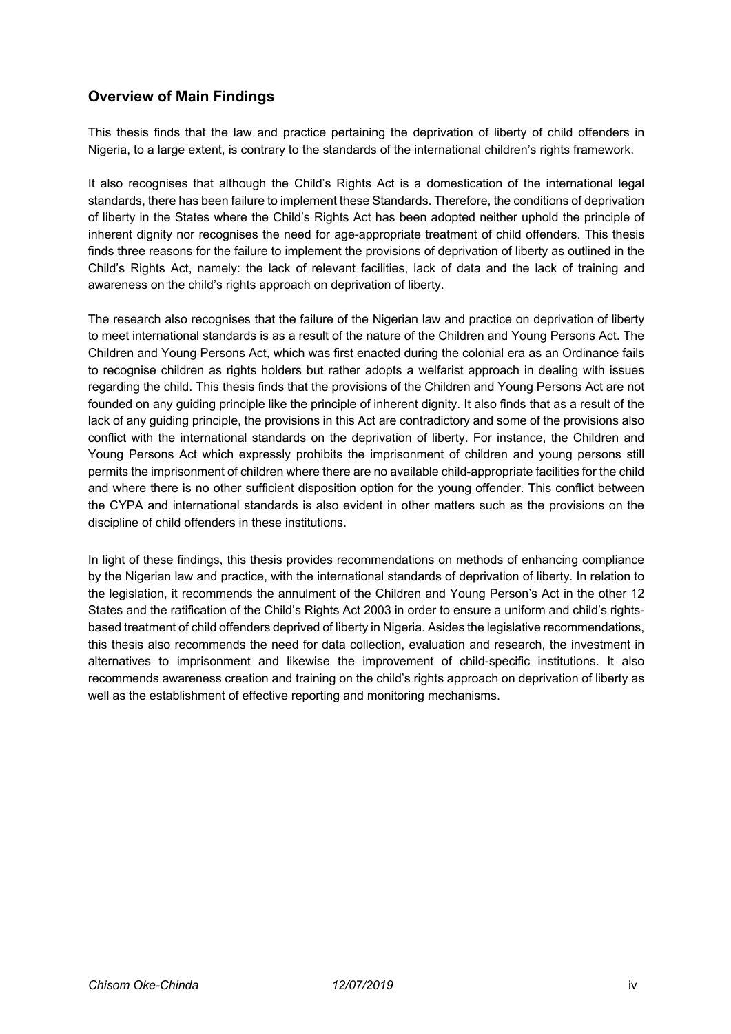## Overview of Main Findings

This thesis finds that the law and practice pertaining the deprivation of liberty of child offenders in Nigeria, to a large extent, is contrary to the standards of the international children's rights framework.

It also recognises that although the Child's Rights Act is a domestication of the international legal standards, there has been failure to implement these Standards. Therefore, the conditions of deprivation of liberty in the States where the Child's Rights Act has been adopted neither uphold the principle of inherent dignity nor recognises the need for age-appropriate treatment of child offenders. This thesis finds three reasons for the failure to implement the provisions of deprivation of liberty as outlined in the Child's Rights Act, namely: the lack of relevant facilities, lack of data and the lack of training and awareness on the child's rights approach on deprivation of liberty.

The research also recognises that the failure of the Nigerian law and practice on deprivation of liberty to meet international standards is as a result of the nature of the Children and Young Persons Act. The Children and Young Persons Act, which was first enacted during the colonial era as an Ordinance fails to recognise children as rights holders but rather adopts a welfarist approach in dealing with issues regarding the child. This thesis finds that the provisions of the Children and Young Persons Act are not founded on any guiding principle like the principle of inherent dignity. It also finds that as a result of the lack of any guiding principle, the provisions in this Act are contradictory and some of the provisions also conflict with the international standards on the deprivation of liberty. For instance, the Children and Young Persons Act which expressly prohibits the imprisonment of children and young persons still permits the imprisonment of children where there are no available child-appropriate facilities for the child and where there is no other sufficient disposition option for the young offender. This conflict between the CYPA and international standards is also evident in other matters such as the provisions on the discipline of child offenders in these institutions.

In light of these findings, this thesis provides recommendations on methods of enhancing compliance by the Nigerian law and practice, with the international standards of deprivation of liberty. In relation to the legislation, it recommends the annulment of the Children and Young Person's Act in the other 12 States and the ratification of the Child's Rights Act 2003 in order to ensure a uniform and child's rights-based treatment of child offenders deprived of liberty in Nigeria. Asides the legislative recommendations, this thesis also recommends the need for data collection, evaluation and research, the investment in alternatives to imprisonment and likewise the improvement of child-specific institutions. It also recommends awareness creation and training on the child's rights approach on deprivation of liberty as well as the establishment of effective reporting and monitoring mechanisms.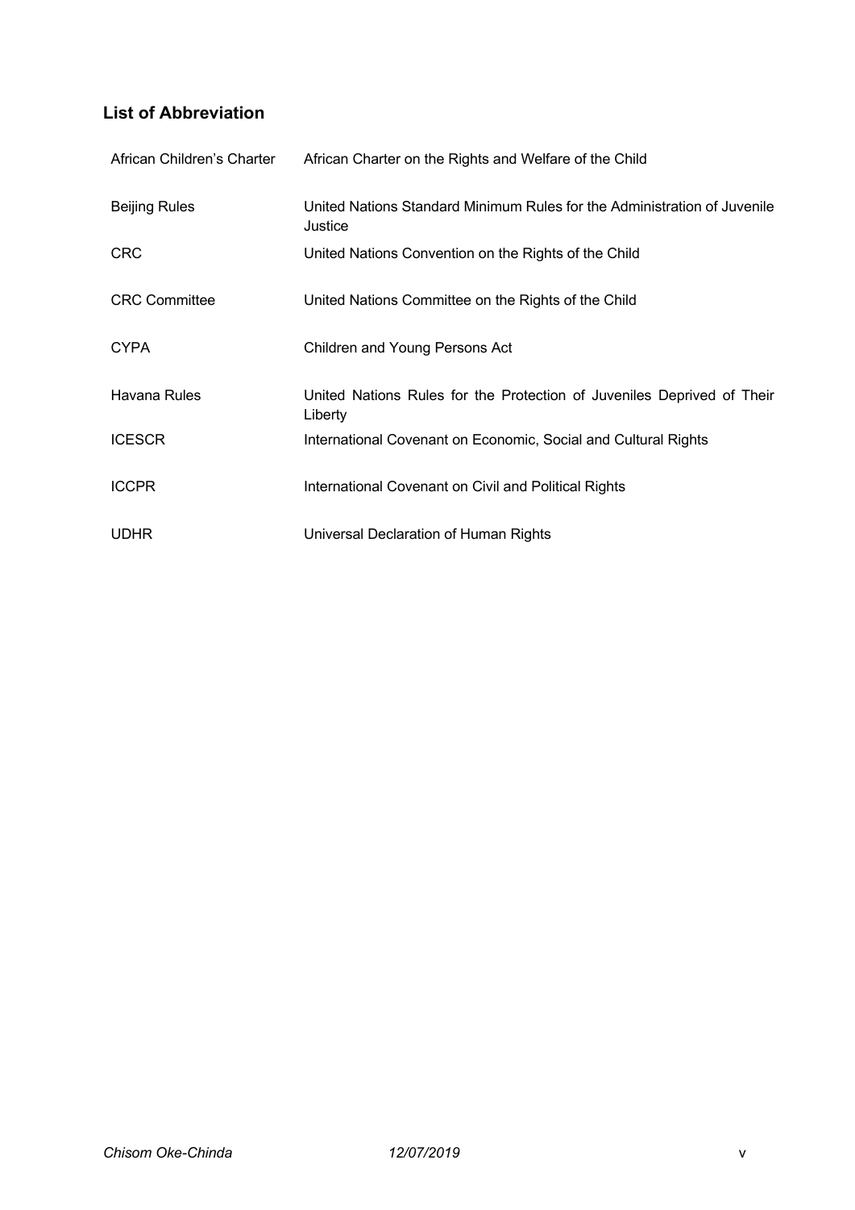## List of Abbreviation

| | |
|---|---|
| African Children's Charter | African Charter on the Rights and Welfare of the Child |
| Beijing Rules | United Nations Standard Minimum Rules for the Administration of Juvenile Justice |
| CRC | United Nations Convention on the Rights of the Child |
| CRC Committee | United Nations Committee on the Rights of the Child |
| CYPA | Children and Young Persons Act |
| Havana Rules | United Nations Rules for the Protection of Juveniles Deprived of Their Liberty |
| ICESCR | International Covenant on Economic, Social and Cultural Rights |
| ICCPR | International Covenant on Civil and Political Rights |
| UDHR | Universal Declaration of Human Rights |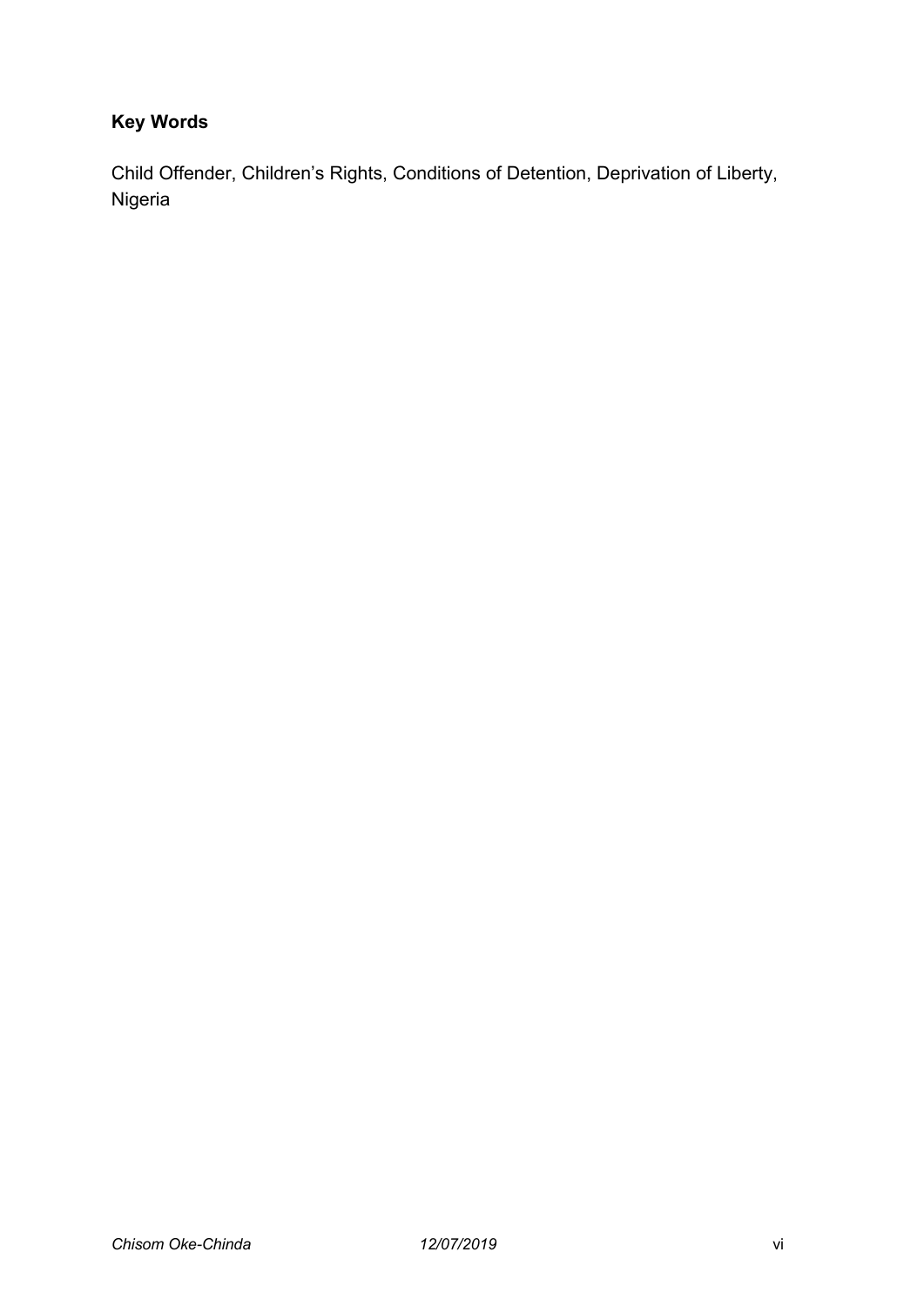**Key Words**

Child Offender, Children's Rights, Conditions of Detention, Deprivation of Liberty, Nigeria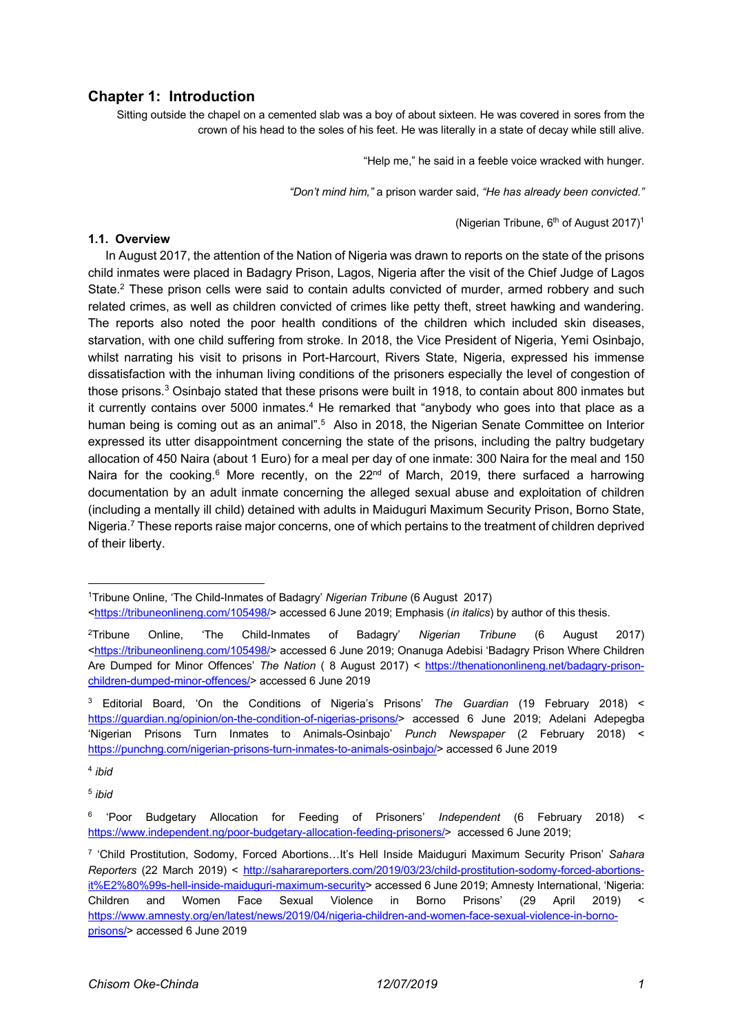# Chapter 1: Introduction

Sitting outside the chapel on a cemented slab was a boy of about sixteen. He was covered in sores from the crown of his head to the soles of his feet. He was literally in a state of decay while still alive.

"Help me," he said in a feeble voice wracked with hunger.

*"Don't mind him,"* a prison warder said, *"He has already been convicted."*

(Nigerian Tribune, 6th of August 2017)[1]

## 1.1. Overview

In August 2017, the attention of the Nation of Nigeria was drawn to reports on the state of the prisons child inmates were placed in Badagry Prison, Lagos, Nigeria after the visit of the Chief Judge of Lagos State.[2] These prison cells were said to contain adults convicted of murder, armed robbery and such related crimes, as well as children convicted of crimes like petty theft, street hawking and wandering. The reports also noted the poor health conditions of the children which included skin diseases, starvation, with one child suffering from stroke. In 2018, the Vice President of Nigeria, Yemi Osinbajo, whilst narrating his visit to prisons in Port-Harcourt, Rivers State, Nigeria, expressed his immense dissatisfaction with the inhuman living conditions of the prisoners especially the level of congestion of those prisons.[3] Osinbajo stated that these prisons were built in 1918, to contain about 800 inmates but it currently contains over 5000 inmates.[4] He remarked that "anybody who goes into that place as a human being is coming out as an animal".[5] Also in 2018, the Nigerian Senate Committee on Interior expressed its utter disappointment concerning the state of the prisons, including the paltry budgetary allocation of 450 Naira (about 1 Euro) for a meal per day of one inmate: 300 Naira for the meal and 150 Naira for the cooking.[6] More recently, on the 22nd of March, 2019, there surfaced a harrowing documentation by an adult inmate concerning the alleged sexual abuse and exploitation of children (including a mentally ill child) detained with adults in Maiduguri Maximum Security Prison, Borno State, Nigeria.[7] These reports raise major concerns, one of which pertains to the treatment of children deprived of their liberty.

---

[1] Tribune Online, 'The Child-Inmates of Badagry' *Nigerian Tribune* (6 August 2017) <https://tribuneonlineng.com/105498/> accessed 6 June 2019; Emphasis (*in italics*) by author of this thesis.

[2] Tribune Online, 'The Child-Inmates of Badagry' *Nigerian Tribune* (6 August 2017) <https://tribuneonlineng.com/105498/> accessed 6 June 2019; Onanuga Adebisi 'Badagry Prison Where Children Are Dumped for Minor Offences' *The Nation* ( 8 August 2017) < https://thenationonlineng.net/badagry-prison-children-dumped-minor-offences/> accessed 6 June 2019

[3] Editorial Board, 'On the Conditions of Nigeria's Prisons' *The Guardian* (19 February 2018) < https://guardian.ng/opinion/on-the-condition-of-nigerias-prisons/> accessed 6 June 2019; Adelani Adepegba 'Nigerian Prisons Turn Inmates to Animals-Osinbajo' *Punch Newspaper* (2 February 2018) < https://punchng.com/nigerian-prisons-turn-inmates-to-animals-osinbajo/> accessed 6 June 2019

[4] *ibid*

[5] *ibid*

[6] 'Poor Budgetary Allocation for Feeding of Prisoners' *Independent* (6 February 2018) < https://www.independent.ng/poor-budgetary-allocation-feeding-prisoners/> accessed 6 June 2019;

[7] 'Child Prostitution, Sodomy, Forced Abortions…It's Hell Inside Maiduguri Maximum Security Prison' *Sahara Reporters* (22 March 2019) < http://saharareporters.com/2019/03/23/child-prostitution-sodomy-forced-abortions-it%E2%80%99s-hell-inside-maiduguri-maximum-security> accessed 6 June 2019; Amnesty International, 'Nigeria: Children and Women Face Sexual Violence in Borno Prisons' (29 April 2019) < https://www.amnesty.org/en/latest/news/2019/04/nigeria-children-and-women-face-sexual-violence-in-borno-prisons/> accessed 6 June 2019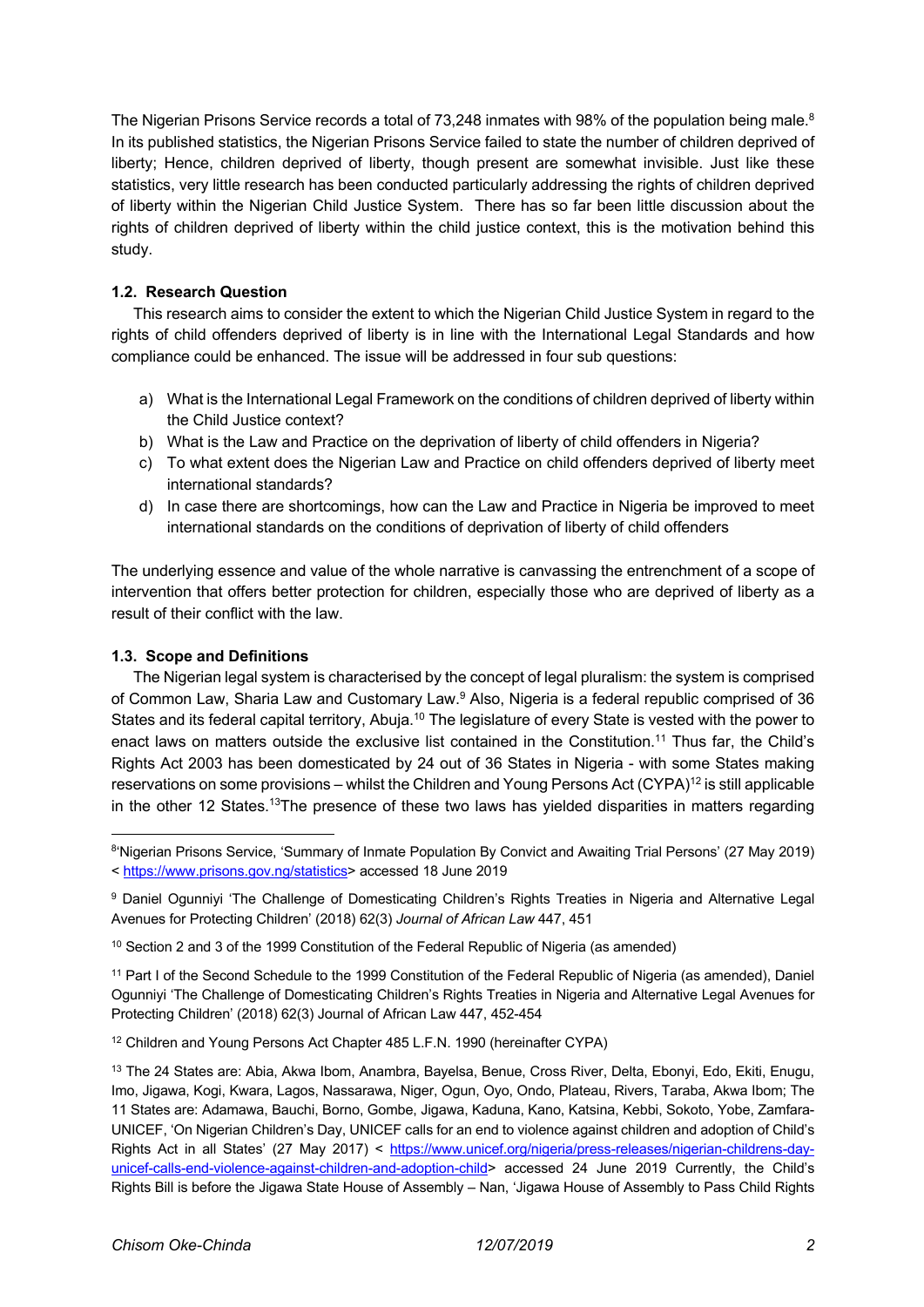The Nigerian Prisons Service records a total of 73,248 inmates with 98% of the population being male.[8] In its published statistics, the Nigerian Prisons Service failed to state the number of children deprived of liberty; Hence, children deprived of liberty, though present are somewhat invisible. Just like these statistics, very little research has been conducted particularly addressing the rights of children deprived of liberty within the Nigerian Child Justice System. There has so far been little discussion about the rights of children deprived of liberty within the child justice context, this is the motivation behind this study.

### 1.2. Research Question

This research aims to consider the extent to which the Nigerian Child Justice System in regard to the rights of child offenders deprived of liberty is in line with the International Legal Standards and how compliance could be enhanced. The issue will be addressed in four sub questions:

a) What is the International Legal Framework on the conditions of children deprived of liberty within the Child Justice context?
b) What is the Law and Practice on the deprivation of liberty of child offenders in Nigeria?
c) To what extent does the Nigerian Law and Practice on child offenders deprived of liberty meet international standards?
d) In case there are shortcomings, how can the Law and Practice in Nigeria be improved to meet international standards on the conditions of deprivation of liberty of child offenders

The underlying essence and value of the whole narrative is canvassing the entrenchment of a scope of intervention that offers better protection for children, especially those who are deprived of liberty as a result of their conflict with the law.

### 1.3. Scope and Definitions

The Nigerian legal system is characterised by the concept of legal pluralism: the system is comprised of Common Law, Sharia Law and Customary Law.[9] Also, Nigeria is a federal republic comprised of 36 States and its federal capital territory, Abuja.[10] The legislature of every State is vested with the power to enact laws on matters outside the exclusive list contained in the Constitution.[11] Thus far, the Child's Rights Act 2003 has been domesticated by 24 out of 36 States in Nigeria - with some States making reservations on some provisions – whilst the Children and Young Persons Act (CYPA)[12] is still applicable in the other 12 States.[13]The presence of these two laws has yielded disparities in matters regarding

---

[8] 'Nigerian Prisons Service, 'Summary of Inmate Population By Convict and Awaiting Trial Persons' (27 May 2019) < https://www.prisons.gov.ng/statistics> accessed 18 June 2019

[9] Daniel Ogunniyi 'The Challenge of Domesticating Children's Rights Treaties in Nigeria and Alternative Legal Avenues for Protecting Children' (2018) 62(3) *Journal of African Law* 447, 451

[10] Section 2 and 3 of the 1999 Constitution of the Federal Republic of Nigeria (as amended)

[11] Part I of the Second Schedule to the 1999 Constitution of the Federal Republic of Nigeria (as amended), Daniel Ogunniyi 'The Challenge of Domesticating Children's Rights Treaties in Nigeria and Alternative Legal Avenues for Protecting Children' (2018) 62(3) Journal of African Law 447, 452-454

[12] Children and Young Persons Act Chapter 485 L.F.N. 1990 (hereinafter CYPA)

[13] The 24 States are: Abia, Akwa Ibom, Anambra, Bayelsa, Benue, Cross River, Delta, Ebonyi, Edo, Ekiti, Enugu, Imo, Jigawa, Kogi, Kwara, Lagos, Nassarawa, Niger, Ogun, Oyo, Ondo, Plateau, Rivers, Taraba, Akwa Ibom; The 11 States are: Adamawa, Bauchi, Borno, Gombe, Jigawa, Kaduna, Kano, Katsina, Kebbi, Sokoto, Yobe, Zamfara- UNICEF, 'On Nigerian Children's Day, UNICEF calls for an end to violence against children and adoption of Child's Rights Act in all States' (27 May 2017) < https://www.unicef.org/nigeria/press-releases/nigerian-childrens-day-unicef-calls-end-violence-against-children-and-adoption-child> accessed 24 June 2019 Currently, the Child's Rights Bill is before the Jigawa State House of Assembly – Nan, 'Jigawa House of Assembly to Pass Child Rights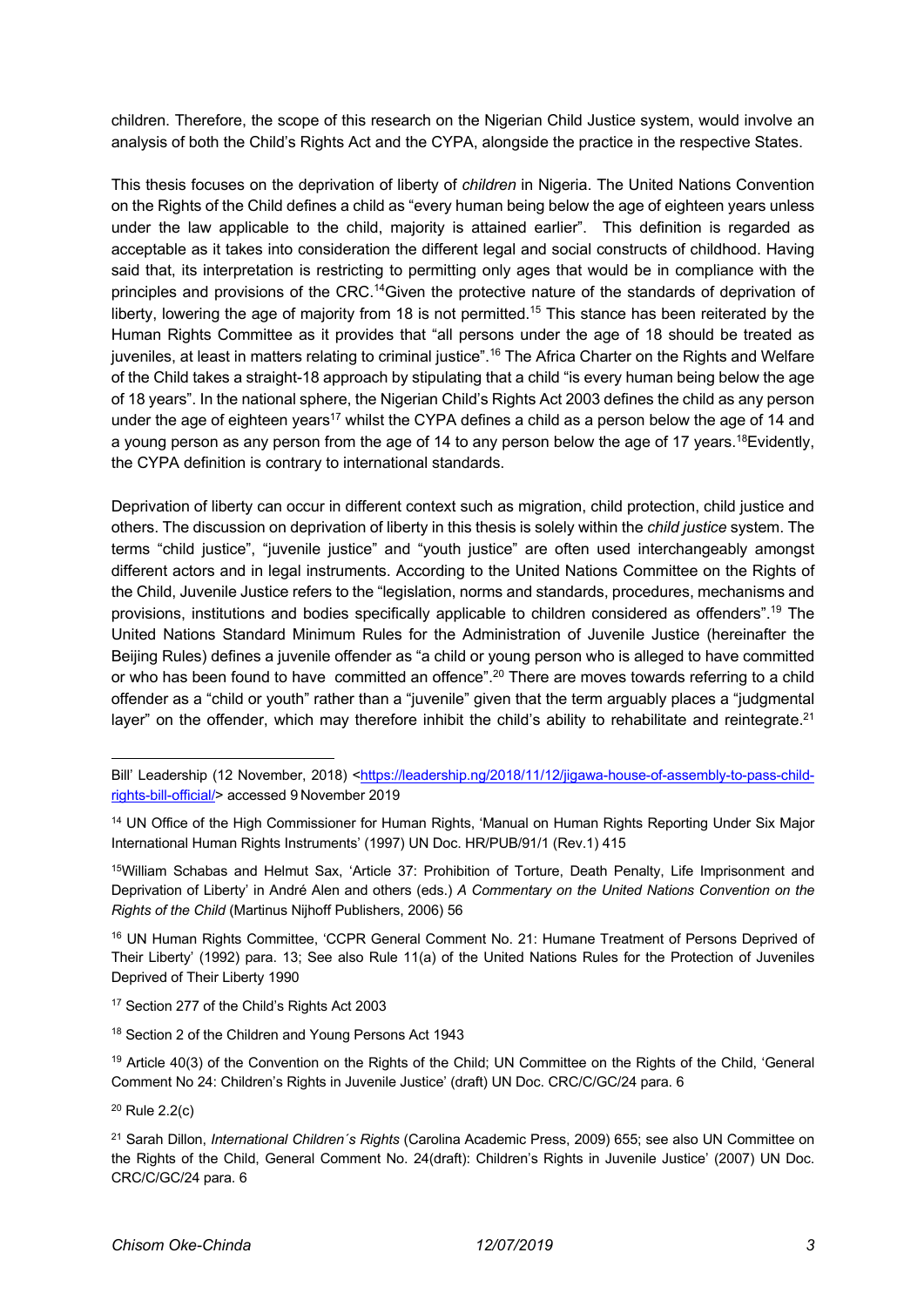children. Therefore, the scope of this research on the Nigerian Child Justice system, would involve an analysis of both the Child's Rights Act and the CYPA, alongside the practice in the respective States.

This thesis focuses on the deprivation of liberty of *children* in Nigeria. The United Nations Convention on the Rights of the Child defines a child as "every human being below the age of eighteen years unless under the law applicable to the child, majority is attained earlier". This definition is regarded as acceptable as it takes into consideration the different legal and social constructs of childhood. Having said that, its interpretation is restricting to permitting only ages that would be in compliance with the principles and provisions of the CRC.[14]Given the protective nature of the standards of deprivation of liberty, lowering the age of majority from 18 is not permitted.[15] This stance has been reiterated by the Human Rights Committee as it provides that "all persons under the age of 18 should be treated as juveniles, at least in matters relating to criminal justice".[16] The Africa Charter on the Rights and Welfare of the Child takes a straight-18 approach by stipulating that a child "is every human being below the age of 18 years". In the national sphere, the Nigerian Child's Rights Act 2003 defines the child as any person under the age of eighteen years[17] whilst the CYPA defines a child as a person below the age of 14 and a young person as any person from the age of 14 to any person below the age of 17 years.[18]Evidently, the CYPA definition is contrary to international standards.

Deprivation of liberty can occur in different context such as migration, child protection, child justice and others. The discussion on deprivation of liberty in this thesis is solely within the *child justice* system. The terms "child justice", "juvenile justice" and "youth justice" are often used interchangeably amongst different actors and in legal instruments. According to the United Nations Committee on the Rights of the Child, Juvenile Justice refers to the "legislation, norms and standards, procedures, mechanisms and provisions, institutions and bodies specifically applicable to children considered as offenders".[19] The United Nations Standard Minimum Rules for the Administration of Juvenile Justice (hereinafter the Beijing Rules) defines a juvenile offender as "a child or young person who is alleged to have committed or who has been found to have committed an offence".[20] There are moves towards referring to a child offender as a "child or youth" rather than a "juvenile" given that the term arguably places a "judgmental layer" on the offender, which may therefore inhibit the child's ability to rehabilitate and reintegrate.[21]

---

Bill' Leadership (12 November, 2018) <https://leadership.ng/2018/11/12/jigawa-house-of-assembly-to-pass-child-rights-bill-official/> accessed 9 November 2019

[14] UN Office of the High Commissioner for Human Rights, 'Manual on Human Rights Reporting Under Six Major International Human Rights Instruments' (1997) UN Doc. HR/PUB/91/1 (Rev.1) 415

[15] William Schabas and Helmut Sax, 'Article 37: Prohibition of Torture, Death Penalty, Life Imprisonment and Deprivation of Liberty' in André Alen and others (eds.) *A Commentary on the United Nations Convention on the Rights of the Child* (Martinus Nijhoff Publishers, 2006) 56

[16] UN Human Rights Committee, 'CCPR General Comment No. 21: Humane Treatment of Persons Deprived of Their Liberty' (1992) para. 13; See also Rule 11(a) of the United Nations Rules for the Protection of Juveniles Deprived of Their Liberty 1990

[17] Section 277 of the Child's Rights Act 2003

[18] Section 2 of the Children and Young Persons Act 1943

[19] Article 40(3) of the Convention on the Rights of the Child; UN Committee on the Rights of the Child, 'General Comment No 24: Children's Rights in Juvenile Justice' (draft) UN Doc. CRC/C/GC/24 para. 6

[20] Rule 2.2(c)

[21] Sarah Dillon, *International Children´s Rights* (Carolina Academic Press, 2009) 655; see also UN Committee on the Rights of the Child, General Comment No. 24(draft): Children's Rights in Juvenile Justice' (2007) UN Doc. CRC/C/GC/24 para. 6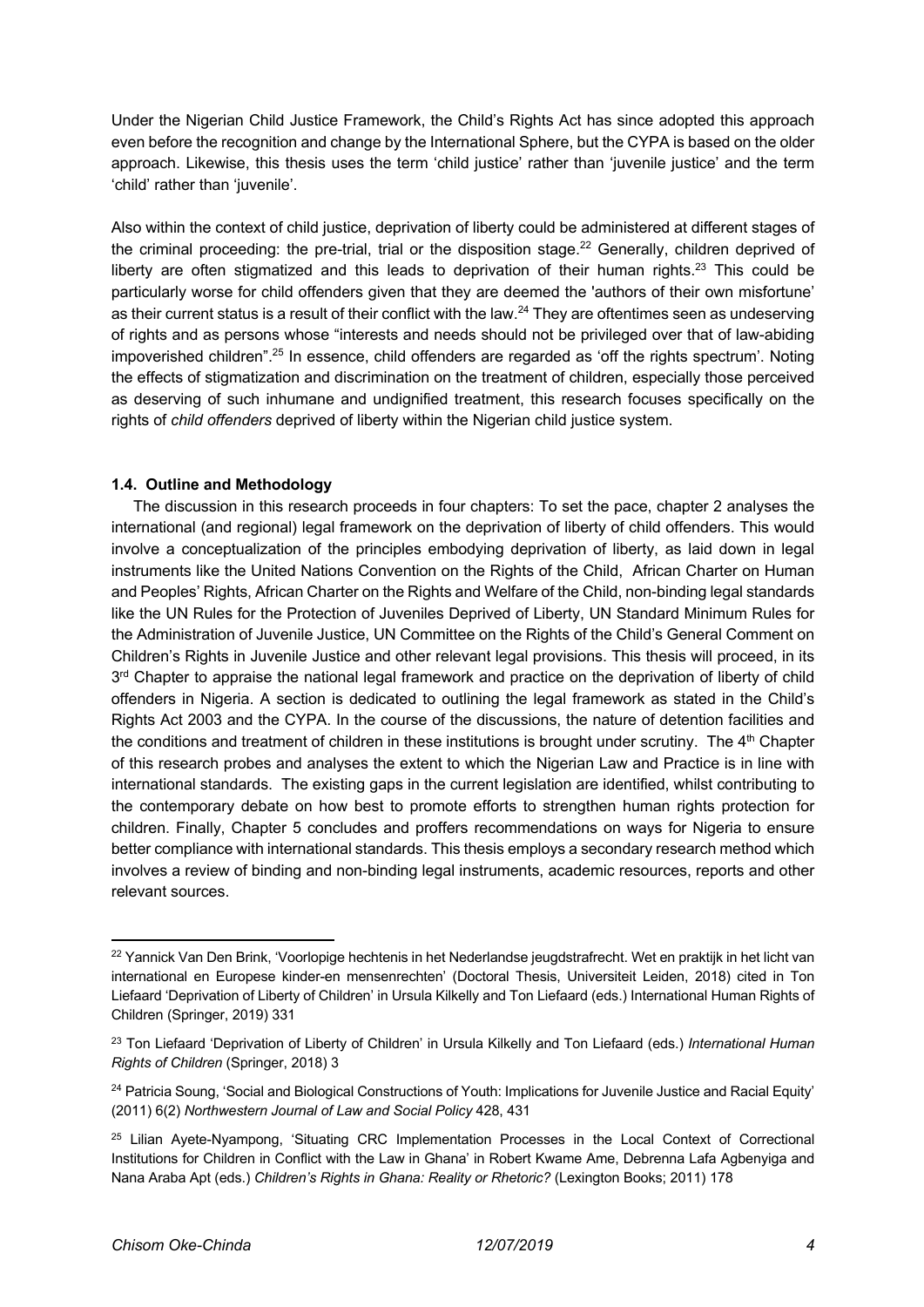Under the Nigerian Child Justice Framework, the Child's Rights Act has since adopted this approach even before the recognition and change by the International Sphere, but the CYPA is based on the older approach. Likewise, this thesis uses the term 'child justice' rather than 'juvenile justice' and the term 'child' rather than 'juvenile'.

Also within the context of child justice, deprivation of liberty could be administered at different stages of the criminal proceeding: the pre-trial, trial or the disposition stage.[22] Generally, children deprived of liberty are often stigmatized and this leads to deprivation of their human rights.[23] This could be particularly worse for child offenders given that they are deemed the 'authors of their own misfortune' as their current status is a result of their conflict with the law.[24] They are oftentimes seen as undeserving of rights and as persons whose "interests and needs should not be privileged over that of law-abiding impoverished children".[25] In essence, child offenders are regarded as 'off the rights spectrum'. Noting the effects of stigmatization and discrimination on the treatment of children, especially those perceived as deserving of such inhumane and undignified treatment, this research focuses specifically on the rights of *child offenders* deprived of liberty within the Nigerian child justice system.

### 1.4. Outline and Methodology

The discussion in this research proceeds in four chapters: To set the pace, chapter 2 analyses the international (and regional) legal framework on the deprivation of liberty of child offenders. This would involve a conceptualization of the principles embodying deprivation of liberty, as laid down in legal instruments like the United Nations Convention on the Rights of the Child, African Charter on Human and Peoples' Rights, African Charter on the Rights and Welfare of the Child, non-binding legal standards like the UN Rules for the Protection of Juveniles Deprived of Liberty, UN Standard Minimum Rules for the Administration of Juvenile Justice, UN Committee on the Rights of the Child's General Comment on Children's Rights in Juvenile Justice and other relevant legal provisions. This thesis will proceed, in its 3rd Chapter to appraise the national legal framework and practice on the deprivation of liberty of child offenders in Nigeria. A section is dedicated to outlining the legal framework as stated in the Child's Rights Act 2003 and the CYPA. In the course of the discussions, the nature of detention facilities and the conditions and treatment of children in these institutions is brought under scrutiny. The 4th Chapter of this research probes and analyses the extent to which the Nigerian Law and Practice is in line with international standards. The existing gaps in the current legislation are identified, whilst contributing to the contemporary debate on how best to promote efforts to strengthen human rights protection for children. Finally, Chapter 5 concludes and proffers recommendations on ways for Nigeria to ensure better compliance with international standards. This thesis employs a secondary research method which involves a review of binding and non-binding legal instruments, academic resources, reports and other relevant sources.

---

[22] Yannick Van Den Brink, 'Voorlopige hechtenis in het Nederlandse jeugdstrafrecht. Wet en praktijk in het licht van international en Europese kinder-en mensenrechten' (Doctoral Thesis, Universiteit Leiden, 2018) cited in Ton Liefaard 'Deprivation of Liberty of Children' in Ursula Kilkelly and Ton Liefaard (eds.) International Human Rights of Children (Springer, 2019) 331

[23] Ton Liefaard 'Deprivation of Liberty of Children' in Ursula Kilkelly and Ton Liefaard (eds.) *International Human Rights of Children* (Springer, 2018) 3

[24] Patricia Soung, 'Social and Biological Constructions of Youth: Implications for Juvenile Justice and Racial Equity' (2011) 6(2) *Northwestern Journal of Law and Social Policy* 428, 431

[25] Lilian Ayete-Nyampong, 'Situating CRC Implementation Processes in the Local Context of Correctional Institutions for Children in Conflict with the Law in Ghana' in Robert Kwame Ame, Debrenna Lafa Agbenyiga and Nana Araba Apt (eds.) *Children's Rights in Ghana: Reality or Rhetoric?* (Lexington Books; 2011) 178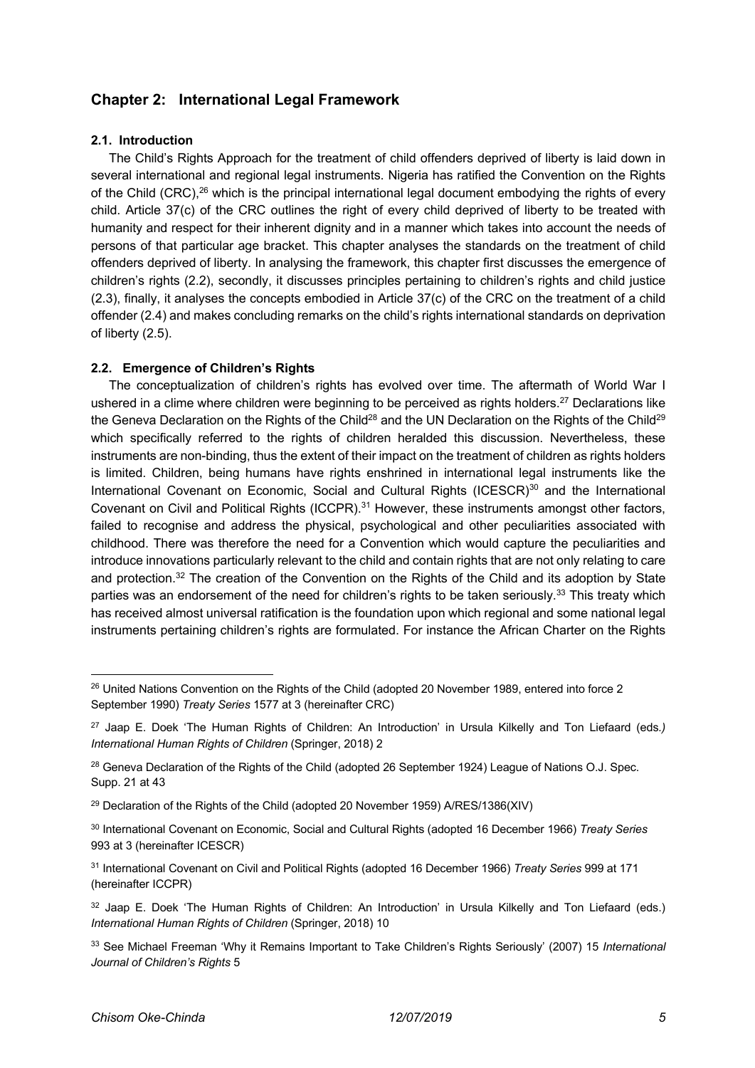## Chapter 2: International Legal Framework

### 2.1. Introduction

The Child's Rights Approach for the treatment of child offenders deprived of liberty is laid down in several international and regional legal instruments. Nigeria has ratified the Convention on the Rights of the Child (CRC),[26] which is the principal international legal document embodying the rights of every child. Article 37(c) of the CRC outlines the right of every child deprived of liberty to be treated with humanity and respect for their inherent dignity and in a manner which takes into account the needs of persons of that particular age bracket. This chapter analyses the standards on the treatment of child offenders deprived of liberty. In analysing the framework, this chapter first discusses the emergence of children's rights (2.2), secondly, it discusses principles pertaining to children's rights and child justice (2.3), finally, it analyses the concepts embodied in Article 37(c) of the CRC on the treatment of a child offender (2.4) and makes concluding remarks on the child's rights international standards on deprivation of liberty (2.5).

### 2.2. Emergence of Children's Rights

The conceptualization of children's rights has evolved over time. The aftermath of World War I ushered in a clime where children were beginning to be perceived as rights holders.[27] Declarations like the Geneva Declaration on the Rights of the Child[28] and the UN Declaration on the Rights of the Child[29] which specifically referred to the rights of children heralded this discussion. Nevertheless, these instruments are non-binding, thus the extent of their impact on the treatment of children as rights holders is limited. Children, being humans have rights enshrined in international legal instruments like the International Covenant on Economic, Social and Cultural Rights (ICESCR)[30] and the International Covenant on Civil and Political Rights (ICCPR).[31] However, these instruments amongst other factors, failed to recognise and address the physical, psychological and other peculiarities associated with childhood. There was therefore the need for a Convention which would capture the peculiarities and introduce innovations particularly relevant to the child and contain rights that are not only relating to care and protection.[32] The creation of the Convention on the Rights of the Child and its adoption by State parties was an endorsement of the need for children's rights to be taken seriously.[33] This treaty which has received almost universal ratification is the foundation upon which regional and some national legal instruments pertaining children's rights are formulated. For instance the African Charter on the Rights

---

[26] United Nations Convention on the Rights of the Child (adopted 20 November 1989, entered into force 2 September 1990) *Treaty Series* 1577 at 3 (hereinafter CRC)

[27] Jaap E. Doek 'The Human Rights of Children: An Introduction' in Ursula Kilkelly and Ton Liefaard (eds.*)* *International Human Rights of Children* (Springer, 2018) 2

[28] Geneva Declaration of the Rights of the Child (adopted 26 September 1924) League of Nations O.J. Spec. Supp. 21 at 43

[29] Declaration of the Rights of the Child (adopted 20 November 1959) A/RES/1386(XIV)

[30] International Covenant on Economic, Social and Cultural Rights (adopted 16 December 1966) *Treaty Series* 993 at 3 (hereinafter ICESCR)

[31] International Covenant on Civil and Political Rights (adopted 16 December 1966) *Treaty Series* 999 at 171 (hereinafter ICCPR)

[32] Jaap E. Doek 'The Human Rights of Children: An Introduction' in Ursula Kilkelly and Ton Liefaard (eds.) *International Human Rights of Children* (Springer, 2018) 10

[33] See Michael Freeman 'Why it Remains Important to Take Children's Rights Seriously' (2007) 15 *International Journal of Children's Rights* 5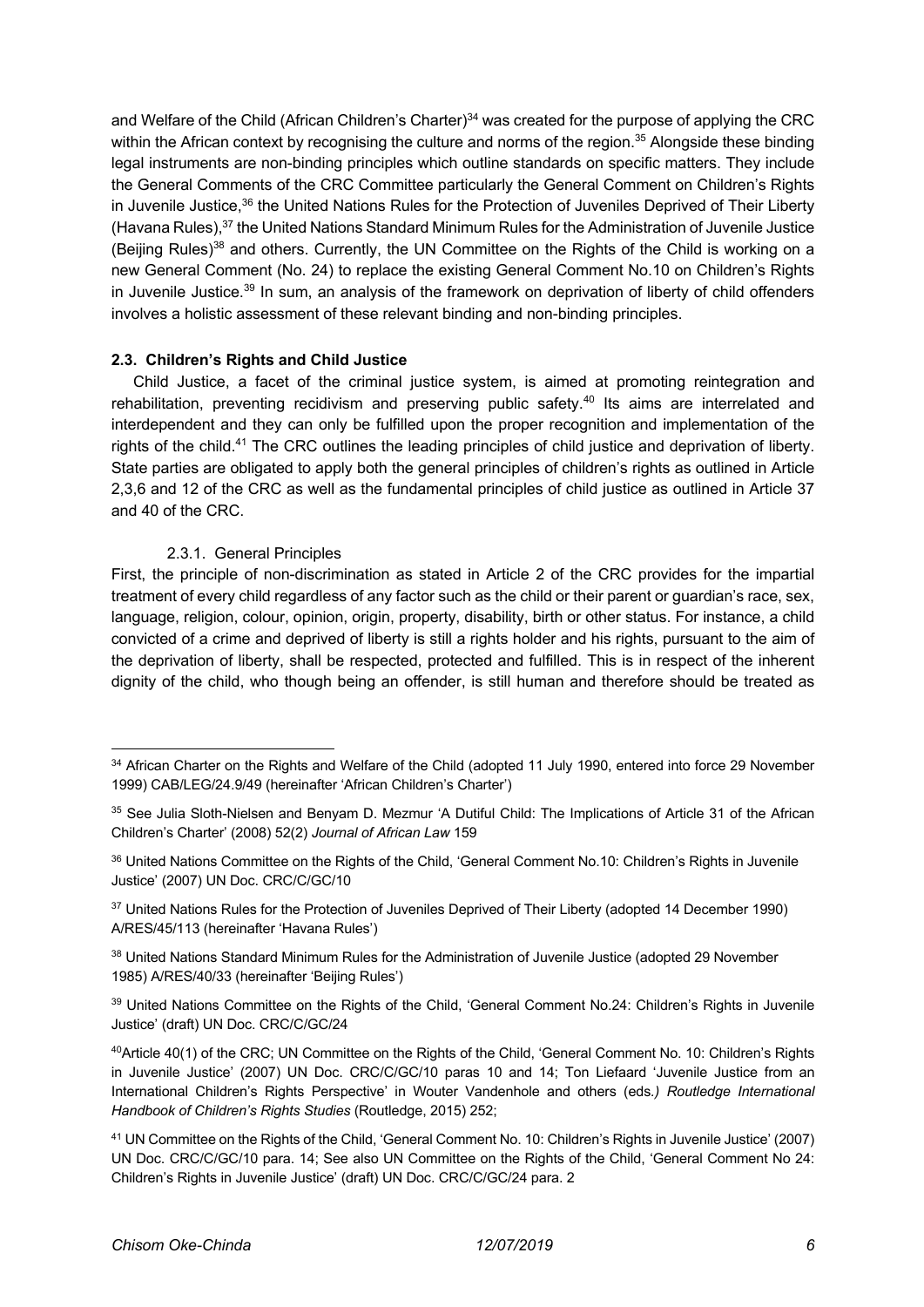and Welfare of the Child (African Children's Charter)[34] was created for the purpose of applying the CRC within the African context by recognising the culture and norms of the region.[35] Alongside these binding legal instruments are non-binding principles which outline standards on specific matters. They include the General Comments of the CRC Committee particularly the General Comment on Children's Rights in Juvenile Justice,[36] the United Nations Rules for the Protection of Juveniles Deprived of Their Liberty (Havana Rules),[37] the United Nations Standard Minimum Rules for the Administration of Juvenile Justice (Beijing Rules)[38] and others. Currently, the UN Committee on the Rights of the Child is working on a new General Comment (No. 24) to replace the existing General Comment No.10 on Children's Rights in Juvenile Justice.[39] In sum, an analysis of the framework on deprivation of liberty of child offenders involves a holistic assessment of these relevant binding and non-binding principles.

### 2.3. Children's Rights and Child Justice

Child Justice, a facet of the criminal justice system, is aimed at promoting reintegration and rehabilitation, preventing recidivism and preserving public safety.[40] Its aims are interrelated and interdependent and they can only be fulfilled upon the proper recognition and implementation of the rights of the child.[41] The CRC outlines the leading principles of child justice and deprivation of liberty. State parties are obligated to apply both the general principles of children's rights as outlined in Article 2,3,6 and 12 of the CRC as well as the fundamental principles of child justice as outlined in Article 37 and 40 of the CRC.

#### 2.3.1. General Principles

First, the principle of non-discrimination as stated in Article 2 of the CRC provides for the impartial treatment of every child regardless of any factor such as the child or their parent or guardian's race, sex, language, religion, colour, opinion, origin, property, disability, birth or other status. For instance, a child convicted of a crime and deprived of liberty is still a rights holder and his rights, pursuant to the aim of the deprivation of liberty, shall be respected, protected and fulfilled. This is in respect of the inherent dignity of the child, who though being an offender, is still human and therefore should be treated as

---

[34] African Charter on the Rights and Welfare of the Child (adopted 11 July 1990, entered into force 29 November 1999) CAB/LEG/24.9/49 (hereinafter 'African Children's Charter')

[35] See Julia Sloth-Nielsen and Benyam D. Mezmur 'A Dutiful Child: The Implications of Article 31 of the African Children's Charter' (2008) 52(2) *Journal of African Law* 159

[36] United Nations Committee on the Rights of the Child, 'General Comment No.10: Children's Rights in Juvenile Justice' (2007) UN Doc. CRC/C/GC/10

[37] United Nations Rules for the Protection of Juveniles Deprived of Their Liberty (adopted 14 December 1990) A/RES/45/113 (hereinafter 'Havana Rules')

[38] United Nations Standard Minimum Rules for the Administration of Juvenile Justice (adopted 29 November 1985) A/RES/40/33 (hereinafter 'Beijing Rules')

[39] United Nations Committee on the Rights of the Child, 'General Comment No.24: Children's Rights in Juvenile Justice' (draft) UN Doc. CRC/C/GC/24

[40] Article 40(1) of the CRC; UN Committee on the Rights of the Child, 'General Comment No. 10: Children's Rights in Juvenile Justice' (2007) UN Doc. CRC/C/GC/10 paras 10 and 14; Ton Liefaard 'Juvenile Justice from an International Children's Rights Perspective' in Wouter Vandenhole and others (eds.) *Routledge International Handbook of Children's Rights Studies* (Routledge, 2015) 252;

[41] UN Committee on the Rights of the Child, 'General Comment No. 10: Children's Rights in Juvenile Justice' (2007) UN Doc. CRC/C/GC/10 para. 14; See also UN Committee on the Rights of the Child, 'General Comment No 24: Children's Rights in Juvenile Justice' (draft) UN Doc. CRC/C/GC/24 para. 2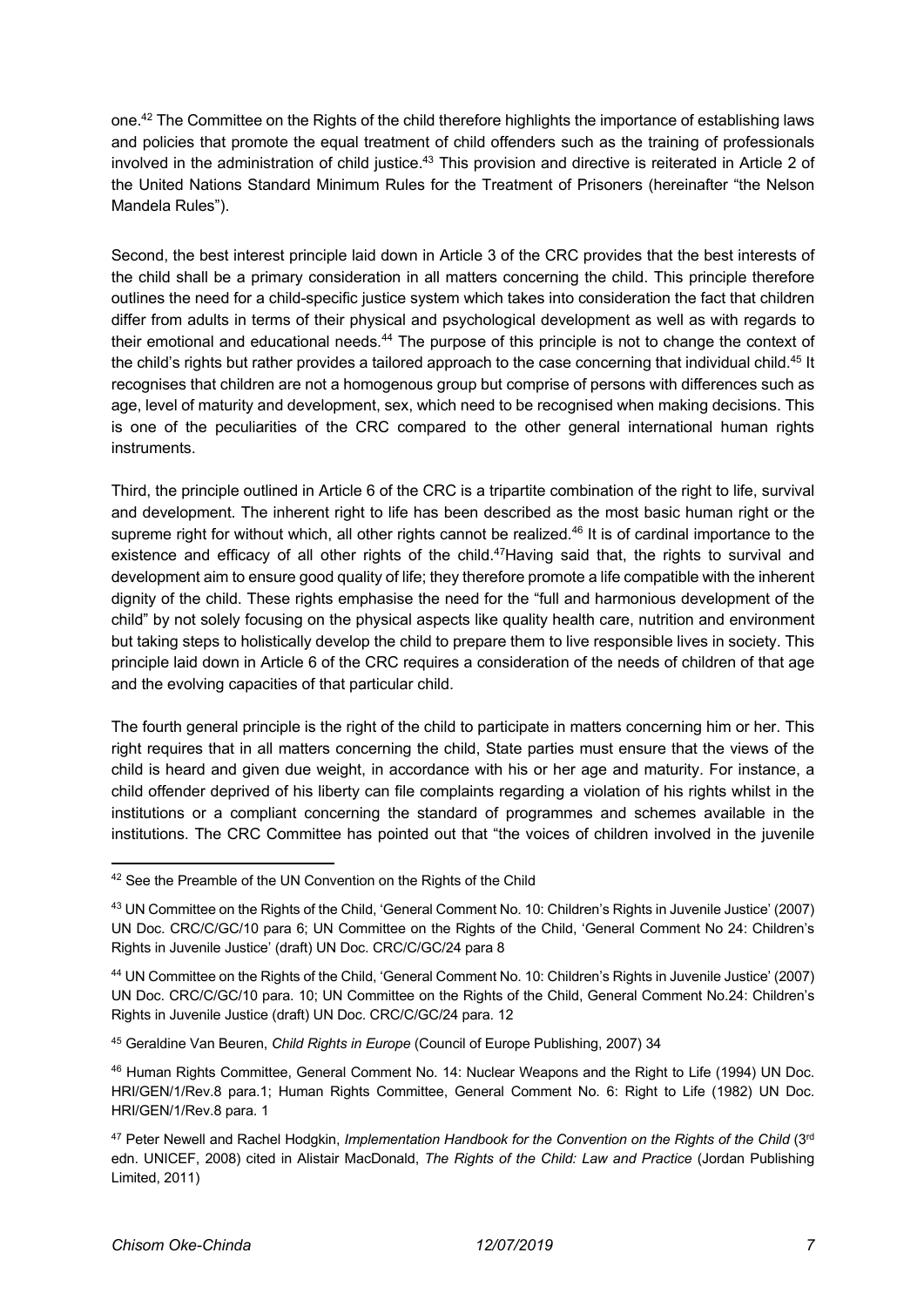one.[42] The Committee on the Rights of the child therefore highlights the importance of establishing laws and policies that promote the equal treatment of child offenders such as the training of professionals involved in the administration of child justice.[43] This provision and directive is reiterated in Article 2 of the United Nations Standard Minimum Rules for the Treatment of Prisoners (hereinafter "the Nelson Mandela Rules").

Second, the best interest principle laid down in Article 3 of the CRC provides that the best interests of the child shall be a primary consideration in all matters concerning the child. This principle therefore outlines the need for a child-specific justice system which takes into consideration the fact that children differ from adults in terms of their physical and psychological development as well as with regards to their emotional and educational needs.[44] The purpose of this principle is not to change the context of the child's rights but rather provides a tailored approach to the case concerning that individual child.[45] It recognises that children are not a homogenous group but comprise of persons with differences such as age, level of maturity and development, sex, which need to be recognised when making decisions. This is one of the peculiarities of the CRC compared to the other general international human rights instruments.

Third, the principle outlined in Article 6 of the CRC is a tripartite combination of the right to life, survival and development. The inherent right to life has been described as the most basic human right or the supreme right for without which, all other rights cannot be realized.[46] It is of cardinal importance to the existence and efficacy of all other rights of the child.[47]Having said that, the rights to survival and development aim to ensure good quality of life; they therefore promote a life compatible with the inherent dignity of the child. These rights emphasise the need for the "full and harmonious development of the child" by not solely focusing on the physical aspects like quality health care, nutrition and environment but taking steps to holistically develop the child to prepare them to live responsible lives in society. This principle laid down in Article 6 of the CRC requires a consideration of the needs of children of that age and the evolving capacities of that particular child.

The fourth general principle is the right of the child to participate in matters concerning him or her. This right requires that in all matters concerning the child, State parties must ensure that the views of the child is heard and given due weight, in accordance with his or her age and maturity. For instance, a child offender deprived of his liberty can file complaints regarding a violation of his rights whilst in the institutions or a compliant concerning the standard of programmes and schemes available in the institutions. The CRC Committee has pointed out that "the voices of children involved in the juvenile

---

[42] See the Preamble of the UN Convention on the Rights of the Child

[43] UN Committee on the Rights of the Child, 'General Comment No. 10: Children's Rights in Juvenile Justice' (2007) UN Doc. CRC/C/GC/10 para 6; UN Committee on the Rights of the Child, 'General Comment No 24: Children's Rights in Juvenile Justice' (draft) UN Doc. CRC/C/GC/24 para 8

[44] UN Committee on the Rights of the Child, 'General Comment No. 10: Children's Rights in Juvenile Justice' (2007) UN Doc. CRC/C/GC/10 para. 10; UN Committee on the Rights of the Child, General Comment No.24: Children's Rights in Juvenile Justice (draft) UN Doc. CRC/C/GC/24 para. 12

[45] Geraldine Van Beuren, *Child Rights in Europe* (Council of Europe Publishing, 2007) 34

[46] Human Rights Committee, General Comment No. 14: Nuclear Weapons and the Right to Life (1994) UN Doc. HRI/GEN/1/Rev.8 para.1; Human Rights Committee, General Comment No. 6: Right to Life (1982) UN Doc. HRI/GEN/1/Rev.8 para. 1

[47] Peter Newell and Rachel Hodgkin, *Implementation Handbook for the Convention on the Rights of the Child* (3rd edn. UNICEF, 2008) cited in Alistair MacDonald, *The Rights of the Child: Law and Practice* (Jordan Publishing Limited, 2011)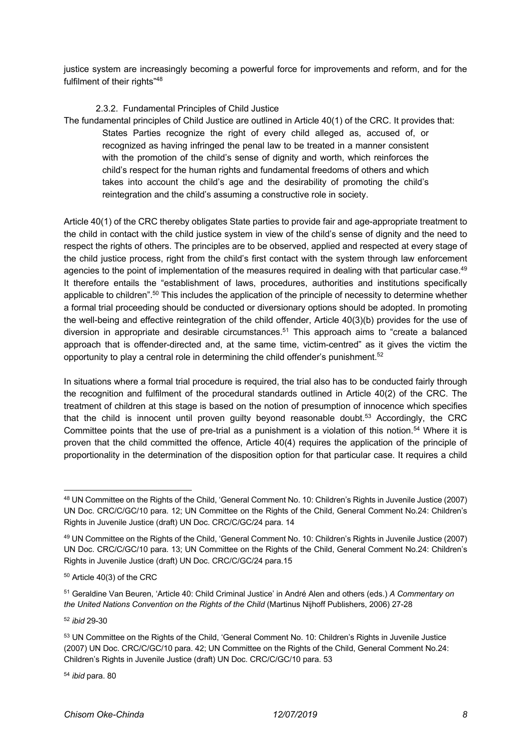justice system are increasingly becoming a powerful force for improvements and reform, and for the fulfilment of their rights"[48]

#### 2.3.2. Fundamental Principles of Child Justice

The fundamental principles of Child Justice are outlined in Article 40(1) of the CRC. It provides that:

> States Parties recognize the right of every child alleged as, accused of, or recognized as having infringed the penal law to be treated in a manner consistent with the promotion of the child's sense of dignity and worth, which reinforces the child's respect for the human rights and fundamental freedoms of others and which takes into account the child's age and the desirability of promoting the child's reintegration and the child's assuming a constructive role in society.

Article 40(1) of the CRC thereby obligates State parties to provide fair and age-appropriate treatment to the child in contact with the child justice system in view of the child's sense of dignity and the need to respect the rights of others. The principles are to be observed, applied and respected at every stage of the child justice process, right from the child's first contact with the system through law enforcement agencies to the point of implementation of the measures required in dealing with that particular case.[49] It therefore entails the "establishment of laws, procedures, authorities and institutions specifically applicable to children".[50] This includes the application of the principle of necessity to determine whether a formal trial proceeding should be conducted or diversionary options should be adopted. In promoting the well-being and effective reintegration of the child offender, Article 40(3)(b) provides for the use of diversion in appropriate and desirable circumstances.[51] This approach aims to "create a balanced approach that is offender-directed and, at the same time, victim-centred" as it gives the victim the opportunity to play a central role in determining the child offender's punishment.[52]

In situations where a formal trial procedure is required, the trial also has to be conducted fairly through the recognition and fulfilment of the procedural standards outlined in Article 40(2) of the CRC. The treatment of children at this stage is based on the notion of presumption of innocence which specifies that the child is innocent until proven guilty beyond reasonable doubt.[53] Accordingly, the CRC Committee points that the use of pre-trial as a punishment is a violation of this notion.[54] Where it is proven that the child committed the offence, Article 40(4) requires the application of the principle of proportionality in the determination of the disposition option for that particular case. It requires a child

---

[48] UN Committee on the Rights of the Child, 'General Comment No. 10: Children's Rights in Juvenile Justice (2007) UN Doc. CRC/C/GC/10 para. 12; UN Committee on the Rights of the Child, General Comment No.24: Children's Rights in Juvenile Justice (draft) UN Doc. CRC/C/GC/24 para. 14

[49] UN Committee on the Rights of the Child, 'General Comment No. 10: Children's Rights in Juvenile Justice (2007) UN Doc. CRC/C/GC/10 para. 13; UN Committee on the Rights of the Child, General Comment No.24: Children's Rights in Juvenile Justice (draft) UN Doc. CRC/C/GC/24 para.15

[50] Article 40(3) of the CRC

[51] Geraldine Van Beuren, 'Article 40: Child Criminal Justice' in André Alen and others (eds.) *A Commentary on the United Nations Convention on the Rights of the Child* (Martinus Nijhoff Publishers, 2006) 27-28

[52] *ibid* 29-30

[53] UN Committee on the Rights of the Child, 'General Comment No. 10: Children's Rights in Juvenile Justice (2007) UN Doc. CRC/C/GC/10 para. 42; UN Committee on the Rights of the Child, General Comment No.24: Children's Rights in Juvenile Justice (draft) UN Doc. CRC/C/GC/10 para. 53

[54] *ibid* para. 80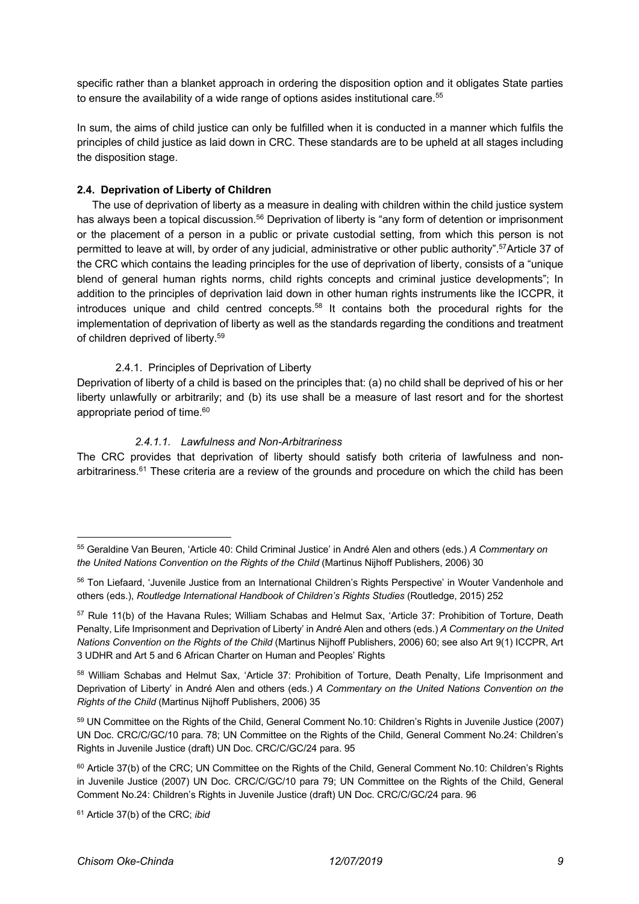specific rather than a blanket approach in ordering the disposition option and it obligates State parties to ensure the availability of a wide range of options asides institutional care.[55]

In sum, the aims of child justice can only be fulfilled when it is conducted in a manner which fulfils the principles of child justice as laid down in CRC. These standards are to be upheld at all stages including the disposition stage.

### 2.4. Deprivation of Liberty of Children

The use of deprivation of liberty as a measure in dealing with children within the child justice system has always been a topical discussion.[56] Deprivation of liberty is "any form of detention or imprisonment or the placement of a person in a public or private custodial setting, from which this person is not permitted to leave at will, by order of any judicial, administrative or other public authority".[57] Article 37 of the CRC which contains the leading principles for the use of deprivation of liberty, consists of a "unique blend of general human rights norms, child rights concepts and criminal justice developments"; In addition to the principles of deprivation laid down in other human rights instruments like the ICCPR, it introduces unique and child centred concepts.[58] It contains both the procedural rights for the implementation of deprivation of liberty as well as the standards regarding the conditions and treatment of children deprived of liberty.[59]

#### 2.4.1. Principles of Deprivation of Liberty

Deprivation of liberty of a child is based on the principles that: (a) no child shall be deprived of his or her liberty unlawfully or arbitrarily; and (b) its use shall be a measure of last resort and for the shortest appropriate period of time.[60]

##### *2.4.1.1. Lawfulness and Non-Arbitrariness*

The CRC provides that deprivation of liberty should satisfy both criteria of lawfulness and non-arbitrariness.[61] These criteria are a review of the grounds and procedure on which the child has been

---

[55] Geraldine Van Beuren, 'Article 40: Child Criminal Justice' in André Alen and others (eds.) *A Commentary on the United Nations Convention on the Rights of the Child* (Martinus Nijhoff Publishers, 2006) 30

[56] Ton Liefaard, 'Juvenile Justice from an International Children's Rights Perspective' in Wouter Vandenhole and others (eds.), *Routledge International Handbook of Children's Rights Studies* (Routledge, 2015) 252

[57] Rule 11(b) of the Havana Rules; William Schabas and Helmut Sax, 'Article 37: Prohibition of Torture, Death Penalty, Life Imprisonment and Deprivation of Liberty' in André Alen and others (eds.) *A Commentary on the United Nations Convention on the Rights of the Child* (Martinus Nijhoff Publishers, 2006) 60; see also Art 9(1) ICCPR, Art 3 UDHR and Art 5 and 6 African Charter on Human and Peoples' Rights

[58] William Schabas and Helmut Sax, 'Article 37: Prohibition of Torture, Death Penalty, Life Imprisonment and Deprivation of Liberty' in André Alen and others (eds.) *A Commentary on the United Nations Convention on the Rights of the Child* (Martinus Nijhoff Publishers, 2006) 35

[59] UN Committee on the Rights of the Child, General Comment No.10: Children's Rights in Juvenile Justice (2007) UN Doc. CRC/C/GC/10 para. 78; UN Committee on the Rights of the Child, General Comment No.24: Children's Rights in Juvenile Justice (draft) UN Doc. CRC/C/GC/24 para. 95

[60] Article 37(b) of the CRC; UN Committee on the Rights of the Child, General Comment No.10: Children's Rights in Juvenile Justice (2007) UN Doc. CRC/C/GC/10 para 79; UN Committee on the Rights of the Child, General Comment No.24: Children's Rights in Juvenile Justice (draft) UN Doc. CRC/C/GC/24 para. 96

[61] Article 37(b) of the CRC; *ibid*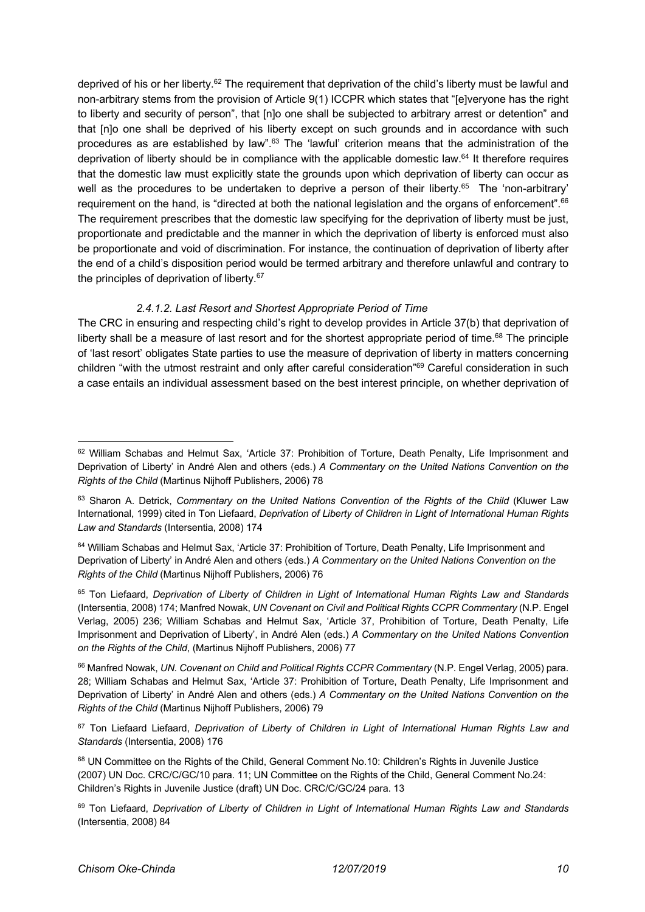deprived of his or her liberty.[62] The requirement that deprivation of the child's liberty must be lawful and non-arbitrary stems from the provision of Article 9(1) ICCPR which states that "[e]veryone has the right to liberty and security of person", that [n]o one shall be subjected to arbitrary arrest or detention" and that [n]o one shall be deprived of his liberty except on such grounds and in accordance with such procedures as are established by law".[63] The 'lawful' criterion means that the administration of the deprivation of liberty should be in compliance with the applicable domestic law.[64] It therefore requires that the domestic law must explicitly state the grounds upon which deprivation of liberty can occur as well as the procedures to be undertaken to deprive a person of their liberty.[65] The 'non-arbitrary' requirement on the hand, is "directed at both the national legislation and the organs of enforcement".[66] The requirement prescribes that the domestic law specifying for the deprivation of liberty must be just, proportionate and predictable and the manner in which the deprivation of liberty is enforced must also be proportionate and void of discrimination. For instance, the continuation of deprivation of liberty after the end of a child's disposition period would be termed arbitrary and therefore unlawful and contrary to the principles of deprivation of liberty.[67]

#### *2.4.1.2. Last Resort and Shortest Appropriate Period of Time*

The CRC in ensuring and respecting child's right to develop provides in Article 37(b) that deprivation of liberty shall be a measure of last resort and for the shortest appropriate period of time.[68] The principle of 'last resort' obligates State parties to use the measure of deprivation of liberty in matters concerning children "with the utmost restraint and only after careful consideration"[69] Careful consideration in such a case entails an individual assessment based on the best interest principle, on whether deprivation of

---

[62] William Schabas and Helmut Sax, 'Article 37: Prohibition of Torture, Death Penalty, Life Imprisonment and Deprivation of Liberty' in André Alen and others (eds.) *A Commentary on the United Nations Convention on the Rights of the Child* (Martinus Nijhoff Publishers, 2006) 78

[63] Sharon A. Detrick, *Commentary on the United Nations Convention of the Rights of the Child* (Kluwer Law International, 1999) cited in Ton Liefaard, *Deprivation of Liberty of Children in Light of International Human Rights Law and Standards* (Intersentia, 2008) 174

[64] William Schabas and Helmut Sax, 'Article 37: Prohibition of Torture, Death Penalty, Life Imprisonment and Deprivation of Liberty' in André Alen and others (eds.) *A Commentary on the United Nations Convention on the Rights of the Child* (Martinus Nijhoff Publishers, 2006) 76

[65] Ton Liefaard, *Deprivation of Liberty of Children in Light of International Human Rights Law and Standards* (Intersentia, 2008) 174; Manfred Nowak, *UN Covenant on Civil and Political Rights CCPR Commentary* (N.P. Engel Verlag, 2005) 236; William Schabas and Helmut Sax, 'Article 37, Prohibition of Torture, Death Penalty, Life Imprisonment and Deprivation of Liberty', in André Alen (eds.) *A Commentary on the United Nations Convention on the Rights of the Child*, (Martinus Nijhoff Publishers, 2006) 77

[66] Manfred Nowak, *UN. Covenant on Child and Political Rights CCPR Commentary* (N.P. Engel Verlag, 2005) para. 28; William Schabas and Helmut Sax, 'Article 37: Prohibition of Torture, Death Penalty, Life Imprisonment and Deprivation of Liberty' in André Alen and others (eds.) *A Commentary on the United Nations Convention on the Rights of the Child* (Martinus Nijhoff Publishers, 2006) 79

[67] Ton Liefaard Liefaard, *Deprivation of Liberty of Children in Light of International Human Rights Law and Standards* (Intersentia, 2008) 176

[68] UN Committee on the Rights of the Child, General Comment No.10: Children's Rights in Juvenile Justice (2007) UN Doc. CRC/C/GC/10 para. 11; UN Committee on the Rights of the Child, General Comment No.24: Children's Rights in Juvenile Justice (draft) UN Doc. CRC/C/GC/24 para. 13

[69] Ton Liefaard, *Deprivation of Liberty of Children in Light of International Human Rights Law and Standards* (Intersentia, 2008) 84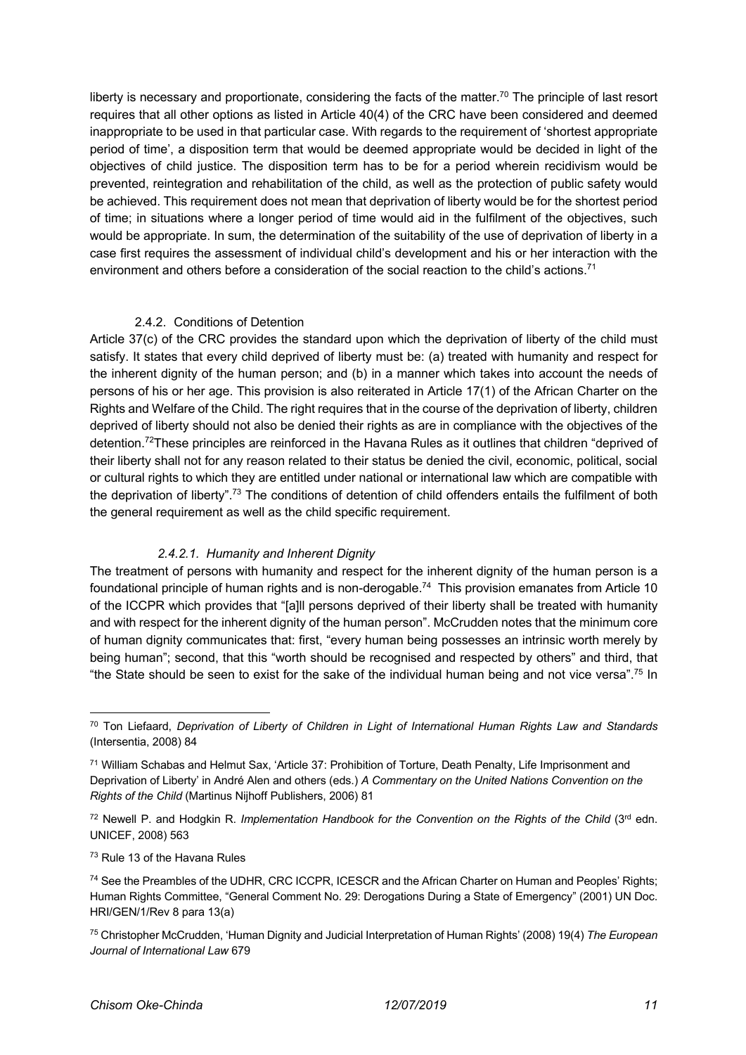liberty is necessary and proportionate, considering the facts of the matter.[70] The principle of last resort requires that all other options as listed in Article 40(4) of the CRC have been considered and deemed inappropriate to be used in that particular case. With regards to the requirement of 'shortest appropriate period of time', a disposition term that would be deemed appropriate would be decided in light of the objectives of child justice. The disposition term has to be for a period wherein recidivism would be prevented, reintegration and rehabilitation of the child, as well as the protection of public safety would be achieved. This requirement does not mean that deprivation of liberty would be for the shortest period of time; in situations where a longer period of time would aid in the fulfilment of the objectives, such would be appropriate. In sum, the determination of the suitability of the use of deprivation of liberty in a case first requires the assessment of individual child's development and his or her interaction with the environment and others before a consideration of the social reaction to the child's actions.[71]

### 2.4.2. Conditions of Detention

Article 37(c) of the CRC provides the standard upon which the deprivation of liberty of the child must satisfy. It states that every child deprived of liberty must be: (a) treated with humanity and respect for the inherent dignity of the human person; and (b) in a manner which takes into account the needs of persons of his or her age. This provision is also reiterated in Article 17(1) of the African Charter on the Rights and Welfare of the Child. The right requires that in the course of the deprivation of liberty, children deprived of liberty should not also be denied their rights as are in compliance with the objectives of the detention.[72]These principles are reinforced in the Havana Rules as it outlines that children "deprived of their liberty shall not for any reason related to their status be denied the civil, economic, political, social or cultural rights to which they are entitled under national or international law which are compatible with the deprivation of liberty".[73] The conditions of detention of child offenders entails the fulfilment of both the general requirement as well as the child specific requirement.

#### *2.4.2.1. Humanity and Inherent Dignity*

The treatment of persons with humanity and respect for the inherent dignity of the human person is a foundational principle of human rights and is non-derogable.[74] This provision emanates from Article 10 of the ICCPR which provides that "[a]ll persons deprived of their liberty shall be treated with humanity and with respect for the inherent dignity of the human person". McCrudden notes that the minimum core of human dignity communicates that: first, "every human being possesses an intrinsic worth merely by being human"; second, that this "worth should be recognised and respected by others" and third, that "the State should be seen to exist for the sake of the individual human being and not vice versa".[75] In

---

[70] Ton Liefaard, *Deprivation of Liberty of Children in Light of International Human Rights Law and Standards* (Intersentia, 2008) 84

[71] William Schabas and Helmut Sax, 'Article 37: Prohibition of Torture, Death Penalty, Life Imprisonment and Deprivation of Liberty' in André Alen and others (eds.) *A Commentary on the United Nations Convention on the Rights of the Child* (Martinus Nijhoff Publishers, 2006) 81

[72] Newell P. and Hodgkin R. *Implementation Handbook for the Convention on the Rights of the Child* (3rd edn. UNICEF, 2008) 563

[73] Rule 13 of the Havana Rules

[74] See the Preambles of the UDHR, CRC ICCPR, ICESCR and the African Charter on Human and Peoples' Rights; Human Rights Committee, "General Comment No. 29: Derogations During a State of Emergency" (2001) UN Doc. HRI/GEN/1/Rev 8 para 13(a)

[75] Christopher McCrudden, 'Human Dignity and Judicial Interpretation of Human Rights' (2008) 19(4) *The European Journal of International Law* 679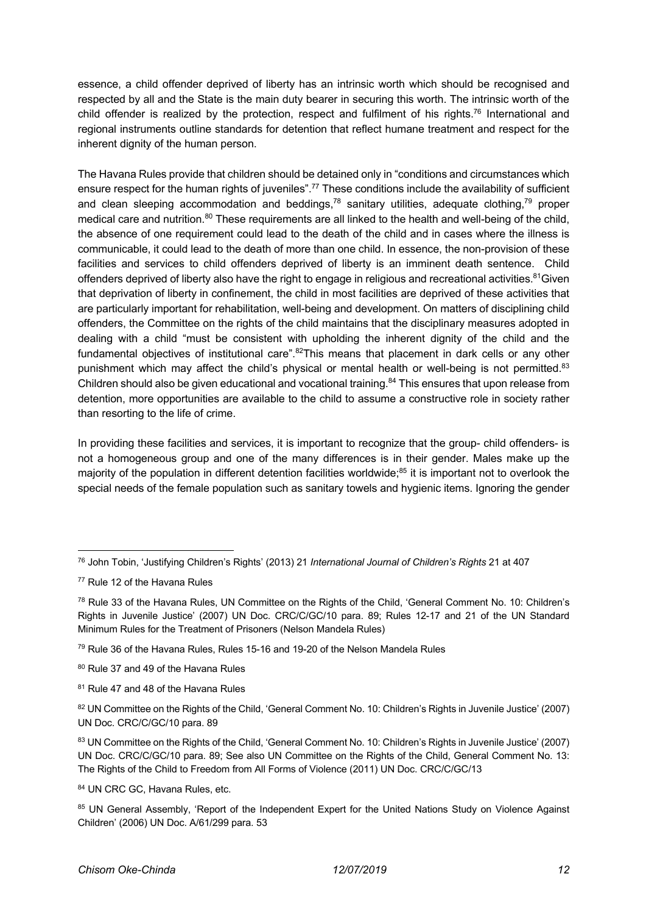essence, a child offender deprived of liberty has an intrinsic worth which should be recognised and respected by all and the State is the main duty bearer in securing this worth. The intrinsic worth of the child offender is realized by the protection, respect and fulfilment of his rights.[76] International and regional instruments outline standards for detention that reflect humane treatment and respect for the inherent dignity of the human person.

The Havana Rules provide that children should be detained only in "conditions and circumstances which ensure respect for the human rights of juveniles".[77] These conditions include the availability of sufficient and clean sleeping accommodation and beddings,[78] sanitary utilities, adequate clothing,[79] proper medical care and nutrition.[80] These requirements are all linked to the health and well-being of the child, the absence of one requirement could lead to the death of the child and in cases where the illness is communicable, it could lead to the death of more than one child. In essence, the non-provision of these facilities and services to child offenders deprived of liberty is an imminent death sentence. Child offenders deprived of liberty also have the right to engage in religious and recreational activities.[81]Given that deprivation of liberty in confinement, the child in most facilities are deprived of these activities that are particularly important for rehabilitation, well-being and development. On matters of disciplining child offenders, the Committee on the rights of the child maintains that the disciplinary measures adopted in dealing with a child "must be consistent with upholding the inherent dignity of the child and the fundamental objectives of institutional care".[82]This means that placement in dark cells or any other punishment which may affect the child's physical or mental health or well-being is not permitted.[83] Children should also be given educational and vocational training.[84] This ensures that upon release from detention, more opportunities are available to the child to assume a constructive role in society rather than resorting to the life of crime.

In providing these facilities and services, it is important to recognize that the group- child offenders- is not a homogeneous group and one of the many differences is in their gender. Males make up the majority of the population in different detention facilities worldwide;[85] it is important not to overlook the special needs of the female population such as sanitary towels and hygienic items. Ignoring the gender

---

[76] John Tobin, 'Justifying Children's Rights' (2013) 21 *International Journal of Children's Rights* 21 at 407

[77] Rule 12 of the Havana Rules

[78] Rule 33 of the Havana Rules, UN Committee on the Rights of the Child, 'General Comment No. 10: Children's Rights in Juvenile Justice' (2007) UN Doc. CRC/C/GC/10 para. 89; Rules 12-17 and 21 of the UN Standard Minimum Rules for the Treatment of Prisoners (Nelson Mandela Rules)

[79] Rule 36 of the Havana Rules, Rules 15-16 and 19-20 of the Nelson Mandela Rules

[80] Rule 37 and 49 of the Havana Rules

[81] Rule 47 and 48 of the Havana Rules

[82] UN Committee on the Rights of the Child, 'General Comment No. 10: Children's Rights in Juvenile Justice' (2007) UN Doc. CRC/C/GC/10 para. 89

[83] UN Committee on the Rights of the Child, 'General Comment No. 10: Children's Rights in Juvenile Justice' (2007) UN Doc. CRC/C/GC/10 para. 89; See also UN Committee on the Rights of the Child, General Comment No. 13: The Rights of the Child to Freedom from All Forms of Violence (2011) UN Doc. CRC/C/GC/13

[84] UN CRC GC, Havana Rules, etc.

[85] UN General Assembly, 'Report of the Independent Expert for the United Nations Study on Violence Against Children' (2006) UN Doc. A/61/299 para. 53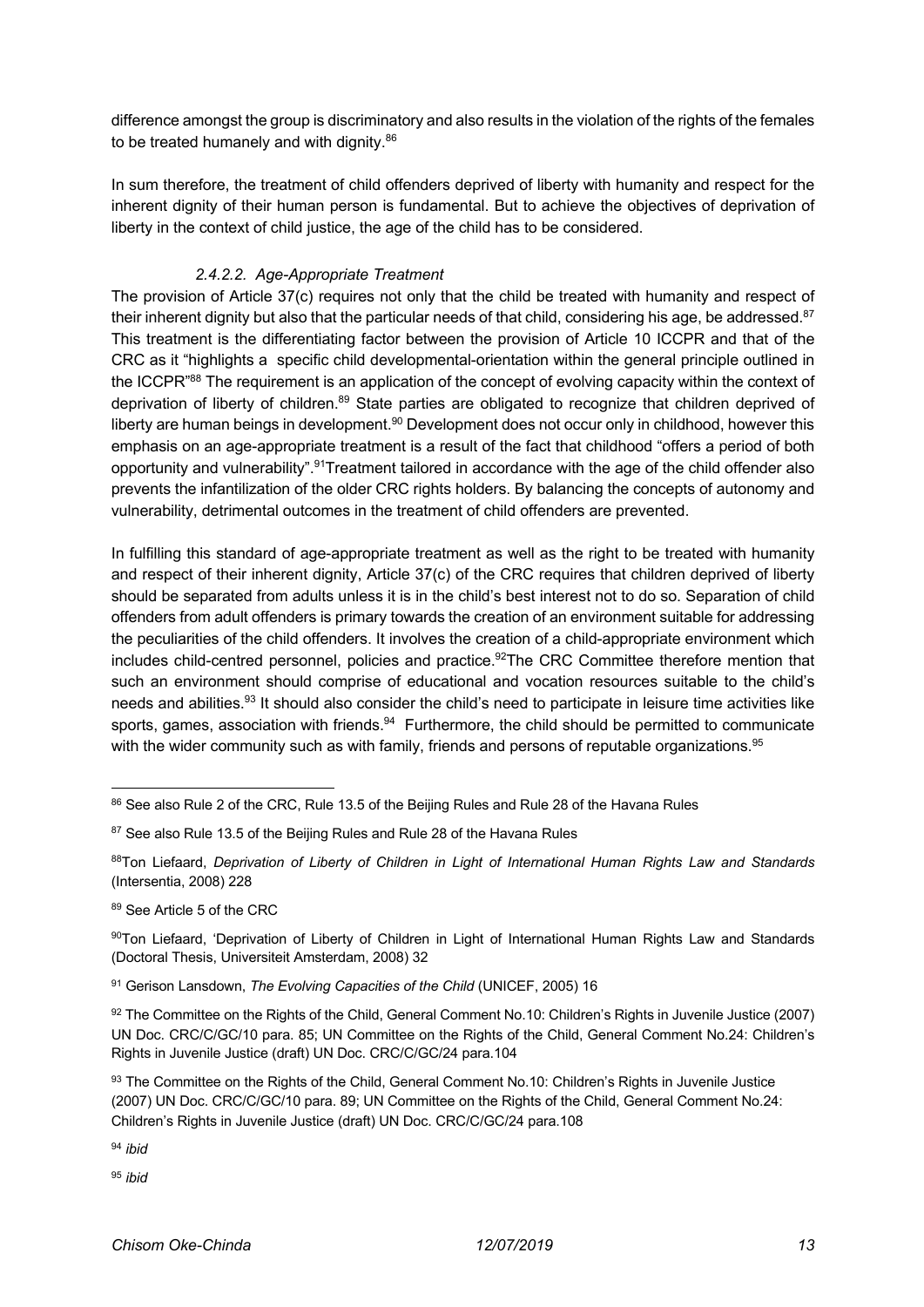difference amongst the group is discriminatory and also results in the violation of the rights of the females to be treated humanely and with dignity.[86]

In sum therefore, the treatment of child offenders deprived of liberty with humanity and respect for the inherent dignity of their human person is fundamental. But to achieve the objectives of deprivation of liberty in the context of child justice, the age of the child has to be considered.

#### *2.4.2.2. Age-Appropriate Treatment*

The provision of Article 37(c) requires not only that the child be treated with humanity and respect of their inherent dignity but also that the particular needs of that child, considering his age, be addressed.[87] This treatment is the differentiating factor between the provision of Article 10 ICCPR and that of the CRC as it "highlights a specific child developmental-orientation within the general principle outlined in the ICCPR"[88] The requirement is an application of the concept of evolving capacity within the context of deprivation of liberty of children.[89] State parties are obligated to recognize that children deprived of liberty are human beings in development.[90] Development does not occur only in childhood, however this emphasis on an age-appropriate treatment is a result of the fact that childhood "offers a period of both opportunity and vulnerability".[91] Treatment tailored in accordance with the age of the child offender also prevents the infantilization of the older CRC rights holders. By balancing the concepts of autonomy and vulnerability, detrimental outcomes in the treatment of child offenders are prevented.

In fulfilling this standard of age-appropriate treatment as well as the right to be treated with humanity and respect of their inherent dignity, Article 37(c) of the CRC requires that children deprived of liberty should be separated from adults unless it is in the child's best interest not to do so. Separation of child offenders from adult offenders is primary towards the creation of an environment suitable for addressing the peculiarities of the child offenders. It involves the creation of a child-appropriate environment which includes child-centred personnel, policies and practice.[92] The CRC Committee therefore mention that such an environment should comprise of educational and vocation resources suitable to the child's needs and abilities.[93] It should also consider the child's need to participate in leisure time activities like sports, games, association with friends.[94] Furthermore, the child should be permitted to communicate with the wider community such as with family, friends and persons of reputable organizations.[95]

---

[86] See also Rule 2 of the CRC, Rule 13.5 of the Beijing Rules and Rule 28 of the Havana Rules

[87] See also Rule 13.5 of the Beijing Rules and Rule 28 of the Havana Rules

[88] Ton Liefaard, *Deprivation of Liberty of Children in Light of International Human Rights Law and Standards* (Intersentia, 2008) 228

[89] See Article 5 of the CRC

[90] Ton Liefaard, 'Deprivation of Liberty of Children in Light of International Human Rights Law and Standards (Doctoral Thesis, Universiteit Amsterdam, 2008) 32

[91] Gerison Lansdown, *The Evolving Capacities of the Child* (UNICEF, 2005) 16

[92] The Committee on the Rights of the Child, General Comment No.10: Children's Rights in Juvenile Justice (2007) UN Doc. CRC/C/GC/10 para. 85; UN Committee on the Rights of the Child, General Comment No.24: Children's Rights in Juvenile Justice (draft) UN Doc. CRC/C/GC/24 para.104

[93] The Committee on the Rights of the Child, General Comment No.10: Children's Rights in Juvenile Justice (2007) UN Doc. CRC/C/GC/10 para. 89; UN Committee on the Rights of the Child, General Comment No.24: Children's Rights in Juvenile Justice (draft) UN Doc. CRC/C/GC/24 para.108

[94] *ibid*

[95] *ibid*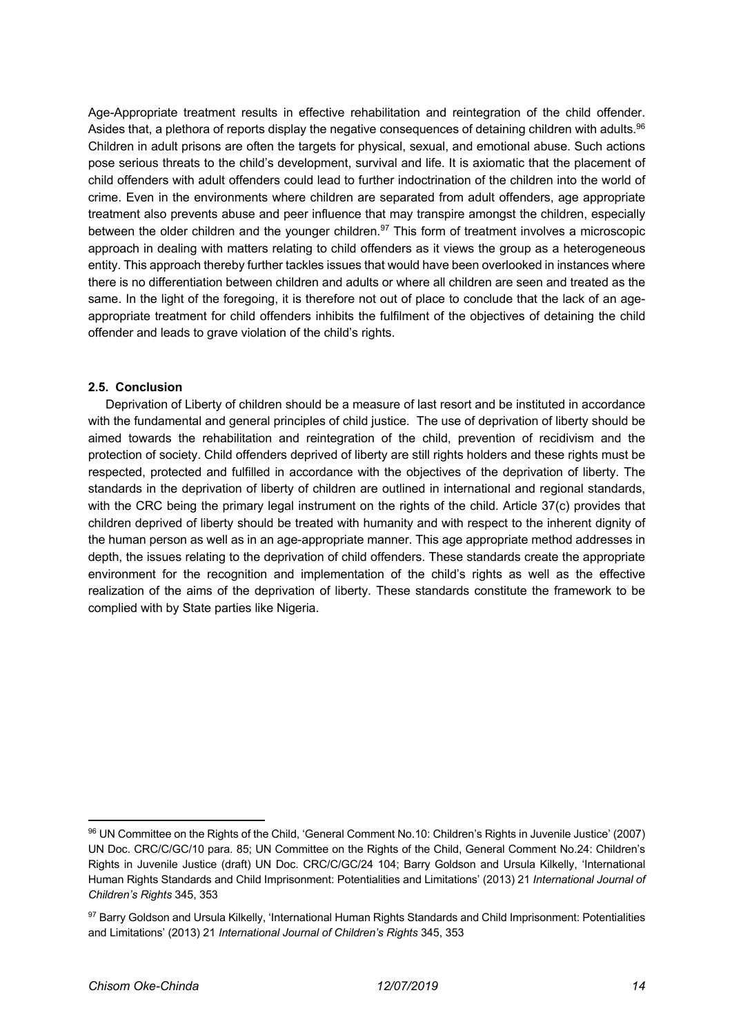Age-Appropriate treatment results in effective rehabilitation and reintegration of the child offender. Asides that, a plethora of reports display the negative consequences of detaining children with adults.[96] Children in adult prisons are often the targets for physical, sexual, and emotional abuse. Such actions pose serious threats to the child's development, survival and life. It is axiomatic that the placement of child offenders with adult offenders could lead to further indoctrination of the children into the world of crime. Even in the environments where children are separated from adult offenders, age appropriate treatment also prevents abuse and peer influence that may transpire amongst the children, especially between the older children and the younger children.[97] This form of treatment involves a microscopic approach in dealing with matters relating to child offenders as it views the group as a heterogeneous entity. This approach thereby further tackles issues that would have been overlooked in instances where there is no differentiation between children and adults or where all children are seen and treated as the same. In the light of the foregoing, it is therefore not out of place to conclude that the lack of an age-appropriate treatment for child offenders inhibits the fulfilment of the objectives of detaining the child offender and leads to grave violation of the child's rights.

### 2.5. Conclusion

Deprivation of Liberty of children should be a measure of last resort and be instituted in accordance with the fundamental and general principles of child justice. The use of deprivation of liberty should be aimed towards the rehabilitation and reintegration of the child, prevention of recidivism and the protection of society. Child offenders deprived of liberty are still rights holders and these rights must be respected, protected and fulfilled in accordance with the objectives of the deprivation of liberty. The standards in the deprivation of liberty of children are outlined in international and regional standards, with the CRC being the primary legal instrument on the rights of the child. Article 37(c) provides that children deprived of liberty should be treated with humanity and with respect to the inherent dignity of the human person as well as in an age-appropriate manner. This age appropriate method addresses in depth, the issues relating to the deprivation of child offenders. These standards create the appropriate environment for the recognition and implementation of the child's rights as well as the effective realization of the aims of the deprivation of liberty. These standards constitute the framework to be complied with by State parties like Nigeria.

---

[96] UN Committee on the Rights of the Child, 'General Comment No.10: Children's Rights in Juvenile Justice' (2007) UN Doc. CRC/C/GC/10 para. 85; UN Committee on the Rights of the Child, General Comment No.24: Children's Rights in Juvenile Justice (draft) UN Doc. CRC/C/GC/24 104; Barry Goldson and Ursula Kilkelly, 'International Human Rights Standards and Child Imprisonment: Potentialities and Limitations' (2013) 21 *International Journal of Children's Rights* 345, 353

[97] Barry Goldson and Ursula Kilkelly, 'International Human Rights Standards and Child Imprisonment: Potentialities and Limitations' (2013) 21 *International Journal of Children's Rights* 345, 353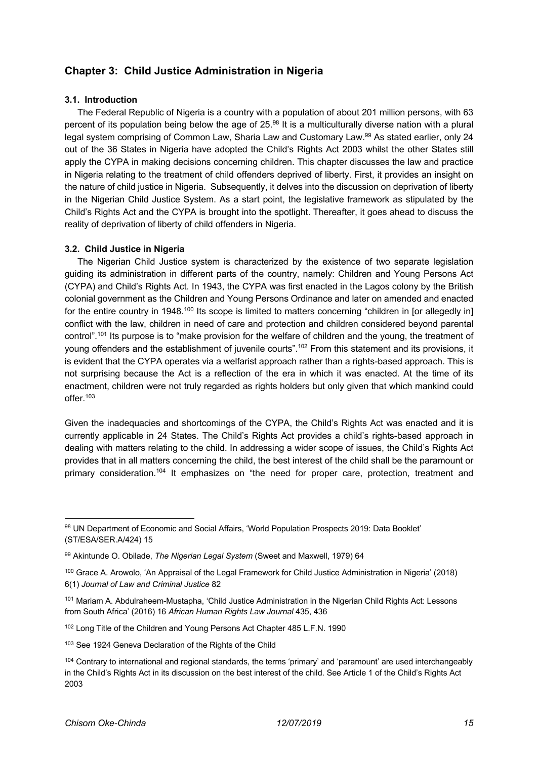## Chapter 3: Child Justice Administration in Nigeria

### 3.1. Introduction

The Federal Republic of Nigeria is a country with a population of about 201 million persons, with 63 percent of its population being below the age of 25.[98] It is a multiculturally diverse nation with a plural legal system comprising of Common Law, Sharia Law and Customary Law.[99] As stated earlier, only 24 out of the 36 States in Nigeria have adopted the Child's Rights Act 2003 whilst the other States still apply the CYPA in making decisions concerning children. This chapter discusses the law and practice in Nigeria relating to the treatment of child offenders deprived of liberty. First, it provides an insight on the nature of child justice in Nigeria. Subsequently, it delves into the discussion on deprivation of liberty in the Nigerian Child Justice System. As a start point, the legislative framework as stipulated by the Child's Rights Act and the CYPA is brought into the spotlight. Thereafter, it goes ahead to discuss the reality of deprivation of liberty of child offenders in Nigeria.

### 3.2. Child Justice in Nigeria

The Nigerian Child Justice system is characterized by the existence of two separate legislation guiding its administration in different parts of the country, namely: Children and Young Persons Act (CYPA) and Child's Rights Act. In 1943, the CYPA was first enacted in the Lagos colony by the British colonial government as the Children and Young Persons Ordinance and later on amended and enacted for the entire country in 1948.[100] Its scope is limited to matters concerning "children in [or allegedly in] conflict with the law, children in need of care and protection and children considered beyond parental control".[101] Its purpose is to "make provision for the welfare of children and the young, the treatment of young offenders and the establishment of juvenile courts".[102] From this statement and its provisions, it is evident that the CYPA operates via a welfarist approach rather than a rights-based approach. This is not surprising because the Act is a reflection of the era in which it was enacted. At the time of its enactment, children were not truly regarded as rights holders but only given that which mankind could offer.[103]

Given the inadequacies and shortcomings of the CYPA, the Child's Rights Act was enacted and it is currently applicable in 24 States. The Child's Rights Act provides a child's rights-based approach in dealing with matters relating to the child. In addressing a wider scope of issues, the Child's Rights Act provides that in all matters concerning the child, the best interest of the child shall be the paramount or primary consideration.[104] It emphasizes on "the need for proper care, protection, treatment and

---

[98] UN Department of Economic and Social Affairs, 'World Population Prospects 2019: Data Booklet' (ST/ESA/SER.A/424) 15

[99] Akintunde O. Obilade, *The Nigerian Legal System* (Sweet and Maxwell, 1979) 64

[100] Grace A. Arowolo, 'An Appraisal of the Legal Framework for Child Justice Administration in Nigeria' (2018) 6(1) *Journal of Law and Criminal Justice* 82

[101] Mariam A. Abdulraheem-Mustapha, 'Child Justice Administration in the Nigerian Child Rights Act: Lessons from South Africa' (2016) 16 *African Human Rights Law Journal* 435, 436

[102] Long Title of the Children and Young Persons Act Chapter 485 L.F.N. 1990

[103] See 1924 Geneva Declaration of the Rights of the Child

[104] Contrary to international and regional standards, the terms 'primary' and 'paramount' are used interchangeably in the Child's Rights Act in its discussion on the best interest of the child. See Article 1 of the Child's Rights Act 2003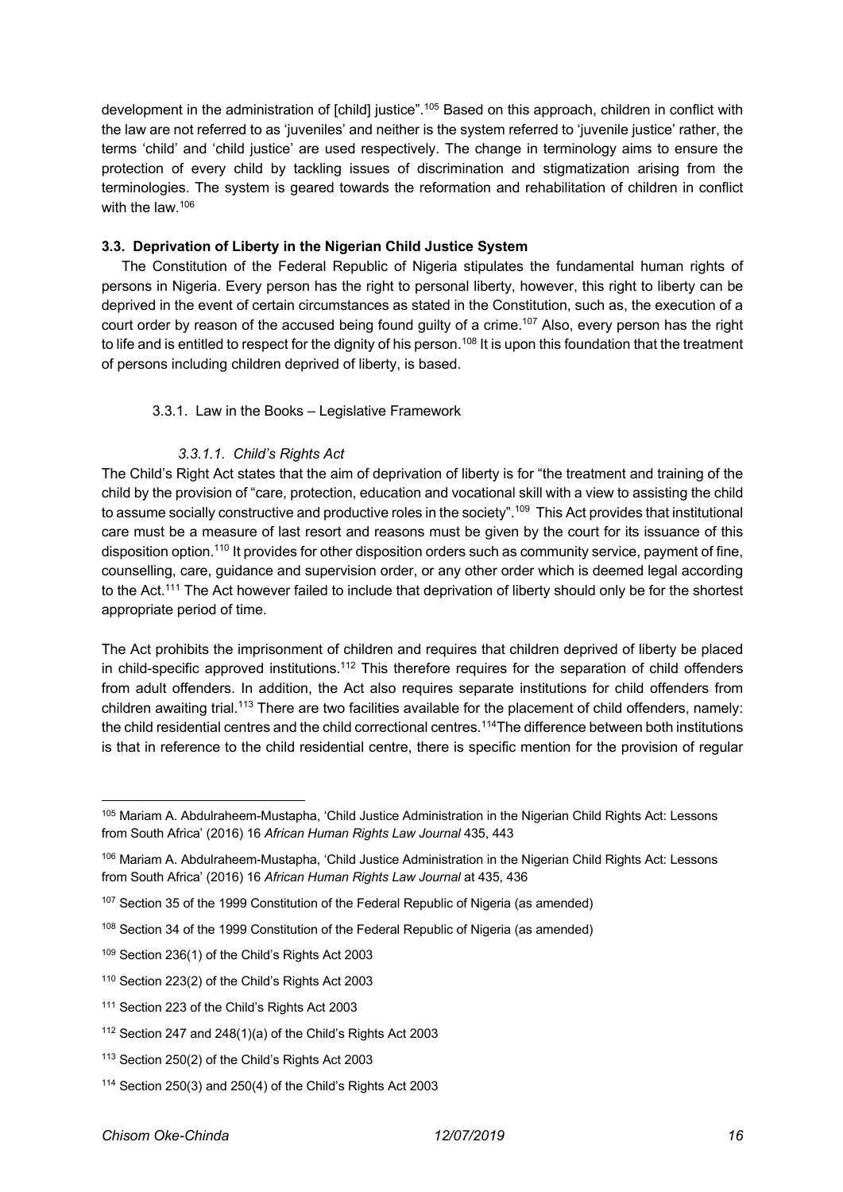development in the administration of [child] justice".[105] Based on this approach, children in conflict with the law are not referred to as 'juveniles' and neither is the system referred to 'juvenile justice' rather, the terms 'child' and 'child justice' are used respectively. The change in terminology aims to ensure the protection of every child by tackling issues of discrimination and stigmatization arising from the terminologies. The system is geared towards the reformation and rehabilitation of children in conflict with the law.[106]

### 3.3. Deprivation of Liberty in the Nigerian Child Justice System

The Constitution of the Federal Republic of Nigeria stipulates the fundamental human rights of persons in Nigeria. Every person has the right to personal liberty, however, this right to liberty can be deprived in the event of certain circumstances as stated in the Constitution, such as, the execution of a court order by reason of the accused being found guilty of a crime.[107] Also, every person has the right to life and is entitled to respect for the dignity of his person.[108] It is upon this foundation that the treatment of persons including children deprived of liberty, is based.

#### 3.3.1. Law in the Books – Legislative Framework

##### *3.3.1.1. Child's Rights Act*

The Child's Right Act states that the aim of deprivation of liberty is for "the treatment and training of the child by the provision of "care, protection, education and vocational skill with a view to assisting the child to assume socially constructive and productive roles in the society".[109] This Act provides that institutional care must be a measure of last resort and reasons must be given by the court for its issuance of this disposition option.[110] It provides for other disposition orders such as community service, payment of fine, counselling, care, guidance and supervision order, or any other order which is deemed legal according to the Act.[111] The Act however failed to include that deprivation of liberty should only be for the shortest appropriate period of time.

The Act prohibits the imprisonment of children and requires that children deprived of liberty be placed in child-specific approved institutions.[112] This therefore requires for the separation of child offenders from adult offenders. In addition, the Act also requires separate institutions for child offenders from children awaiting trial.[113] There are two facilities available for the placement of child offenders, namely: the child residential centres and the child correctional centres.[114]The difference between both institutions is that in reference to the child residential centre, there is specific mention for the provision of regular

---

[105] Mariam A. Abdulraheem-Mustapha, 'Child Justice Administration in the Nigerian Child Rights Act: Lessons from South Africa' (2016) 16 *African Human Rights Law Journal* 435, 443

[106] Mariam A. Abdulraheem-Mustapha, 'Child Justice Administration in the Nigerian Child Rights Act: Lessons from South Africa' (2016) 16 *African Human Rights Law Journal* at 435, 436

[107] Section 35 of the 1999 Constitution of the Federal Republic of Nigeria (as amended)

[108] Section 34 of the 1999 Constitution of the Federal Republic of Nigeria (as amended)

[109] Section 236(1) of the Child's Rights Act 2003

[110] Section 223(2) of the Child's Rights Act 2003

[111] Section 223 of the Child's Rights Act 2003

[112] Section 247 and 248(1)(a) of the Child's Rights Act 2003

[113] Section 250(2) of the Child's Rights Act 2003

[114] Section 250(3) and 250(4) of the Child's Rights Act 2003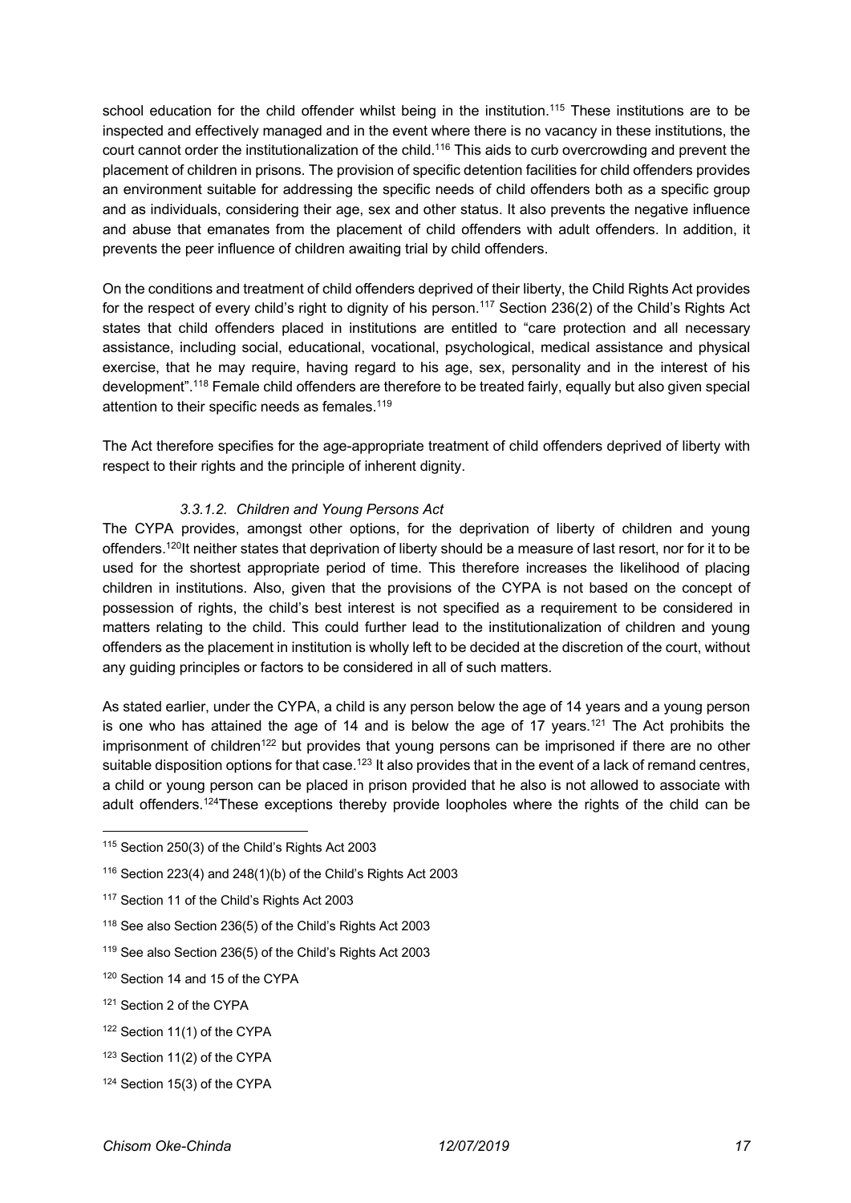school education for the child offender whilst being in the institution.[115] These institutions are to be inspected and effectively managed and in the event where there is no vacancy in these institutions, the court cannot order the institutionalization of the child.[116] This aids to curb overcrowding and prevent the placement of children in prisons. The provision of specific detention facilities for child offenders provides an environment suitable for addressing the specific needs of child offenders both as a specific group and as individuals, considering their age, sex and other status. It also prevents the negative influence and abuse that emanates from the placement of child offenders with adult offenders. In addition, it prevents the peer influence of children awaiting trial by child offenders.

On the conditions and treatment of child offenders deprived of their liberty, the Child Rights Act provides for the respect of every child's right to dignity of his person.[117] Section 236(2) of the Child's Rights Act states that child offenders placed in institutions are entitled to "care protection and all necessary assistance, including social, educational, vocational, psychological, medical assistance and physical exercise, that he may require, having regard to his age, sex, personality and in the interest of his development".[118] Female child offenders are therefore to be treated fairly, equally but also given special attention to their specific needs as females.[119]

The Act therefore specifies for the age-appropriate treatment of child offenders deprived of liberty with respect to their rights and the principle of inherent dignity.

#### *3.3.1.2. Children and Young Persons Act*

The CYPA provides, amongst other options, for the deprivation of liberty of children and young offenders.[120]It neither states that deprivation of liberty should be a measure of last resort, nor for it to be used for the shortest appropriate period of time. This therefore increases the likelihood of placing children in institutions. Also, given that the provisions of the CYPA is not based on the concept of possession of rights, the child's best interest is not specified as a requirement to be considered in matters relating to the child. This could further lead to the institutionalization of children and young offenders as the placement in institution is wholly left to be decided at the discretion of the court, without any guiding principles or factors to be considered in all of such matters.

As stated earlier, under the CYPA, a child is any person below the age of 14 years and a young person is one who has attained the age of 14 and is below the age of 17 years.[121] The Act prohibits the imprisonment of children[122] but provides that young persons can be imprisoned if there are no other suitable disposition options for that case.[123] It also provides that in the event of a lack of remand centres, a child or young person can be placed in prison provided that he also is not allowed to associate with adult offenders.[124]These exceptions thereby provide loopholes where the rights of the child can be

---

[115] Section 250(3) of the Child's Rights Act 2003

[116] Section 223(4) and 248(1)(b) of the Child's Rights Act 2003

[117] Section 11 of the Child's Rights Act 2003

[118] See also Section 236(5) of the Child's Rights Act 2003

[119] See also Section 236(5) of the Child's Rights Act 2003

[120] Section 14 and 15 of the CYPA

[121] Section 2 of the CYPA

[122] Section 11(1) of the CYPA

[123] Section 11(2) of the CYPA

[124] Section 15(3) of the CYPA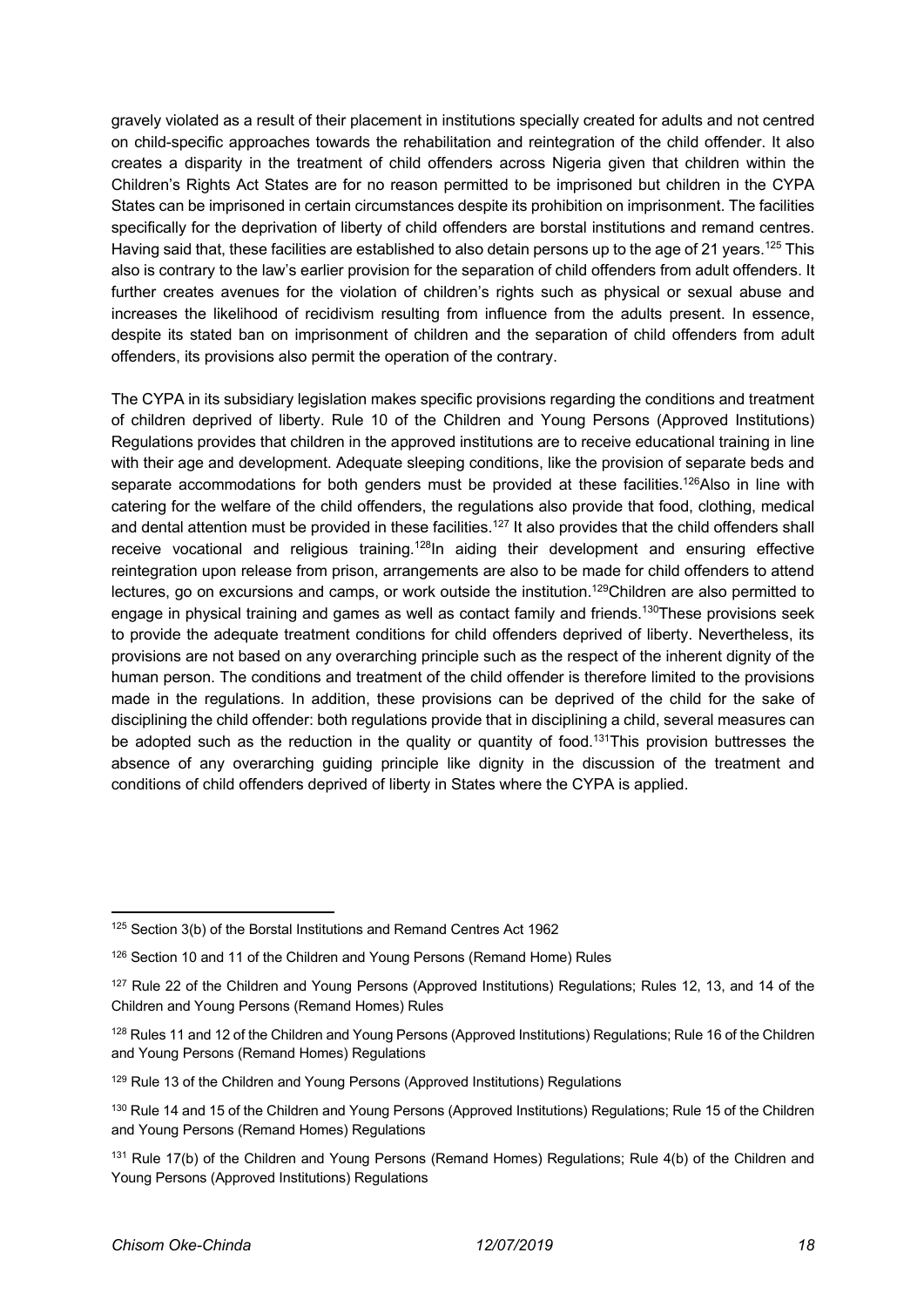gravely violated as a result of their placement in institutions specially created for adults and not centred on child-specific approaches towards the rehabilitation and reintegration of the child offender. It also creates a disparity in the treatment of child offenders across Nigeria given that children within the Children's Rights Act States are for no reason permitted to be imprisoned but children in the CYPA States can be imprisoned in certain circumstances despite its prohibition on imprisonment. The facilities specifically for the deprivation of liberty of child offenders are borstal institutions and remand centres. Having said that, these facilities are established to also detain persons up to the age of 21 years.[125] This also is contrary to the law's earlier provision for the separation of child offenders from adult offenders. It further creates avenues for the violation of children's rights such as physical or sexual abuse and increases the likelihood of recidivism resulting from influence from the adults present. In essence, despite its stated ban on imprisonment of children and the separation of child offenders from adult offenders, its provisions also permit the operation of the contrary.

The CYPA in its subsidiary legislation makes specific provisions regarding the conditions and treatment of children deprived of liberty. Rule 10 of the Children and Young Persons (Approved Institutions) Regulations provides that children in the approved institutions are to receive educational training in line with their age and development. Adequate sleeping conditions, like the provision of separate beds and separate accommodations for both genders must be provided at these facilities.[126]Also in line with catering for the welfare of the child offenders, the regulations also provide that food, clothing, medical and dental attention must be provided in these facilities.[127] It also provides that the child offenders shall receive vocational and religious training.[128]In aiding their development and ensuring effective reintegration upon release from prison, arrangements are also to be made for child offenders to attend lectures, go on excursions and camps, or work outside the institution.[129]Children are also permitted to engage in physical training and games as well as contact family and friends.[130]These provisions seek to provide the adequate treatment conditions for child offenders deprived of liberty. Nevertheless, its provisions are not based on any overarching principle such as the respect of the inherent dignity of the human person. The conditions and treatment of the child offender is therefore limited to the provisions made in the regulations. In addition, these provisions can be deprived of the child for the sake of disciplining the child offender: both regulations provide that in disciplining a child, several measures can be adopted such as the reduction in the quality or quantity of food.[131]This provision buttresses the absence of any overarching guiding principle like dignity in the discussion of the treatment and conditions of child offenders deprived of liberty in States where the CYPA is applied.

---

[125] Section 3(b) of the Borstal Institutions and Remand Centres Act 1962

[126] Section 10 and 11 of the Children and Young Persons (Remand Home) Rules

[127] Rule 22 of the Children and Young Persons (Approved Institutions) Regulations; Rules 12, 13, and 14 of the Children and Young Persons (Remand Homes) Rules

[128] Rules 11 and 12 of the Children and Young Persons (Approved Institutions) Regulations; Rule 16 of the Children and Young Persons (Remand Homes) Regulations

[129] Rule 13 of the Children and Young Persons (Approved Institutions) Regulations

[130] Rule 14 and 15 of the Children and Young Persons (Approved Institutions) Regulations; Rule 15 of the Children and Young Persons (Remand Homes) Regulations

[131] Rule 17(b) of the Children and Young Persons (Remand Homes) Regulations; Rule 4(b) of the Children and Young Persons (Approved Institutions) Regulations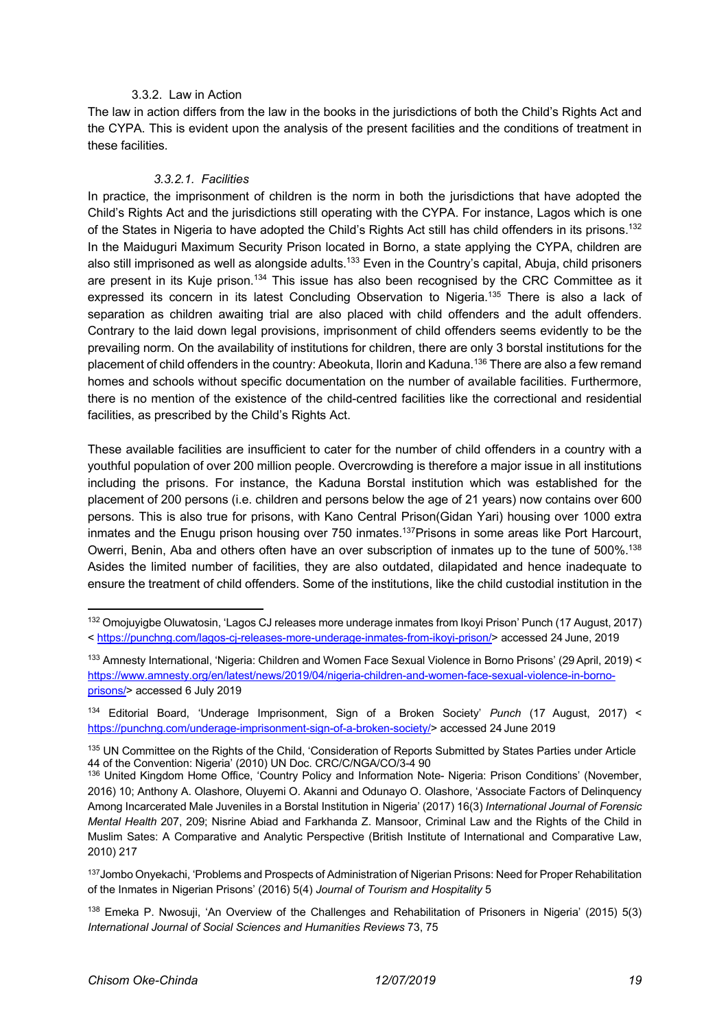#### 3.3.2. Law in Action

The law in action differs from the law in the books in the jurisdictions of both the Child's Rights Act and the CYPA. This is evident upon the analysis of the present facilities and the conditions of treatment in these facilities.

##### *3.3.2.1. Facilities*

In practice, the imprisonment of children is the norm in both the jurisdictions that have adopted the Child's Rights Act and the jurisdictions still operating with the CYPA. For instance, Lagos which is one of the States in Nigeria to have adopted the Child's Rights Act still has child offenders in its prisons.[132] In the Maiduguri Maximum Security Prison located in Borno, a state applying the CYPA, children are also still imprisoned as well as alongside adults.[133] Even in the Country's capital, Abuja, child prisoners are present in its Kuje prison.[134] This issue has also been recognised by the CRC Committee as it expressed its concern in its latest Concluding Observation to Nigeria.[135] There is also a lack of separation as children awaiting trial are also placed with child offenders and the adult offenders. Contrary to the laid down legal provisions, imprisonment of child offenders seems evidently to be the prevailing norm. On the availability of institutions for children, there are only 3 borstal institutions for the placement of child offenders in the country: Abeokuta, Ilorin and Kaduna.[136] There are also a few remand homes and schools without specific documentation on the number of available facilities. Furthermore, there is no mention of the existence of the child-centred facilities like the correctional and residential facilities, as prescribed by the Child's Rights Act.

These available facilities are insufficient to cater for the number of child offenders in a country with a youthful population of over 200 million people. Overcrowding is therefore a major issue in all institutions including the prisons. For instance, the Kaduna Borstal institution which was established for the placement of 200 persons (i.e. children and persons below the age of 21 years) now contains over 600 persons. This is also true for prisons, with Kano Central Prison(Gidan Yari) housing over 1000 extra inmates and the Enugu prison housing over 750 inmates.[137]Prisons in some areas like Port Harcourt, Owerri, Benin, Aba and others often have an over subscription of inmates up to the tune of 500%.[138] Asides the limited number of facilities, they are also outdated, dilapidated and hence inadequate to ensure the treatment of child offenders. Some of the institutions, like the child custodial institution in the

---

[132] Omojuyigbe Oluwatosin, 'Lagos CJ releases more underage inmates from Ikoyi Prison' Punch (17 August, 2017) < https://punchng.com/lagos-cj-releases-more-underage-inmates-from-ikoyi-prison/> accessed 24 June, 2019

[133] Amnesty International, 'Nigeria: Children and Women Face Sexual Violence in Borno Prisons' (29 April, 2019) < https://www.amnesty.org/en/latest/news/2019/04/nigeria-children-and-women-face-sexual-violence-in-borno-prisons/> accessed 6 July 2019

[134] Editorial Board, 'Underage Imprisonment, Sign of a Broken Society' *Punch* (17 August, 2017) < https://punchng.com/underage-imprisonment-sign-of-a-broken-society/> accessed 24 June 2019

[135] UN Committee on the Rights of the Child, 'Consideration of Reports Submitted by States Parties under Article 44 of the Convention: Nigeria' (2010) UN Doc. CRC/C/NGA/CO/3-4 90

[136] United Kingdom Home Office, 'Country Policy and Information Note- Nigeria: Prison Conditions' (November, 2016) 10; Anthony A. Olashore, Oluyemi O. Akanni and Odunayo O. Olashore, 'Associate Factors of Delinquency Among Incarcerated Male Juveniles in a Borstal Institution in Nigeria' (2017) 16(3) *International Journal of Forensic Mental Health* 207, 209; Nisrine Abiad and Farkhanda Z. Mansoor, Criminal Law and the Rights of the Child in Muslim Sates: A Comparative and Analytic Perspective (British Institute of International and Comparative Law, 2010) 217

[137] Jombo Onyekachi, 'Problems and Prospects of Administration of Nigerian Prisons: Need for Proper Rehabilitation of the Inmates in Nigerian Prisons' (2016) 5(4) *Journal of Tourism and Hospitality* 5

[138] Emeka P. Nwosuji, 'An Overview of the Challenges and Rehabilitation of Prisoners in Nigeria' (2015) 5(3) *International Journal of Social Sciences and Humanities Reviews* 73, 75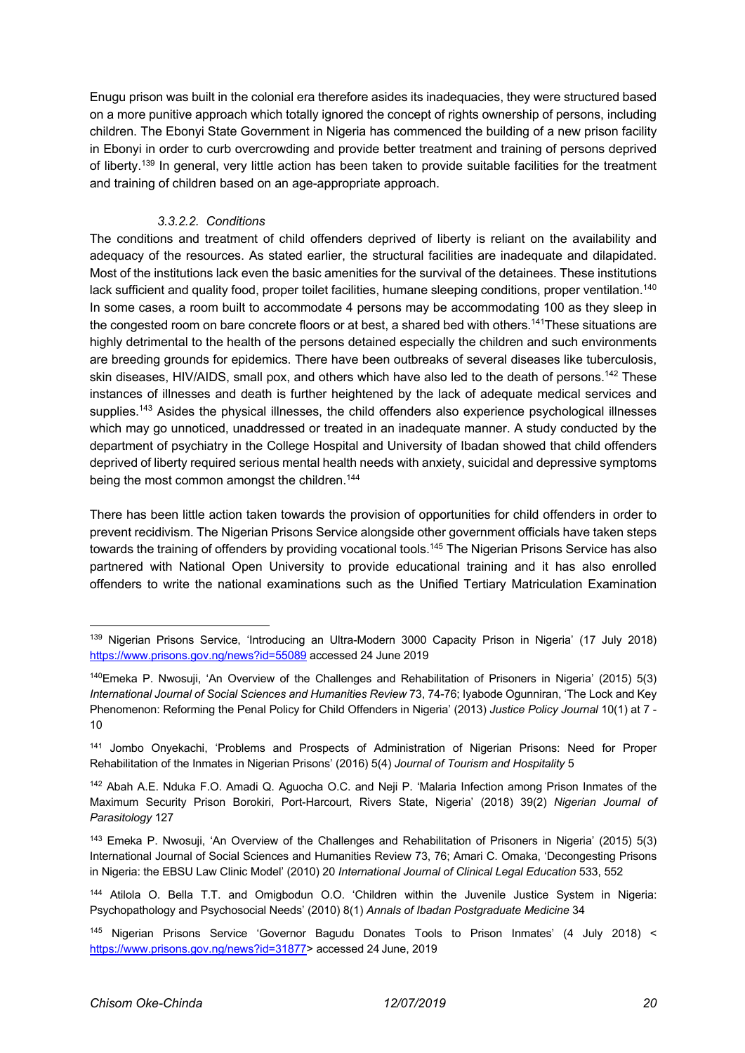Enugu prison was built in the colonial era therefore asides its inadequacies, they were structured based on a more punitive approach which totally ignored the concept of rights ownership of persons, including children. The Ebonyi State Government in Nigeria has commenced the building of a new prison facility in Ebonyi in order to curb overcrowding and provide better treatment and training of persons deprived of liberty.[139] In general, very little action has been taken to provide suitable facilities for the treatment and training of children based on an age-appropriate approach.

#### *3.3.2.2. Conditions*

The conditions and treatment of child offenders deprived of liberty is reliant on the availability and adequacy of the resources. As stated earlier, the structural facilities are inadequate and dilapidated. Most of the institutions lack even the basic amenities for the survival of the detainees. These institutions lack sufficient and quality food, proper toilet facilities, humane sleeping conditions, proper ventilation.[140] In some cases, a room built to accommodate 4 persons may be accommodating 100 as they sleep in the congested room on bare concrete floors or at best, a shared bed with others.[141]These situations are highly detrimental to the health of the persons detained especially the children and such environments are breeding grounds for epidemics. There have been outbreaks of several diseases like tuberculosis, skin diseases, HIV/AIDS, small pox, and others which have also led to the death of persons.[142] These instances of illnesses and death is further heightened by the lack of adequate medical services and supplies.[143] Asides the physical illnesses, the child offenders also experience psychological illnesses which may go unnoticed, unaddressed or treated in an inadequate manner. A study conducted by the department of psychiatry in the College Hospital and University of Ibadan showed that child offenders deprived of liberty required serious mental health needs with anxiety, suicidal and depressive symptoms being the most common amongst the children.[144]

There has been little action taken towards the provision of opportunities for child offenders in order to prevent recidivism. The Nigerian Prisons Service alongside other government officials have taken steps towards the training of offenders by providing vocational tools.[145] The Nigerian Prisons Service has also partnered with National Open University to provide educational training and it has also enrolled offenders to write the national examinations such as the Unified Tertiary Matriculation Examination

---

[139] Nigerian Prisons Service, 'Introducing an Ultra-Modern 3000 Capacity Prison in Nigeria' (17 July 2018) https://www.prisons.gov.ng/news?id=55089 accessed 24 June 2019

[140] Emeka P. Nwosuji, 'An Overview of the Challenges and Rehabilitation of Prisoners in Nigeria' (2015) 5(3) *International Journal of Social Sciences and Humanities Review* 73, 74-76; Iyabode Ogunniran, 'The Lock and Key Phenomenon: Reforming the Penal Policy for Child Offenders in Nigeria' (2013) *Justice Policy Journal* 10(1) at 7 - 10

[141] Jombo Onyekachi, 'Problems and Prospects of Administration of Nigerian Prisons: Need for Proper Rehabilitation of the Inmates in Nigerian Prisons' (2016) 5(4) *Journal of Tourism and Hospitality* 5

[142] Abah A.E. Nduka F.O. Amadi Q. Aguocha O.C. and Neji P. 'Malaria Infection among Prison Inmates of the Maximum Security Prison Borokiri, Port-Harcourt, Rivers State, Nigeria' (2018) 39(2) *Nigerian Journal of Parasitology* 127

[143] Emeka P. Nwosuji, 'An Overview of the Challenges and Rehabilitation of Prisoners in Nigeria' (2015) 5(3) International Journal of Social Sciences and Humanities Review 73, 76; Amari C. Omaka, 'Decongesting Prisons in Nigeria: the EBSU Law Clinic Model' (2010) 20 *International Journal of Clinical Legal Education* 533, 552

[144] Atilola O. Bella T.T. and Omigbodun O.O. 'Children within the Juvenile Justice System in Nigeria: Psychopathology and Psychosocial Needs' (2010) 8(1) *Annals of Ibadan Postgraduate Medicine* 34

[145] Nigerian Prisons Service 'Governor Bagudu Donates Tools to Prison Inmates' (4 July 2018) < https://www.prisons.gov.ng/news?id=31877> accessed 24 June, 2019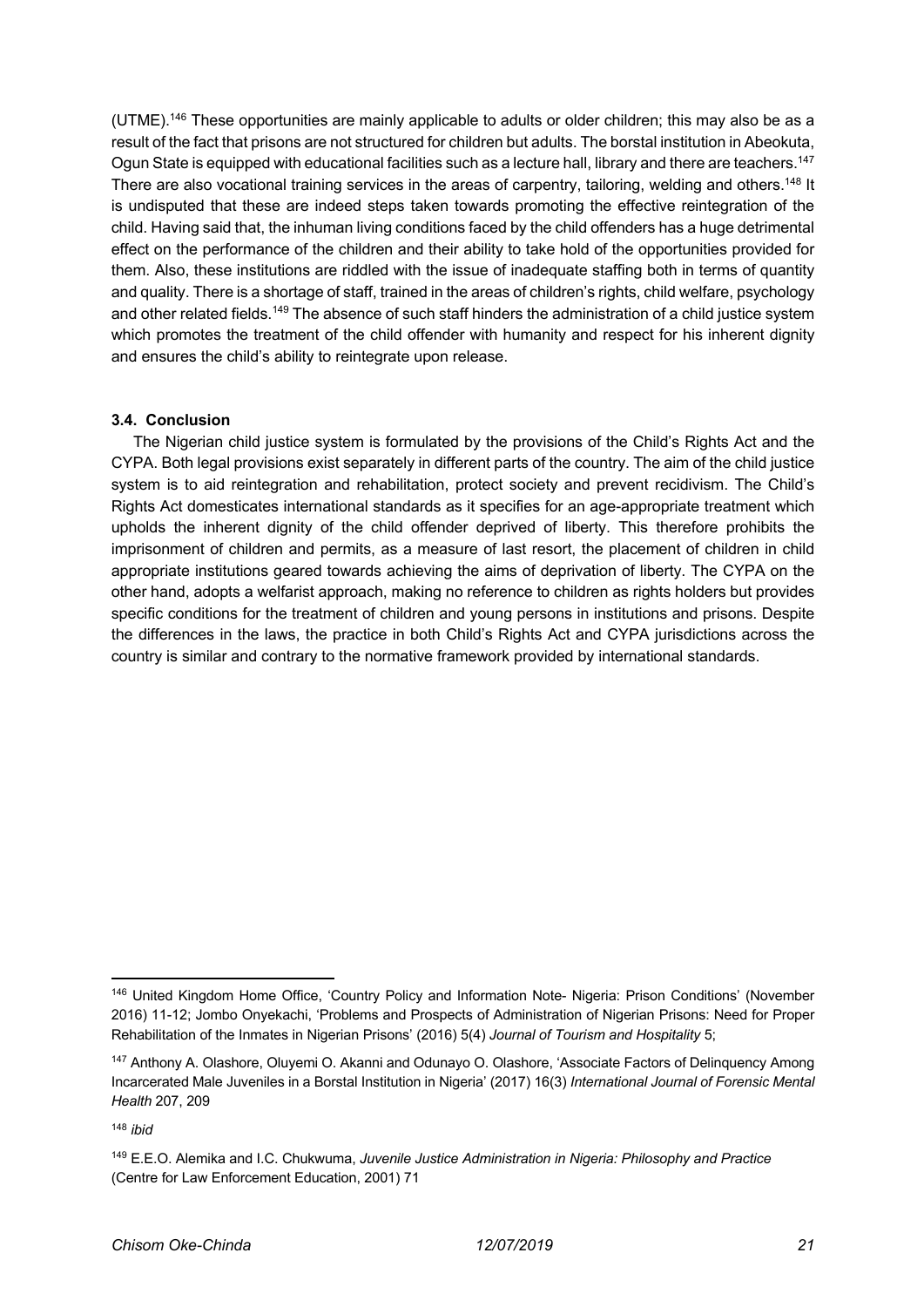(UTME).[146] These opportunities are mainly applicable to adults or older children; this may also be as a result of the fact that prisons are not structured for children but adults. The borstal institution in Abeokuta, Ogun State is equipped with educational facilities such as a lecture hall, library and there are teachers.[147] There are also vocational training services in the areas of carpentry, tailoring, welding and others.[148] It is undisputed that these are indeed steps taken towards promoting the effective reintegration of the child. Having said that, the inhuman living conditions faced by the child offenders has a huge detrimental effect on the performance of the children and their ability to take hold of the opportunities provided for them. Also, these institutions are riddled with the issue of inadequate staffing both in terms of quantity and quality. There is a shortage of staff, trained in the areas of children's rights, child welfare, psychology and other related fields.[149] The absence of such staff hinders the administration of a child justice system which promotes the treatment of the child offender with humanity and respect for his inherent dignity and ensures the child's ability to reintegrate upon release.

### 3.4. Conclusion

The Nigerian child justice system is formulated by the provisions of the Child's Rights Act and the CYPA. Both legal provisions exist separately in different parts of the country. The aim of the child justice system is to aid reintegration and rehabilitation, protect society and prevent recidivism. The Child's Rights Act domesticates international standards as it specifies for an age-appropriate treatment which upholds the inherent dignity of the child offender deprived of liberty. This therefore prohibits the imprisonment of children and permits, as a measure of last resort, the placement of children in child appropriate institutions geared towards achieving the aims of deprivation of liberty. The CYPA on the other hand, adopts a welfarist approach, making no reference to children as rights holders but provides specific conditions for the treatment of children and young persons in institutions and prisons. Despite the differences in the laws, the practice in both Child's Rights Act and CYPA jurisdictions across the country is similar and contrary to the normative framework provided by international standards.

---

[146] United Kingdom Home Office, 'Country Policy and Information Note- Nigeria: Prison Conditions' (November 2016) 11-12; Jombo Onyekachi, 'Problems and Prospects of Administration of Nigerian Prisons: Need for Proper Rehabilitation of the Inmates in Nigerian Prisons' (2016) 5(4) *Journal of Tourism and Hospitality* 5;

[147] Anthony A. Olashore, Oluyemi O. Akanni and Odunayo O. Olashore, 'Associate Factors of Delinquency Among Incarcerated Male Juveniles in a Borstal Institution in Nigeria' (2017) 16(3) *International Journal of Forensic Mental Health* 207, 209

[148] *ibid*

[149] E.E.O. Alemika and I.C. Chukwuma, *Juvenile Justice Administration in Nigeria: Philosophy and Practice* (Centre for Law Enforcement Education, 2001) 71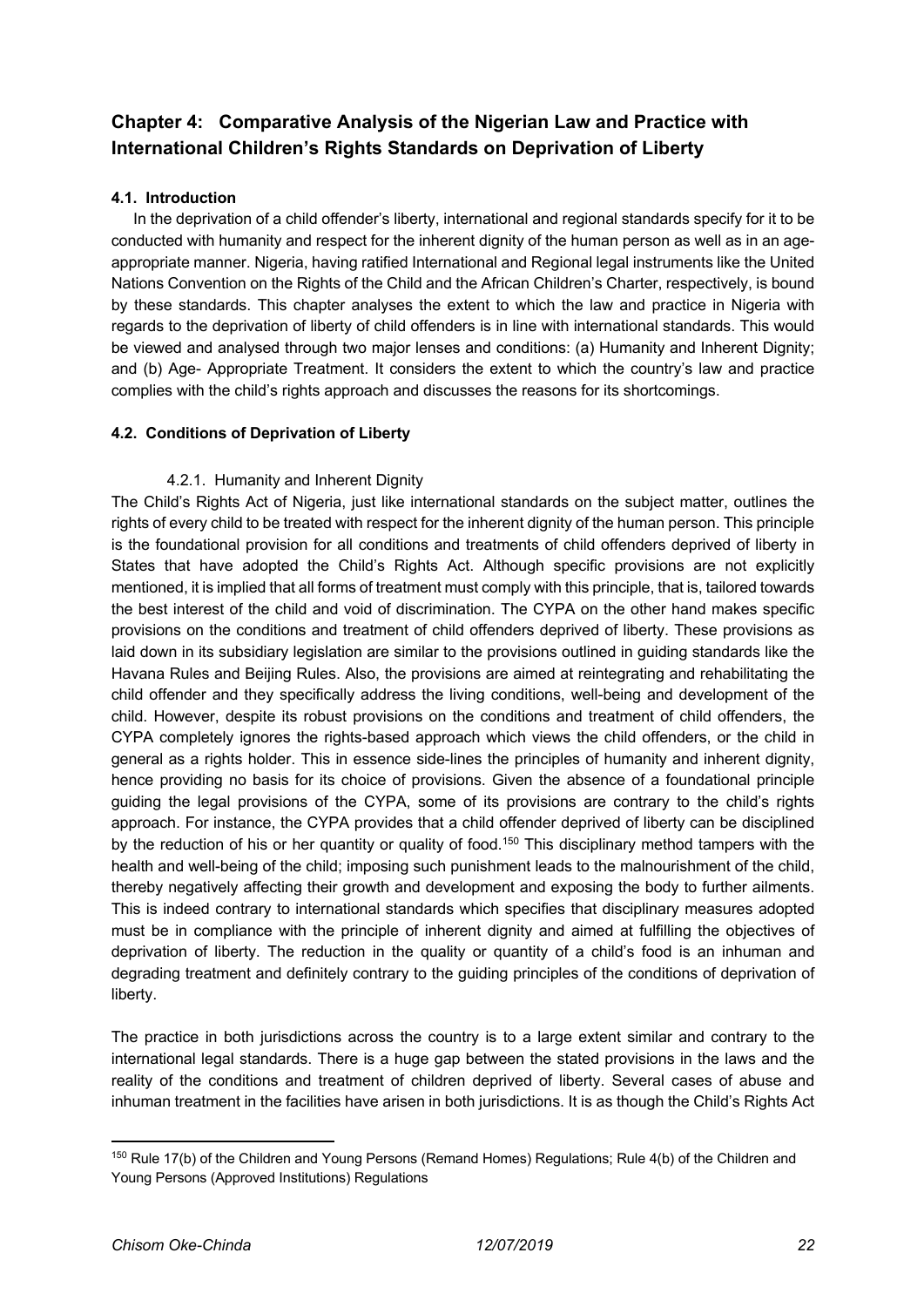## Chapter 4: Comparative Analysis of the Nigerian Law and Practice with International Children's Rights Standards on Deprivation of Liberty

### 4.1. Introduction

In the deprivation of a child offender's liberty, international and regional standards specify for it to be conducted with humanity and respect for the inherent dignity of the human person as well as in an age-appropriate manner. Nigeria, having ratified International and Regional legal instruments like the United Nations Convention on the Rights of the Child and the African Children's Charter, respectively, is bound by these standards. This chapter analyses the extent to which the law and practice in Nigeria with regards to the deprivation of liberty of child offenders is in line with international standards. This would be viewed and analysed through two major lenses and conditions: (a) Humanity and Inherent Dignity; and (b) Age- Appropriate Treatment. It considers the extent to which the country's law and practice complies with the child's rights approach and discusses the reasons for its shortcomings.

### 4.2. Conditions of Deprivation of Liberty

#### 4.2.1. Humanity and Inherent Dignity

The Child's Rights Act of Nigeria, just like international standards on the subject matter, outlines the rights of every child to be treated with respect for the inherent dignity of the human person. This principle is the foundational provision for all conditions and treatments of child offenders deprived of liberty in States that have adopted the Child's Rights Act. Although specific provisions are not explicitly mentioned, it is implied that all forms of treatment must comply with this principle, that is, tailored towards the best interest of the child and void of discrimination. The CYPA on the other hand makes specific provisions on the conditions and treatment of child offenders deprived of liberty. These provisions as laid down in its subsidiary legislation are similar to the provisions outlined in guiding standards like the Havana Rules and Beijing Rules. Also, the provisions are aimed at reintegrating and rehabilitating the child offender and they specifically address the living conditions, well-being and development of the child. However, despite its robust provisions on the conditions and treatment of child offenders, the CYPA completely ignores the rights-based approach which views the child offenders, or the child in general as a rights holder. This in essence side-lines the principles of humanity and inherent dignity, hence providing no basis for its choice of provisions. Given the absence of a foundational principle guiding the legal provisions of the CYPA, some of its provisions are contrary to the child's rights approach. For instance, the CYPA provides that a child offender deprived of liberty can be disciplined by the reduction of his or her quantity or quality of food.[150] This disciplinary method tampers with the health and well-being of the child; imposing such punishment leads to the malnourishment of the child, thereby negatively affecting their growth and development and exposing the body to further ailments. This is indeed contrary to international standards which specifies that disciplinary measures adopted must be in compliance with the principle of inherent dignity and aimed at fulfilling the objectives of deprivation of liberty. The reduction in the quality or quantity of a child's food is an inhuman and degrading treatment and definitely contrary to the guiding principles of the conditions of deprivation of liberty.

The practice in both jurisdictions across the country is to a large extent similar and contrary to the international legal standards. There is a huge gap between the stated provisions in the laws and the reality of the conditions and treatment of children deprived of liberty. Several cases of abuse and inhuman treatment in the facilities have arisen in both jurisdictions. It is as though the Child's Rights Act

---

[150] Rule 17(b) of the Children and Young Persons (Remand Homes) Regulations; Rule 4(b) of the Children and Young Persons (Approved Institutions) Regulations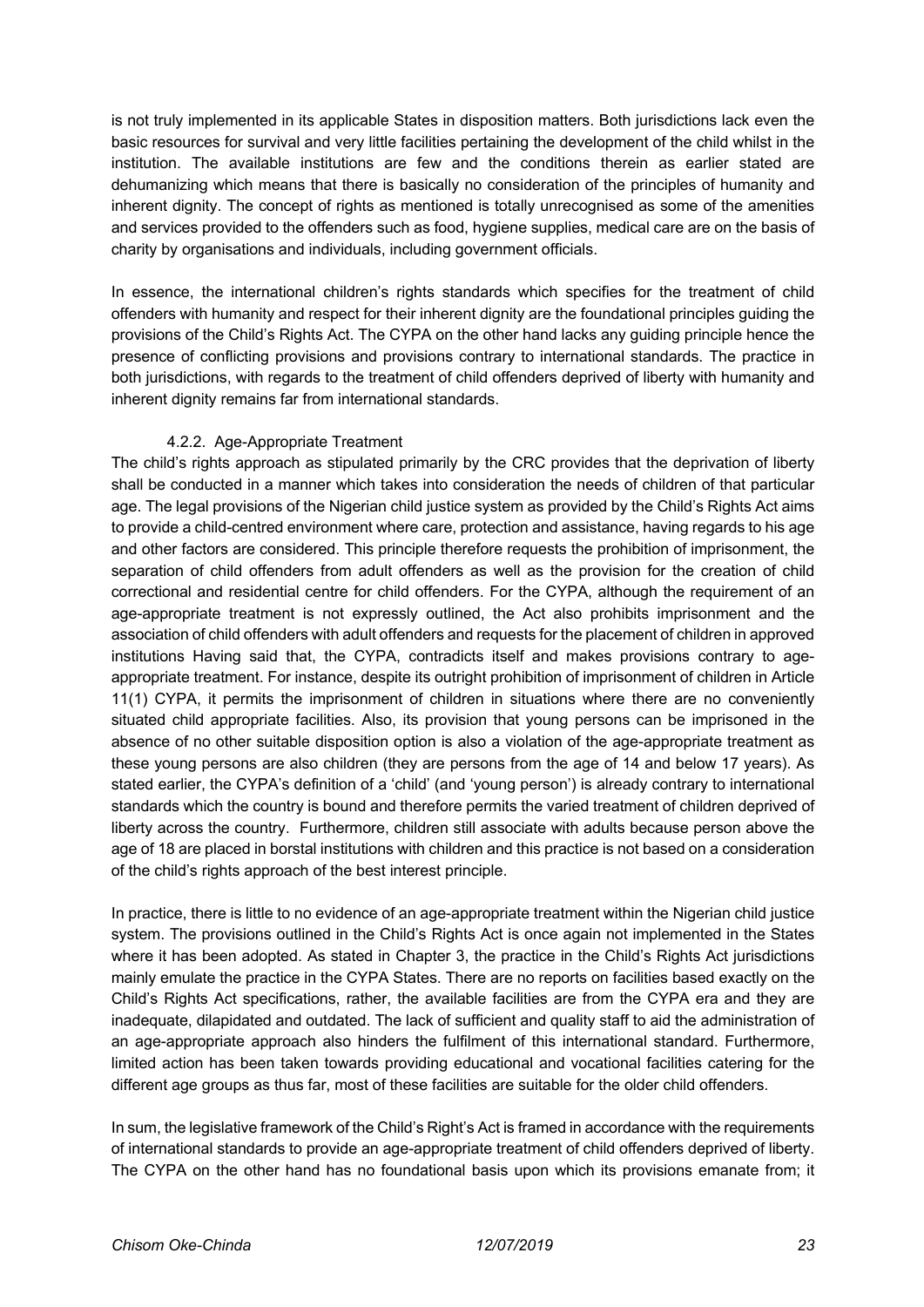is not truly implemented in its applicable States in disposition matters. Both jurisdictions lack even the basic resources for survival and very little facilities pertaining the development of the child whilst in the institution. The available institutions are few and the conditions therein as earlier stated are dehumanizing which means that there is basically no consideration of the principles of humanity and inherent dignity. The concept of rights as mentioned is totally unrecognised as some of the amenities and services provided to the offenders such as food, hygiene supplies, medical care are on the basis of charity by organisations and individuals, including government officials.

In essence, the international children's rights standards which specifies for the treatment of child offenders with humanity and respect for their inherent dignity are the foundational principles guiding the provisions of the Child's Rights Act. The CYPA on the other hand lacks any guiding principle hence the presence of conflicting provisions and provisions contrary to international standards. The practice in both jurisdictions, with regards to the treatment of child offenders deprived of liberty with humanity and inherent dignity remains far from international standards.

#### 4.2.2. Age-Appropriate Treatment

The child's rights approach as stipulated primarily by the CRC provides that the deprivation of liberty shall be conducted in a manner which takes into consideration the needs of children of that particular age. The legal provisions of the Nigerian child justice system as provided by the Child's Rights Act aims to provide a child-centred environment where care, protection and assistance, having regards to his age and other factors are considered. This principle therefore requests the prohibition of imprisonment, the separation of child offenders from adult offenders as well as the provision for the creation of child correctional and residential centre for child offenders. For the CYPA, although the requirement of an age-appropriate treatment is not expressly outlined, the Act also prohibits imprisonment and the association of child offenders with adult offenders and requests for the placement of children in approved institutions Having said that, the CYPA, contradicts itself and makes provisions contrary to age-appropriate treatment. For instance, despite its outright prohibition of imprisonment of children in Article 11(1) CYPA, it permits the imprisonment of children in situations where there are no conveniently situated child appropriate facilities. Also, its provision that young persons can be imprisoned in the absence of no other suitable disposition option is also a violation of the age-appropriate treatment as these young persons are also children (they are persons from the age of 14 and below 17 years). As stated earlier, the CYPA's definition of a 'child' (and 'young person') is already contrary to international standards which the country is bound and therefore permits the varied treatment of children deprived of liberty across the country. Furthermore, children still associate with adults because person above the age of 18 are placed in borstal institutions with children and this practice is not based on a consideration of the child's rights approach of the best interest principle.

In practice, there is little to no evidence of an age-appropriate treatment within the Nigerian child justice system. The provisions outlined in the Child's Rights Act is once again not implemented in the States where it has been adopted. As stated in Chapter 3, the practice in the Child's Rights Act jurisdictions mainly emulate the practice in the CYPA States. There are no reports on facilities based exactly on the Child's Rights Act specifications, rather, the available facilities are from the CYPA era and they are inadequate, dilapidated and outdated. The lack of sufficient and quality staff to aid the administration of an age-appropriate approach also hinders the fulfilment of this international standard. Furthermore, limited action has been taken towards providing educational and vocational facilities catering for the different age groups as thus far, most of these facilities are suitable for the older child offenders.

In sum, the legislative framework of the Child's Right's Act is framed in accordance with the requirements of international standards to provide an age-appropriate treatment of child offenders deprived of liberty. The CYPA on the other hand has no foundational basis upon which its provisions emanate from; it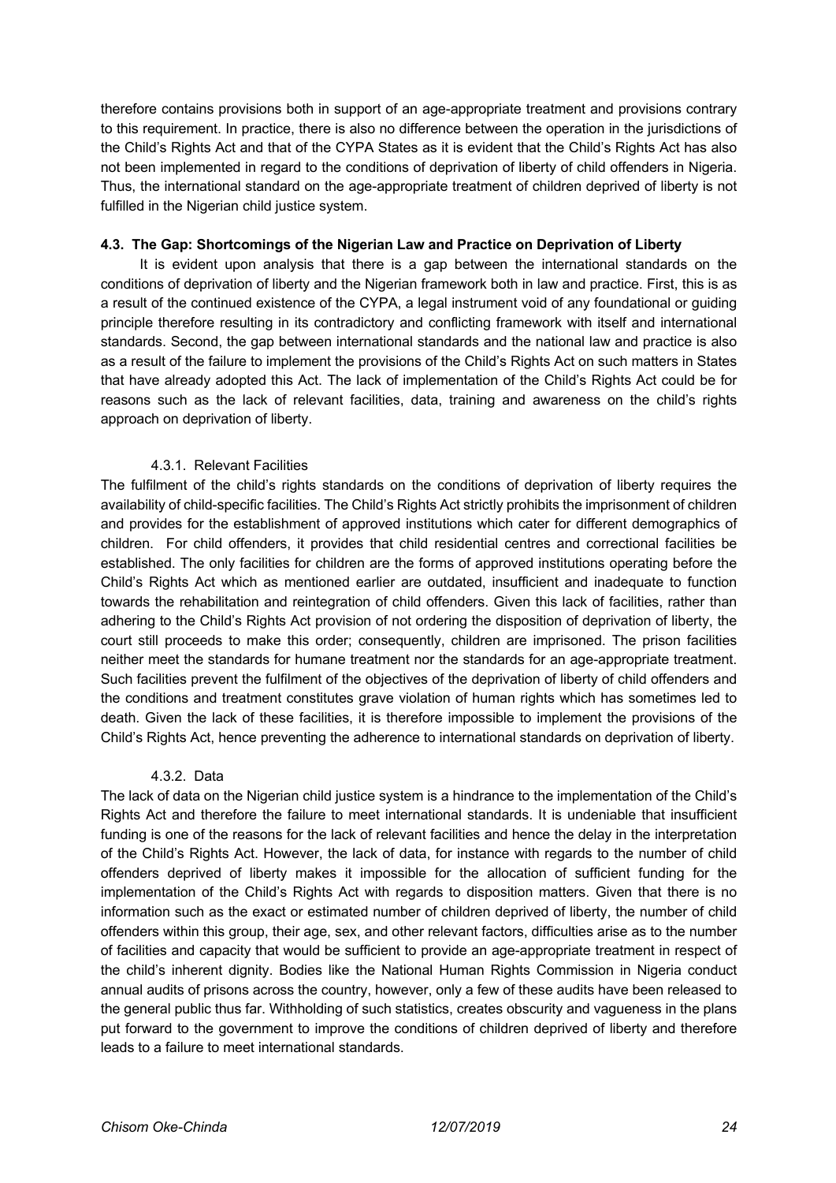therefore contains provisions both in support of an age-appropriate treatment and provisions contrary to this requirement. In practice, there is also no difference between the operation in the jurisdictions of the Child's Rights Act and that of the CYPA States as it is evident that the Child's Rights Act has also not been implemented in regard to the conditions of deprivation of liberty of child offenders in Nigeria. Thus, the international standard on the age-appropriate treatment of children deprived of liberty is not fulfilled in the Nigerian child justice system.

### 4.3. The Gap: Shortcomings of the Nigerian Law and Practice on Deprivation of Liberty

It is evident upon analysis that there is a gap between the international standards on the conditions of deprivation of liberty and the Nigerian framework both in law and practice. First, this is as a result of the continued existence of the CYPA, a legal instrument void of any foundational or guiding principle therefore resulting in its contradictory and conflicting framework with itself and international standards. Second, the gap between international standards and the national law and practice is also as a result of the failure to implement the provisions of the Child's Rights Act on such matters in States that have already adopted this Act. The lack of implementation of the Child's Rights Act could be for reasons such as the lack of relevant facilities, data, training and awareness on the child's rights approach on deprivation of liberty.

#### 4.3.1. Relevant Facilities

The fulfilment of the child's rights standards on the conditions of deprivation of liberty requires the availability of child-specific facilities. The Child's Rights Act strictly prohibits the imprisonment of children and provides for the establishment of approved institutions which cater for different demographics of children. For child offenders, it provides that child residential centres and correctional facilities be established. The only facilities for children are the forms of approved institutions operating before the Child's Rights Act which as mentioned earlier are outdated, insufficient and inadequate to function towards the rehabilitation and reintegration of child offenders. Given this lack of facilities, rather than adhering to the Child's Rights Act provision of not ordering the disposition of deprivation of liberty, the court still proceeds to make this order; consequently, children are imprisoned. The prison facilities neither meet the standards for humane treatment nor the standards for an age-appropriate treatment. Such facilities prevent the fulfilment of the objectives of the deprivation of liberty of child offenders and the conditions and treatment constitutes grave violation of human rights which has sometimes led to death. Given the lack of these facilities, it is therefore impossible to implement the provisions of the Child's Rights Act, hence preventing the adherence to international standards on deprivation of liberty.

#### 4.3.2. Data

The lack of data on the Nigerian child justice system is a hindrance to the implementation of the Child's Rights Act and therefore the failure to meet international standards. It is undeniable that insufficient funding is one of the reasons for the lack of relevant facilities and hence the delay in the interpretation of the Child's Rights Act. However, the lack of data, for instance with regards to the number of child offenders deprived of liberty makes it impossible for the allocation of sufficient funding for the implementation of the Child's Rights Act with regards to disposition matters. Given that there is no information such as the exact or estimated number of children deprived of liberty, the number of child offenders within this group, their age, sex, and other relevant factors, difficulties arise as to the number of facilities and capacity that would be sufficient to provide an age-appropriate treatment in respect of the child's inherent dignity. Bodies like the National Human Rights Commission in Nigeria conduct annual audits of prisons across the country, however, only a few of these audits have been released to the general public thus far. Withholding of such statistics, creates obscurity and vagueness in the plans put forward to the government to improve the conditions of children deprived of liberty and therefore leads to a failure to meet international standards.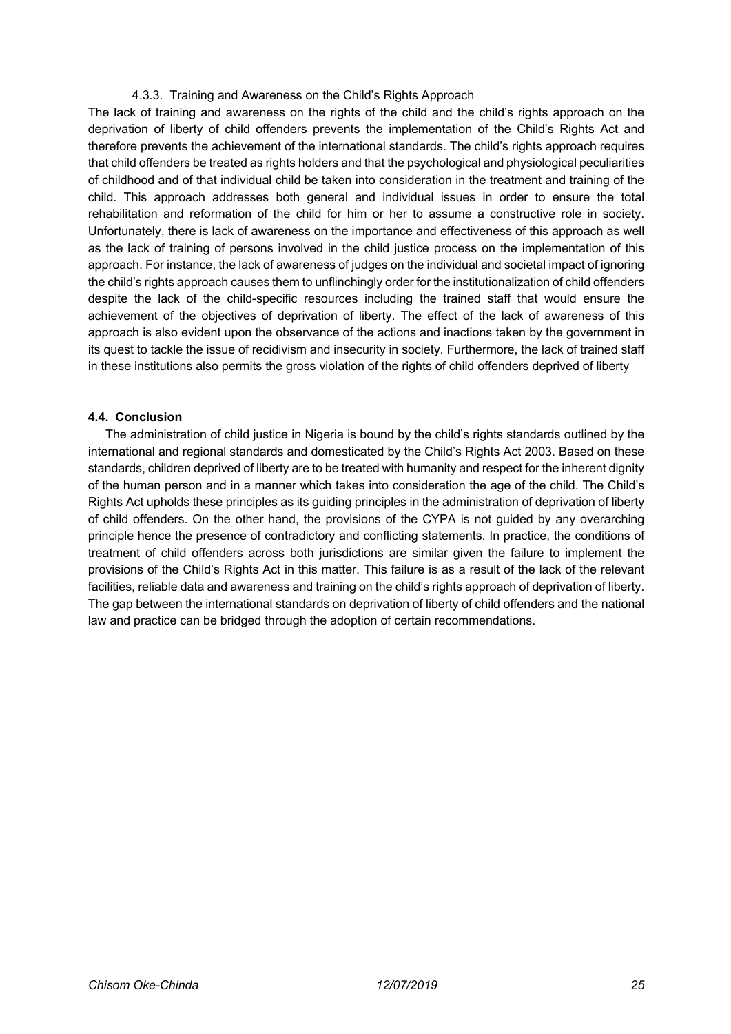#### 4.3.3. Training and Awareness on the Child's Rights Approach

The lack of training and awareness on the rights of the child and the child's rights approach on the deprivation of liberty of child offenders prevents the implementation of the Child's Rights Act and therefore prevents the achievement of the international standards. The child's rights approach requires that child offenders be treated as rights holders and that the psychological and physiological peculiarities of childhood and of that individual child be taken into consideration in the treatment and training of the child. This approach addresses both general and individual issues in order to ensure the total rehabilitation and reformation of the child for him or her to assume a constructive role in society. Unfortunately, there is lack of awareness on the importance and effectiveness of this approach as well as the lack of training of persons involved in the child justice process on the implementation of this approach. For instance, the lack of awareness of judges on the individual and societal impact of ignoring the child's rights approach causes them to unflinchingly order for the institutionalization of child offenders despite the lack of the child-specific resources including the trained staff that would ensure the achievement of the objectives of deprivation of liberty. The effect of the lack of awareness of this approach is also evident upon the observance of the actions and inactions taken by the government in its quest to tackle the issue of recidivism and insecurity in society. Furthermore, the lack of trained staff in these institutions also permits the gross violation of the rights of child offenders deprived of liberty

### 4.4. Conclusion

The administration of child justice in Nigeria is bound by the child's rights standards outlined by the international and regional standards and domesticated by the Child's Rights Act 2003. Based on these standards, children deprived of liberty are to be treated with humanity and respect for the inherent dignity of the human person and in a manner which takes into consideration the age of the child. The Child's Rights Act upholds these principles as its guiding principles in the administration of deprivation of liberty of child offenders. On the other hand, the provisions of the CYPA is not guided by any overarching principle hence the presence of contradictory and conflicting statements. In practice, the conditions of treatment of child offenders across both jurisdictions are similar given the failure to implement the provisions of the Child's Rights Act in this matter. This failure is as a result of the lack of the relevant facilities, reliable data and awareness and training on the child's rights approach of deprivation of liberty. The gap between the international standards on deprivation of liberty of child offenders and the national law and practice can be bridged through the adoption of certain recommendations.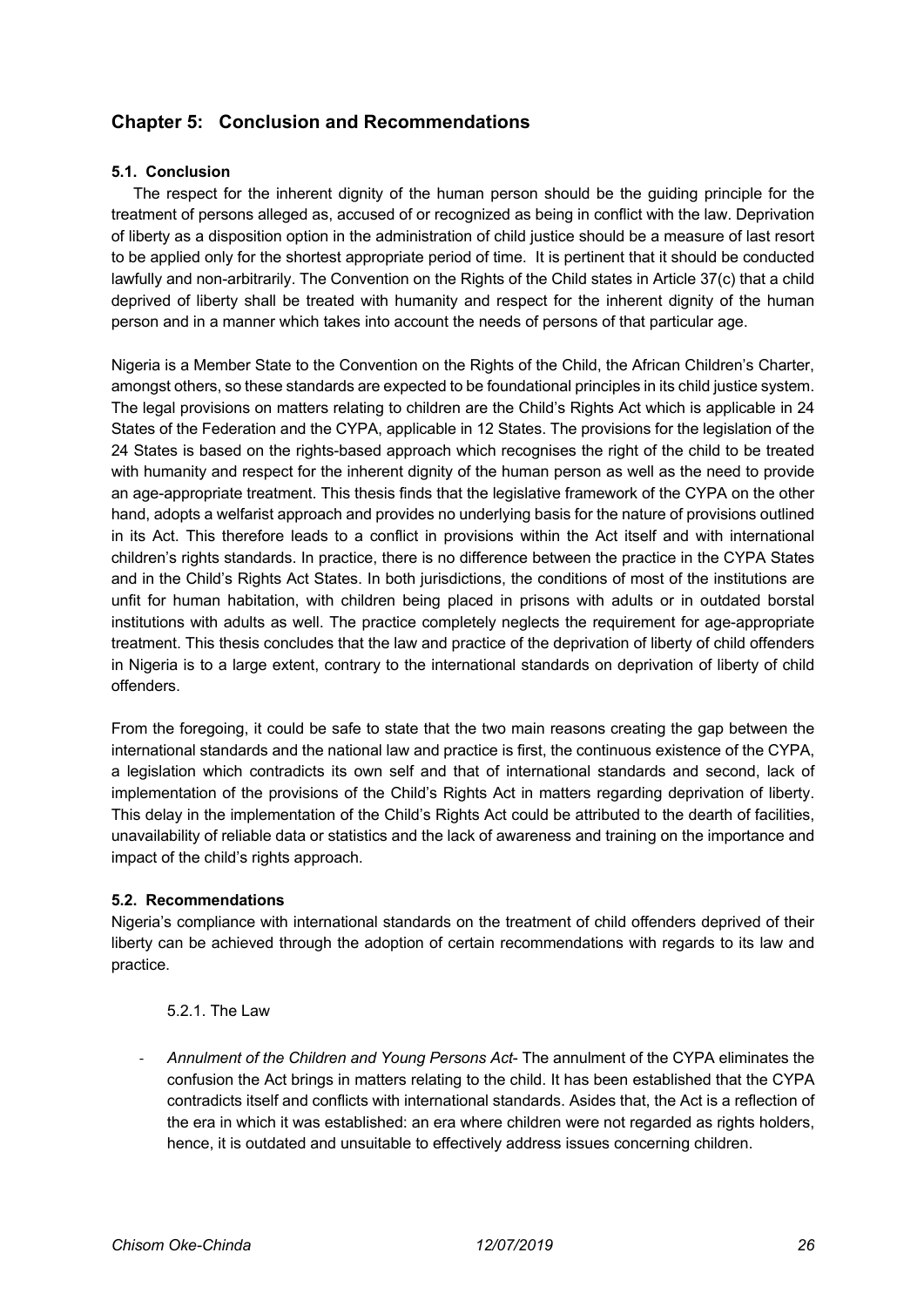## Chapter 5: Conclusion and Recommendations

### 5.1. Conclusion

The respect for the inherent dignity of the human person should be the guiding principle for the treatment of persons alleged as, accused of or recognized as being in conflict with the law. Deprivation of liberty as a disposition option in the administration of child justice should be a measure of last resort to be applied only for the shortest appropriate period of time. It is pertinent that it should be conducted lawfully and non-arbitrarily. The Convention on the Rights of the Child states in Article 37(c) that a child deprived of liberty shall be treated with humanity and respect for the inherent dignity of the human person and in a manner which takes into account the needs of persons of that particular age.

Nigeria is a Member State to the Convention on the Rights of the Child, the African Children's Charter, amongst others, so these standards are expected to be foundational principles in its child justice system. The legal provisions on matters relating to children are the Child's Rights Act which is applicable in 24 States of the Federation and the CYPA, applicable in 12 States. The provisions for the legislation of the 24 States is based on the rights-based approach which recognises the right of the child to be treated with humanity and respect for the inherent dignity of the human person as well as the need to provide an age-appropriate treatment. This thesis finds that the legislative framework of the CYPA on the other hand, adopts a welfarist approach and provides no underlying basis for the nature of provisions outlined in its Act. This therefore leads to a conflict in provisions within the Act itself and with international children's rights standards. In practice, there is no difference between the practice in the CYPA States and in the Child's Rights Act States. In both jurisdictions, the conditions of most of the institutions are unfit for human habitation, with children being placed in prisons with adults or in outdated borstal institutions with adults as well. The practice completely neglects the requirement for age-appropriate treatment. This thesis concludes that the law and practice of the deprivation of liberty of child offenders in Nigeria is to a large extent, contrary to the international standards on deprivation of liberty of child offenders.

From the foregoing, it could be safe to state that the two main reasons creating the gap between the international standards and the national law and practice is first, the continuous existence of the CYPA, a legislation which contradicts its own self and that of international standards and second, lack of implementation of the provisions of the Child's Rights Act in matters regarding deprivation of liberty. This delay in the implementation of the Child's Rights Act could be attributed to the dearth of facilities, unavailability of reliable data or statistics and the lack of awareness and training on the importance and impact of the child's rights approach.

### 5.2. Recommendations

Nigeria's compliance with international standards on the treatment of child offenders deprived of their liberty can be achieved through the adoption of certain recommendations with regards to its law and practice.

#### 5.2.1. The Law

- *Annulment of the Children and Young Persons Act*- The annulment of the CYPA eliminates the confusion the Act brings in matters relating to the child. It has been established that the CYPA contradicts itself and conflicts with international standards. Asides that, the Act is a reflection of the era in which it was established: an era where children were not regarded as rights holders, hence, it is outdated and unsuitable to effectively address issues concerning children.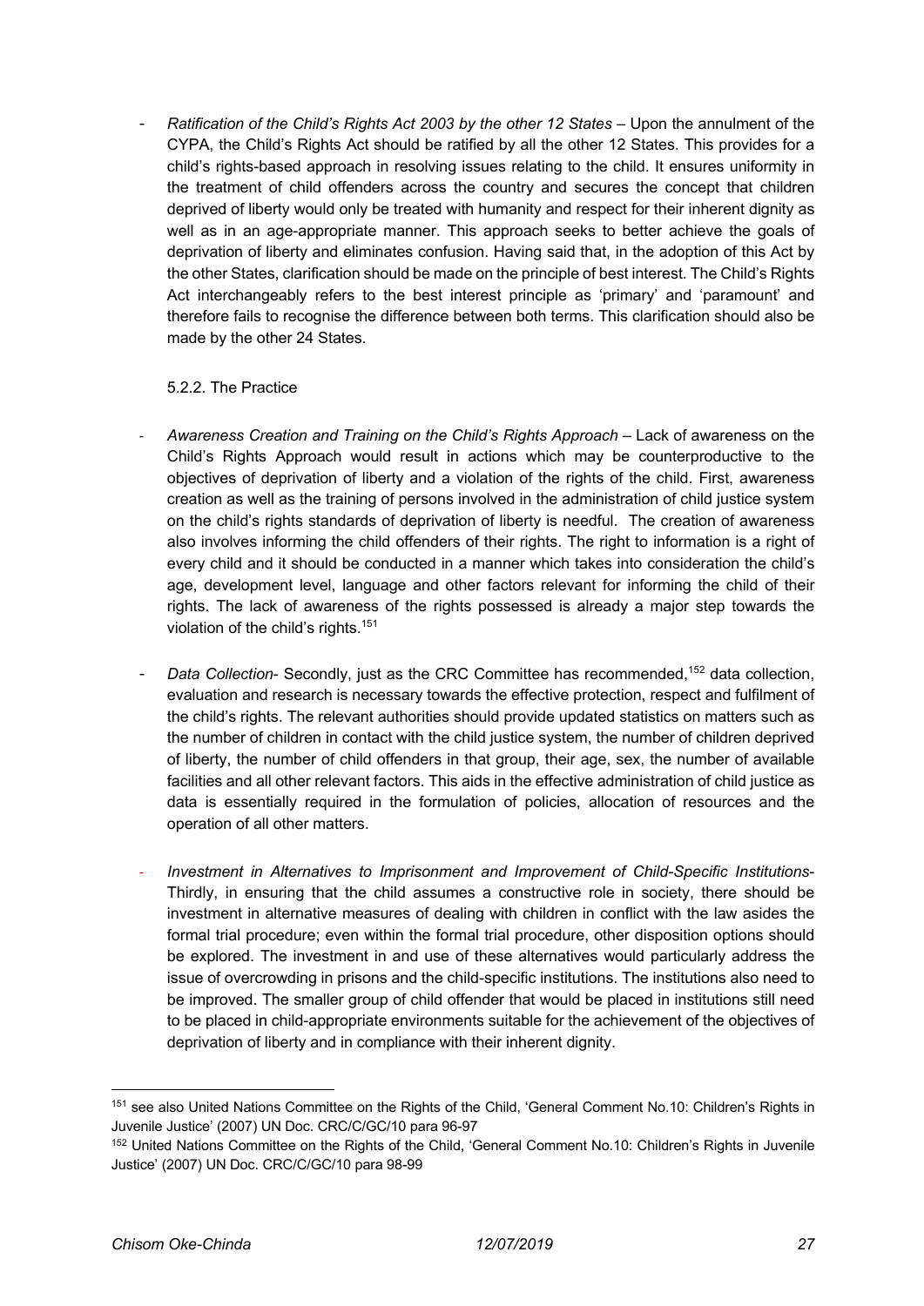- *Ratification of the Child's Rights Act 2003 by the other 12 States* – Upon the annulment of the CYPA, the Child's Rights Act should be ratified by all the other 12 States. This provides for a child's rights-based approach in resolving issues relating to the child. It ensures uniformity in the treatment of child offenders across the country and secures the concept that children deprived of liberty would only be treated with humanity and respect for their inherent dignity as well as in an age-appropriate manner. This approach seeks to better achieve the goals of deprivation of liberty and eliminates confusion. Having said that, in the adoption of this Act by the other States, clarification should be made on the principle of best interest. The Child's Rights Act interchangeably refers to the best interest principle as 'primary' and 'paramount' and therefore fails to recognise the difference between both terms. This clarification should also be made by the other 24 States.

### 5.2.2. The Practice

- *Awareness Creation and Training on the Child's Rights Approach* – Lack of awareness on the Child's Rights Approach would result in actions which may be counterproductive to the objectives of deprivation of liberty and a violation of the rights of the child. First, awareness creation as well as the training of persons involved in the administration of child justice system on the child's rights standards of deprivation of liberty is needful. The creation of awareness also involves informing the child offenders of their rights. The right to information is a right of every child and it should be conducted in a manner which takes into consideration the child's age, development level, language and other factors relevant for informing the child of their rights. The lack of awareness of the rights possessed is already a major step towards the violation of the child's rights.[151]

- *Data Collection*- Secondly, just as the CRC Committee has recommended,[152] data collection, evaluation and research is necessary towards the effective protection, respect and fulfilment of the child's rights. The relevant authorities should provide updated statistics on matters such as the number of children in contact with the child justice system, the number of children deprived of liberty, the number of child offenders in that group, their age, sex, the number of available facilities and all other relevant factors. This aids in the effective administration of child justice as data is essentially required in the formulation of policies, allocation of resources and the operation of all other matters.

- *Investment in Alternatives to Imprisonment and Improvement of Child-Specific Institutions*- Thirdly, in ensuring that the child assumes a constructive role in society, there should be investment in alternative measures of dealing with children in conflict with the law asides the formal trial procedure; even within the formal trial procedure, other disposition options should be explored. The investment in and use of these alternatives would particularly address the issue of overcrowding in prisons and the child-specific institutions. The institutions also need to be improved. The smaller group of child offender that would be placed in institutions still need to be placed in child-appropriate environments suitable for the achievement of the objectives of deprivation of liberty and in compliance with their inherent dignity.

---

[151] see also United Nations Committee on the Rights of the Child, 'General Comment No.10: Children's Rights in Juvenile Justice' (2007) UN Doc. CRC/C/GC/10 para 96-97

[152] United Nations Committee on the Rights of the Child, 'General Comment No.10: Children's Rights in Juvenile Justice' (2007) UN Doc. CRC/C/GC/10 para 98-99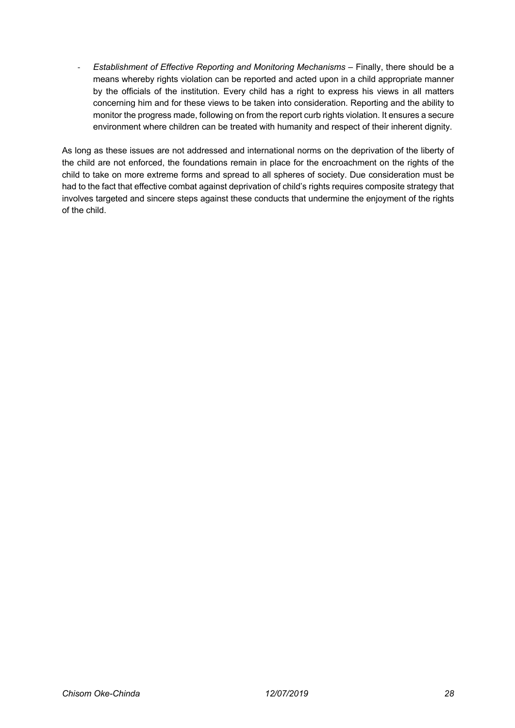- *Establishment of Effective Reporting and Monitoring Mechanisms* – Finally, there should be a means whereby rights violation can be reported and acted upon in a child appropriate manner by the officials of the institution. Every child has a right to express his views in all matters concerning him and for these views to be taken into consideration. Reporting and the ability to monitor the progress made, following on from the report curb rights violation. It ensures a secure environment where children can be treated with humanity and respect of their inherent dignity.

As long as these issues are not addressed and international norms on the deprivation of the liberty of the child are not enforced, the foundations remain in place for the encroachment on the rights of the child to take on more extreme forms and spread to all spheres of society. Due consideration must be had to the fact that effective combat against deprivation of child's rights requires composite strategy that involves targeted and sincere steps against these conducts that undermine the enjoyment of the rights of the child.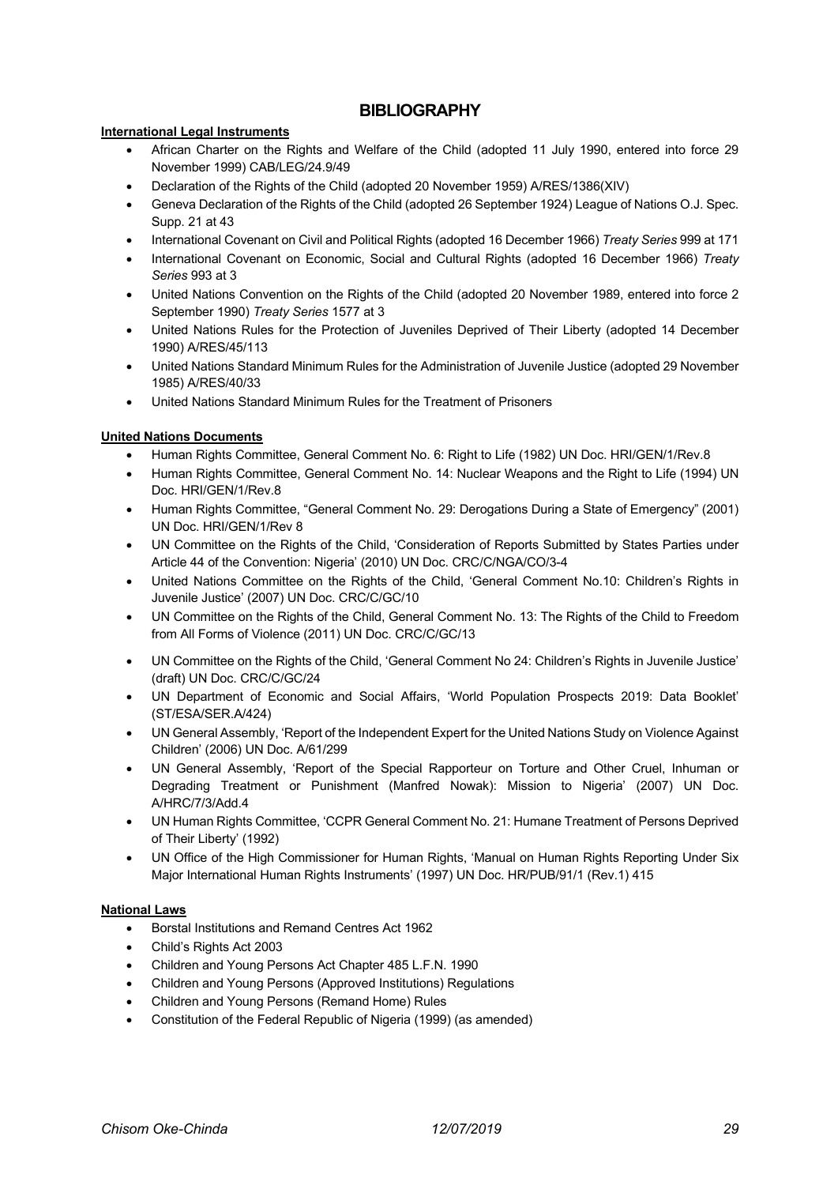# BIBLIOGRAPHY

**International Legal Instruments**

- African Charter on the Rights and Welfare of the Child (adopted 11 July 1990, entered into force 29 November 1999) CAB/LEG/24.9/49
- Declaration of the Rights of the Child (adopted 20 November 1959) A/RES/1386(XIV)
- Geneva Declaration of the Rights of the Child (adopted 26 September 1924) League of Nations O.J. Spec. Supp. 21 at 43
- International Covenant on Civil and Political Rights (adopted 16 December 1966) *Treaty Series* 999 at 171
- International Covenant on Economic, Social and Cultural Rights (adopted 16 December 1966) *Treaty Series* 993 at 3
- United Nations Convention on the Rights of the Child (adopted 20 November 1989, entered into force 2 September 1990) *Treaty Series* 1577 at 3
- United Nations Rules for the Protection of Juveniles Deprived of Their Liberty (adopted 14 December 1990) A/RES/45/113
- United Nations Standard Minimum Rules for the Administration of Juvenile Justice (adopted 29 November 1985) A/RES/40/33
- United Nations Standard Minimum Rules for the Treatment of Prisoners

**United Nations Documents**

- Human Rights Committee, General Comment No. 6: Right to Life (1982) UN Doc. HRI/GEN/1/Rev.8
- Human Rights Committee, General Comment No. 14: Nuclear Weapons and the Right to Life (1994) UN Doc. HRI/GEN/1/Rev.8
- Human Rights Committee, "General Comment No. 29: Derogations During a State of Emergency" (2001) UN Doc. HRI/GEN/1/Rev 8
- UN Committee on the Rights of the Child, 'Consideration of Reports Submitted by States Parties under Article 44 of the Convention: Nigeria' (2010) UN Doc. CRC/C/NGA/CO/3-4
- United Nations Committee on the Rights of the Child, 'General Comment No.10: Children's Rights in Juvenile Justice' (2007) UN Doc. CRC/C/GC/10
- UN Committee on the Rights of the Child, General Comment No. 13: The Rights of the Child to Freedom from All Forms of Violence (2011) UN Doc. CRC/C/GC/13
- UN Committee on the Rights of the Child, 'General Comment No 24: Children's Rights in Juvenile Justice' (draft) UN Doc. CRC/C/GC/24
- UN Department of Economic and Social Affairs, 'World Population Prospects 2019: Data Booklet' (ST/ESA/SER.A/424)
- UN General Assembly, 'Report of the Independent Expert for the United Nations Study on Violence Against Children' (2006) UN Doc. A/61/299
- UN General Assembly, 'Report of the Special Rapporteur on Torture and Other Cruel, Inhuman or Degrading Treatment or Punishment (Manfred Nowak): Mission to Nigeria' (2007) UN Doc. A/HRC/7/3/Add.4
- UN Human Rights Committee, 'CCPR General Comment No. 21: Humane Treatment of Persons Deprived of Their Liberty' (1992)
- UN Office of the High Commissioner for Human Rights, 'Manual on Human Rights Reporting Under Six Major International Human Rights Instruments' (1997) UN Doc. HR/PUB/91/1 (Rev.1) 415

**National Laws**

- Borstal Institutions and Remand Centres Act 1962
- Child's Rights Act 2003
- Children and Young Persons Act Chapter 485 L.F.N. 1990
- Children and Young Persons (Approved Institutions) Regulations
- Children and Young Persons (Remand Home) Rules
- Constitution of the Federal Republic of Nigeria (1999) (as amended)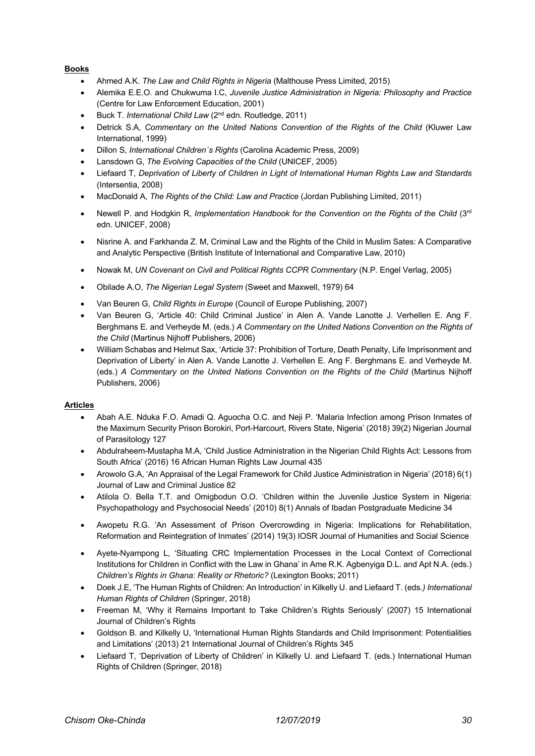**Books**

- Ahmed A.K. *The Law and Child Rights in Nigeria* (Malthouse Press Limited, 2015)
- Alemika E.E.O. and Chukwuma I.C, *Juvenile Justice Administration in Nigeria: Philosophy and Practice* (Centre for Law Enforcement Education, 2001)
- Buck T. *International Child Law* (2nd edn. Routledge, 2011)
- Detrick S.A, *Commentary on the United Nations Convention of the Rights of the Child* (Kluwer Law International, 1999)
- Dillon S, *International Children´s Rights* (Carolina Academic Press, 2009)
- Lansdown G, *The Evolving Capacities of the Child* (UNICEF, 2005)
- Liefaard T, *Deprivation of Liberty of Children in Light of International Human Rights Law and Standards* (Intersentia, 2008)
- MacDonald A, *The Rights of the Child: Law and Practice* (Jordan Publishing Limited, 2011)
- Newell P. and Hodgkin R, *Implementation Handbook for the Convention on the Rights of the Child* (3rd edn. UNICEF, 2008)
- Nisrine A. and Farkhanda Z. M, Criminal Law and the Rights of the Child in Muslim Sates: A Comparative and Analytic Perspective (British Institute of International and Comparative Law, 2010)
- Nowak M, *UN Covenant on Civil and Political Rights CCPR Commentary* (N.P. Engel Verlag, 2005)
- Obilade A.O, *The Nigerian Legal System* (Sweet and Maxwell, 1979) 64
- Van Beuren G, *Child Rights in Europe* (Council of Europe Publishing, 2007)
- Van Beuren G, 'Article 40: Child Criminal Justice' in Alen A. Vande Lanotte J. Verhellen E. Ang F. Berghmans E. and Verheyde M. (eds.) *A Commentary on the United Nations Convention on the Rights of the Child* (Martinus Nijhoff Publishers, 2006)
- William Schabas and Helmut Sax, 'Article 37: Prohibition of Torture, Death Penalty, Life Imprisonment and Deprivation of Liberty' in Alen A. Vande Lanotte J. Verhellen E. Ang F. Berghmans E. and Verheyde M. (eds.) *A Commentary on the United Nations Convention on the Rights of the Child* (Martinus Nijhoff Publishers, 2006)

**Articles**

- Abah A.E. Nduka F.O. Amadi Q. Aguocha O.C. and Neji P. 'Malaria Infection among Prison Inmates of the Maximum Security Prison Borokiri, Port-Harcourt, Rivers State, Nigeria' (2018) 39(2) Nigerian Journal of Parasitology 127
- Abdulraheem-Mustapha M.A, 'Child Justice Administration in the Nigerian Child Rights Act: Lessons from South Africa' (2016) 16 African Human Rights Law Journal 435
- Arowolo G.A, 'An Appraisal of the Legal Framework for Child Justice Administration in Nigeria' (2018) 6(1) Journal of Law and Criminal Justice 82
- Atilola O. Bella T.T. and Omigbodun O.O. 'Children within the Juvenile Justice System in Nigeria: Psychopathology and Psychosocial Needs' (2010) 8(1) Annals of Ibadan Postgraduate Medicine 34
- Awopetu R.G. 'An Assessment of Prison Overcrowding in Nigeria: Implications for Rehabilitation, Reformation and Reintegration of Inmates' (2014) 19(3) IOSR Journal of Humanities and Social Science
- Ayete-Nyampong L, 'Situating CRC Implementation Processes in the Local Context of Correctional Institutions for Children in Conflict with the Law in Ghana' in Ame R.K. Agbenyiga D.L. and Apt N.A. (eds.) *Children's Rights in Ghana: Reality or Rhetoric?* (Lexington Books; 2011)
- Doek J.E, 'The Human Rights of Children: An Introduction' in Kilkelly U. and Liefaard T. (eds*.) International Human Rights of Children* (Springer, 2018)
- Freeman M, 'Why it Remains Important to Take Children's Rights Seriously' (2007) 15 International Journal of Children's Rights
- Goldson B. and Kilkelly U, 'International Human Rights Standards and Child Imprisonment: Potentialities and Limitations' (2013) 21 International Journal of Children's Rights 345
- Liefaard T, 'Deprivation of Liberty of Children' in Kilkelly U. and Liefaard T. (eds.) International Human Rights of Children (Springer, 2018)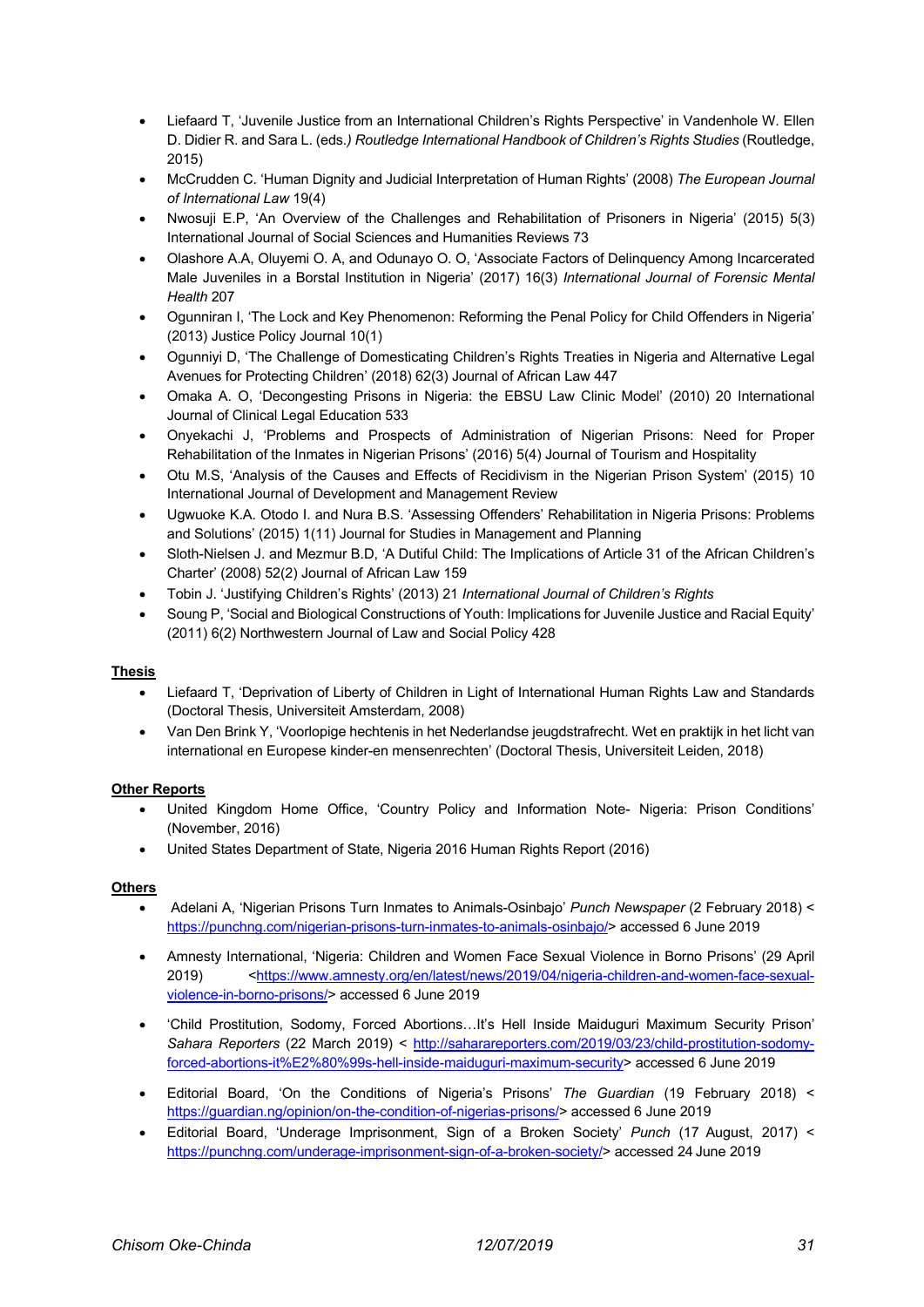- Liefaard T, 'Juvenile Justice from an International Children's Rights Perspective' in Vandenhole W. Ellen D. Didier R. and Sara L. (eds.*) Routledge International Handbook of Children's Rights Studies* (Routledge, 2015)
- McCrudden C. 'Human Dignity and Judicial Interpretation of Human Rights' (2008) *The European Journal of International Law* 19(4)
- Nwosuji E.P, 'An Overview of the Challenges and Rehabilitation of Prisoners in Nigeria' (2015) 5(3) International Journal of Social Sciences and Humanities Reviews 73
- Olashore A.A, Oluyemi O. A, and Odunayo O. O, 'Associate Factors of Delinquency Among Incarcerated Male Juveniles in a Borstal Institution in Nigeria' (2017) 16(3) *International Journal of Forensic Mental Health* 207
- Ogunniran I, 'The Lock and Key Phenomenon: Reforming the Penal Policy for Child Offenders in Nigeria' (2013) Justice Policy Journal 10(1)
- Ogunniyi D, 'The Challenge of Domesticating Children's Rights Treaties in Nigeria and Alternative Legal Avenues for Protecting Children' (2018) 62(3) Journal of African Law 447
- Omaka A. O, 'Decongesting Prisons in Nigeria: the EBSU Law Clinic Model' (2010) 20 International Journal of Clinical Legal Education 533
- Onyekachi J, 'Problems and Prospects of Administration of Nigerian Prisons: Need for Proper Rehabilitation of the Inmates in Nigerian Prisons' (2016) 5(4) Journal of Tourism and Hospitality
- Otu M.S, 'Analysis of the Causes and Effects of Recidivism in the Nigerian Prison System' (2015) 10 International Journal of Development and Management Review
- Ugwuoke K.A. Otodo I. and Nura B.S. 'Assessing Offenders' Rehabilitation in Nigeria Prisons: Problems and Solutions' (2015) 1(11) Journal for Studies in Management and Planning
- Sloth-Nielsen J. and Mezmur B.D, 'A Dutiful Child: The Implications of Article 31 of the African Children's Charter' (2008) 52(2) Journal of African Law 159
- Tobin J. 'Justifying Children's Rights' (2013) 21 *International Journal of Children's Rights*
- Soung P, 'Social and Biological Constructions of Youth: Implications for Juvenile Justice and Racial Equity' (2011) 6(2) Northwestern Journal of Law and Social Policy 428

**Thesis**

- Liefaard T, 'Deprivation of Liberty of Children in Light of International Human Rights Law and Standards (Doctoral Thesis, Universiteit Amsterdam, 2008)
- Van Den Brink Y, 'Voorlopige hechtenis in het Nederlandse jeugdstrafrecht. Wet en praktijk in het licht van international en Europese kinder-en mensenrechten' (Doctoral Thesis, Universiteit Leiden, 2018)

**Other Reports**

- United Kingdom Home Office, 'Country Policy and Information Note- Nigeria: Prison Conditions' (November, 2016)
- United States Department of State, Nigeria 2016 Human Rights Report (2016)

**Others**

- Adelani A, 'Nigerian Prisons Turn Inmates to Animals-Osinbajo' *Punch Newspaper* (2 February 2018) < https://punchng.com/nigerian-prisons-turn-inmates-to-animals-osinbajo/> accessed 6 June 2019
- Amnesty International, 'Nigeria: Children and Women Face Sexual Violence in Borno Prisons' (29 April 2019) <https://www.amnesty.org/en/latest/news/2019/04/nigeria-children-and-women-face-sexual-violence-in-borno-prisons/> accessed 6 June 2019
- 'Child Prostitution, Sodomy, Forced Abortions…It's Hell Inside Maiduguri Maximum Security Prison' *Sahara Reporters* (22 March 2019) < http://saharareporters.com/2019/03/23/child-prostitution-sodomy-forced-abortions-it%E2%80%99s-hell-inside-maiduguri-maximum-security> accessed 6 June 2019
- Editorial Board, 'On the Conditions of Nigeria's Prisons' *The Guardian* (19 February 2018) < https://guardian.ng/opinion/on-the-condition-of-nigerias-prisons/> accessed 6 June 2019
- Editorial Board, 'Underage Imprisonment, Sign of a Broken Society' *Punch* (17 August, 2017) < https://punchng.com/underage-imprisonment-sign-of-a-broken-society/> accessed 24 June 2019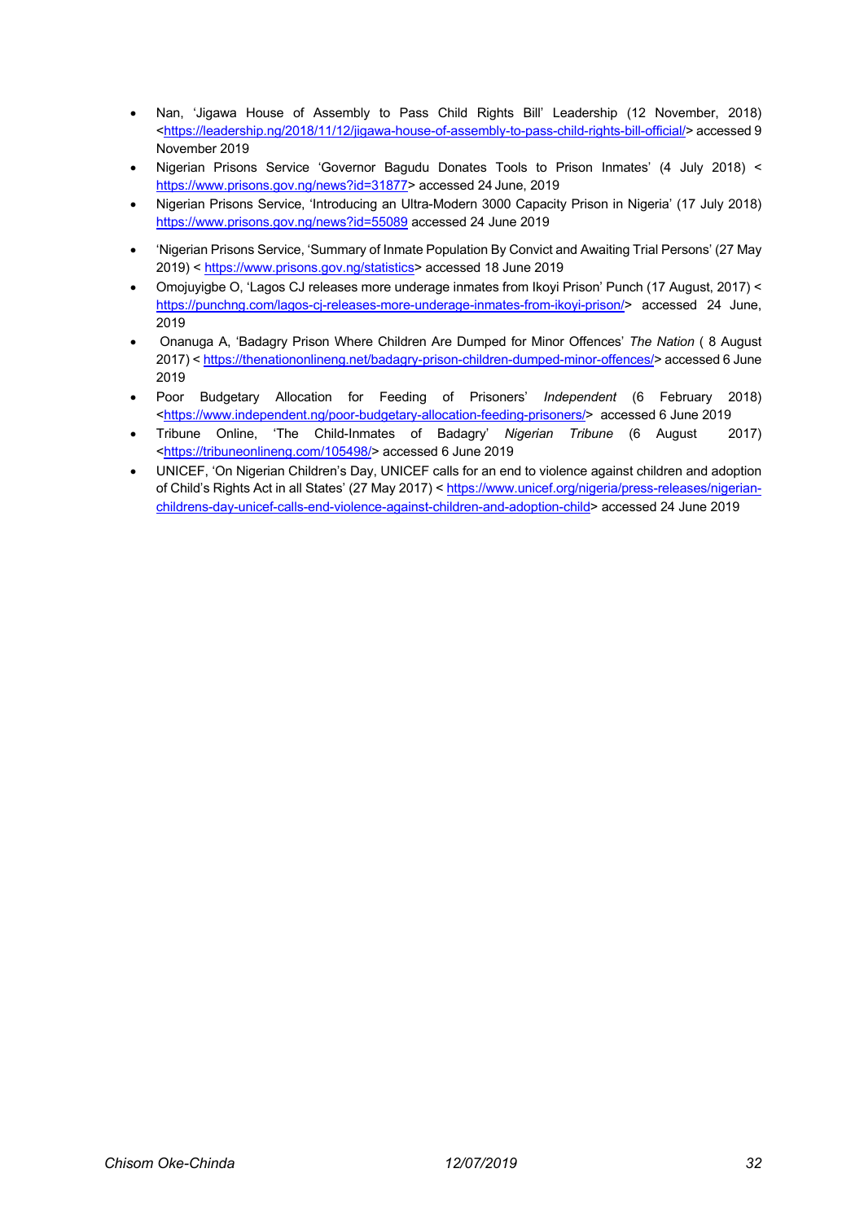- Nan, 'Jigawa House of Assembly to Pass Child Rights Bill' Leadership (12 November, 2018) <https://leadership.ng/2018/11/12/jigawa-house-of-assembly-to-pass-child-rights-bill-official/> accessed 9 November 2019
- Nigerian Prisons Service 'Governor Bagudu Donates Tools to Prison Inmates' (4 July 2018) < https://www.prisons.gov.ng/news?id=31877> accessed 24 June, 2019
- Nigerian Prisons Service, 'Introducing an Ultra-Modern 3000 Capacity Prison in Nigeria' (17 July 2018) https://www.prisons.gov.ng/news?id=55089 accessed 24 June 2019
- 'Nigerian Prisons Service, 'Summary of Inmate Population By Convict and Awaiting Trial Persons' (27 May 2019) < https://www.prisons.gov.ng/statistics> accessed 18 June 2019
- Omojuyigbe O, 'Lagos CJ releases more underage inmates from Ikoyi Prison' Punch (17 August, 2017) < https://punchng.com/lagos-cj-releases-more-underage-inmates-from-ikoyi-prison/> accessed 24 June, 2019
- Onanuga A, 'Badagry Prison Where Children Are Dumped for Minor Offences' *The Nation* ( 8 August 2017) < https://thenationonlineng.net/badagry-prison-children-dumped-minor-offences/> accessed 6 June 2019
- Poor Budgetary Allocation for Feeding of Prisoners' *Independent* (6 February 2018) <https://www.independent.ng/poor-budgetary-allocation-feeding-prisoners/> accessed 6 June 2019
- Tribune Online, 'The Child-Inmates of Badagry' *Nigerian Tribune* (6 August 2017) <https://tribuneonlineng.com/105498/> accessed 6 June 2019
- UNICEF, 'On Nigerian Children's Day, UNICEF calls for an end to violence against children and adoption of Child's Rights Act in all States' (27 May 2017) < https://www.unicef.org/nigeria/press-releases/nigerian-childrens-day-unicef-calls-end-violence-against-children-and-adoption-child> accessed 24 June 2019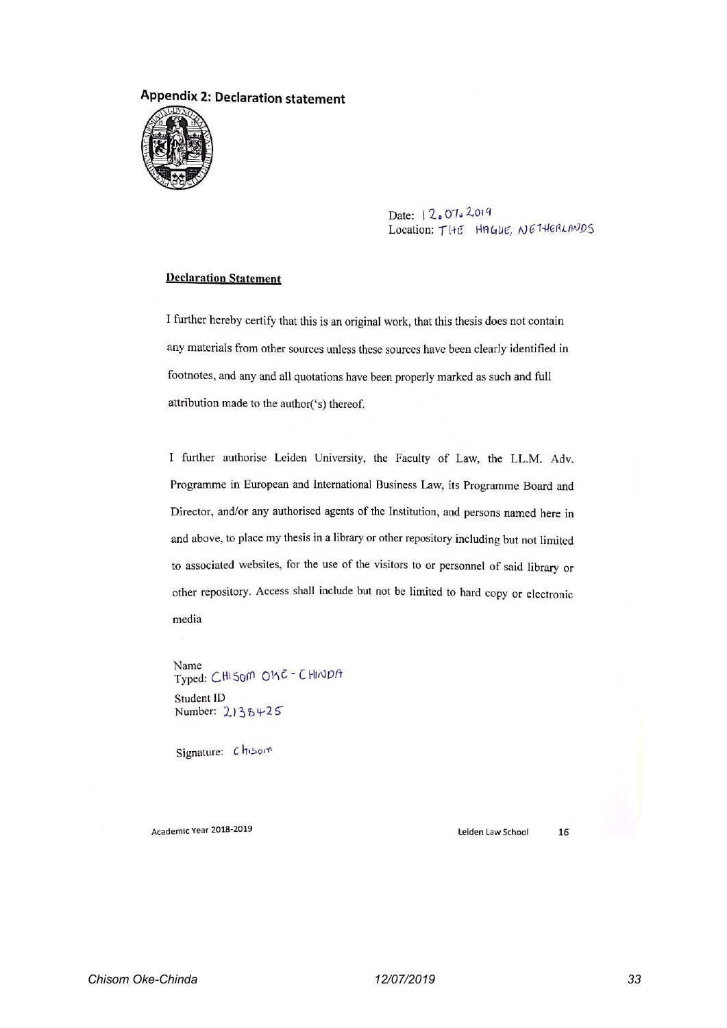## Appendix 2: Declaration statement

Date: 12.07.2019
Location: THE HAGUE, NETHERLANDS

**Declaration Statement**

I further hereby certify that this is an original work, that this thesis does not contain any materials from other sources unless these sources have been clearly identified in footnotes, and any and all quotations have been properly marked as such and full attribution made to the author('s) thereof.

I further authorise Leiden University, the Faculty of Law, the LL.M. Adv. Programme in European and International Business Law, its Programme Board and Director, and/or any authorised agents of the Institution, and persons named here in and above, to place my thesis in a library or other repository including but not limited to associated websites, for the use of the visitors to or personnel of said library or other repository. Access shall include but not be limited to hard copy or electronic media

Name Typed: CHISOM OKE-CHINDA

Student ID Number: 2138425

Signature: Chisom

Academic Year 2018-2019 Leiden Law School 16